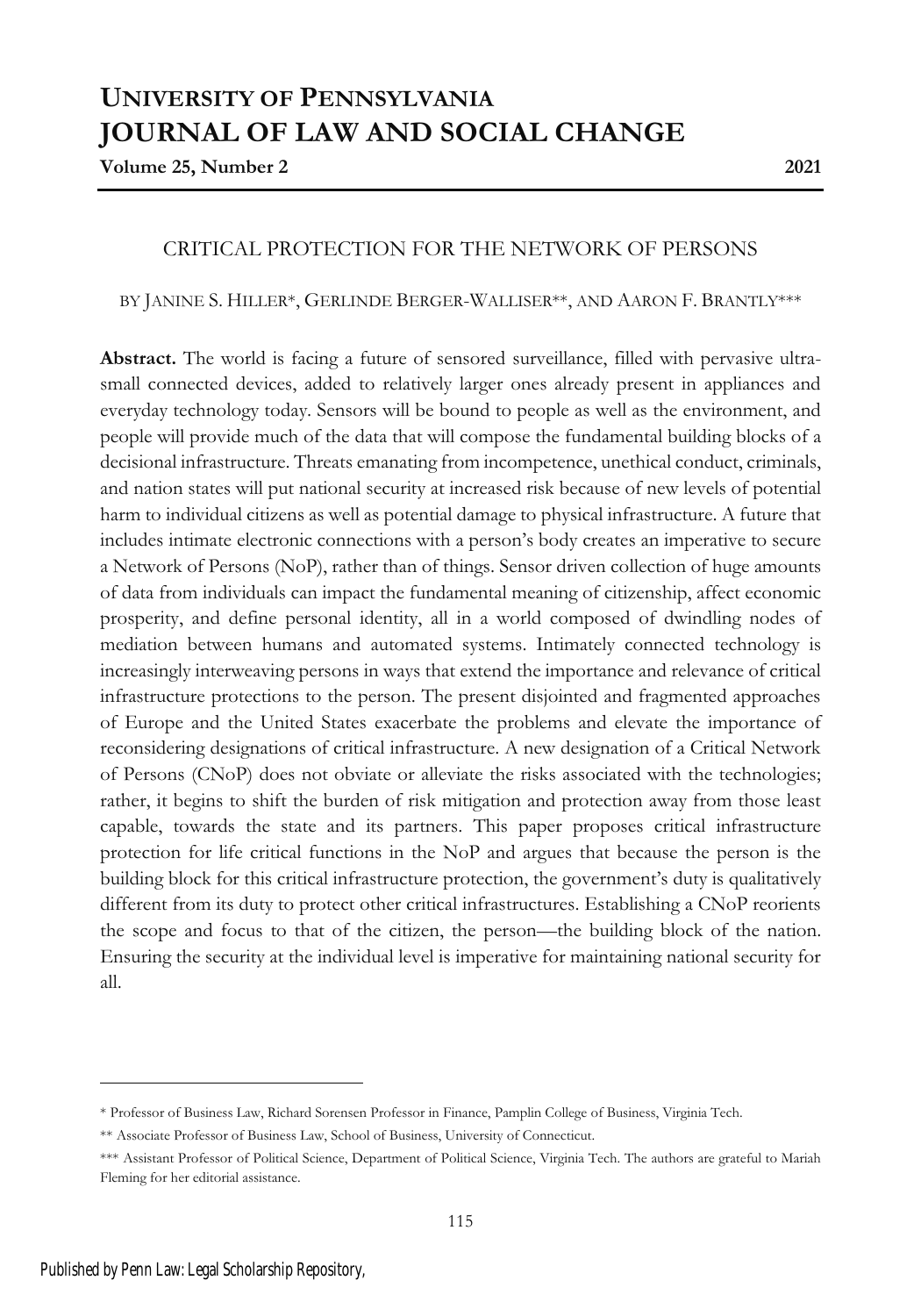# UNIVERSITY OF PENNSYLVANIA JOURNAL OF LAW AND SOCIAL CHANGE

**Volume 25, Number 2** **2021**

## CRITICAL PROTECTION FOR THE NETWORK OF PERSONS

BY JANINE S. HILLER*, GERLINDE BERGER-WALLISER**, AND AARON F. BRANTLY***

**Abstract.** The world is facing a future of sensored surveillance, filled with pervasive ultra-small connected devices, added to relatively larger ones already present in appliances and everyday technology today. Sensors will be bound to people as well as the environment, and people will provide much of the data that will compose the fundamental building blocks of a decisional infrastructure. Threats emanating from incompetence, unethical conduct, criminals, and nation states will put national security at increased risk because of new levels of potential harm to individual citizens as well as potential damage to physical infrastructure. A future that includes intimate electronic connections with a person's body creates an imperative to secure a Network of Persons (NoP), rather than of things. Sensor driven collection of huge amounts of data from individuals can impact the fundamental meaning of citizenship, affect economic prosperity, and define personal identity, all in a world composed of dwindling nodes of mediation between humans and automated systems. Intimately connected technology is increasingly interweaving persons in ways that extend the importance and relevance of critical infrastructure protections to the person. The present disjointed and fragmented approaches of Europe and the United States exacerbate the problems and elevate the importance of reconsidering designations of critical infrastructure. A new designation of a Critical Network of Persons (CNoP) does not obviate or alleviate the risks associated with the technologies; rather, it begins to shift the burden of risk mitigation and protection away from those least capable, towards the state and its partners. This paper proposes critical infrastructure protection for life critical functions in the NoP and argues that because the person is the building block for this critical infrastructure protection, the government's duty is qualitatively different from its duty to protect other critical infrastructures. Establishing a CNoP reorients the scope and focus to that of the citizen, the person—the building block of the nation. Ensuring the security at the individual level is imperative for maintaining national security for all.

---

\* Professor of Business Law, Richard Sorensen Professor in Finance, Pamplin College of Business, Virginia Tech.

\*\* Associate Professor of Business Law, School of Business, University of Connecticut.

\*\*\* Assistant Professor of Political Science, Department of Political Science, Virginia Tech. The authors are grateful to Mariah Fleming for her editorial assistance.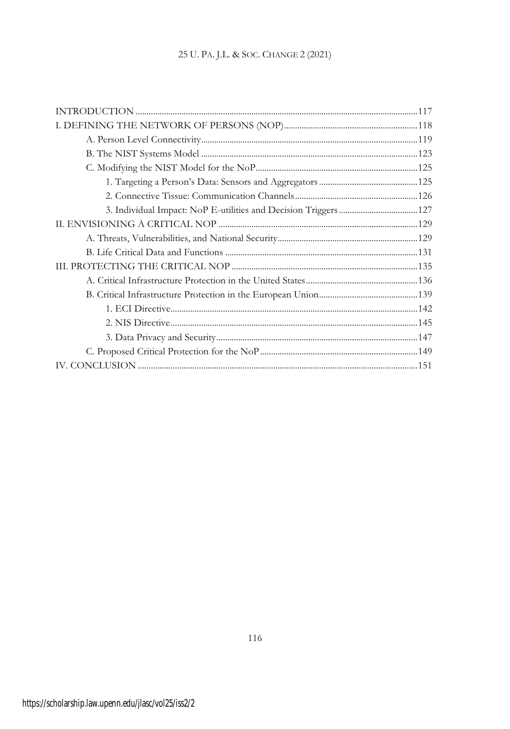INTRODUCTION ..............................................................................................................117
I. DEFINING THE NETWORK OF PERSONS (NOP) ..........................................................118
A. Person Level Connectivity ..............................................................................................119
B. The NIST Systems Model ..............................................................................................123
C. Modifying the NIST Model for the NoP .........................................................................125
1. Targeting a Person's Data: Sensors and Aggregators ..........................................125
2. Connective Tissue: Communication Channels .....................................................126
3. Individual Impact: NoP E-utilities and Decision Triggers ...................................127
II. ENVISIONING A CRITICAL NOP ................................................................................129
A. Threats, Vulnerabilities, and National Security ..............................................................129
B. Life Critical Data and Functions ....................................................................................131
III. PROTECTING THE CRITICAL NOP ............................................................................135
A. Critical Infrastructure Protection in the United States ...................................................136
B. Critical Infrastructure Protection in the European Union ...............................................139
1. ECI Directive ...........................................................................................................142
2. NIS Directive ...........................................................................................................145
3. Data Privacy and Security .......................................................................................147
C. Proposed Critical Protection for the NoP .......................................................................149
IV. CONCLUSION ...........................................................................................................151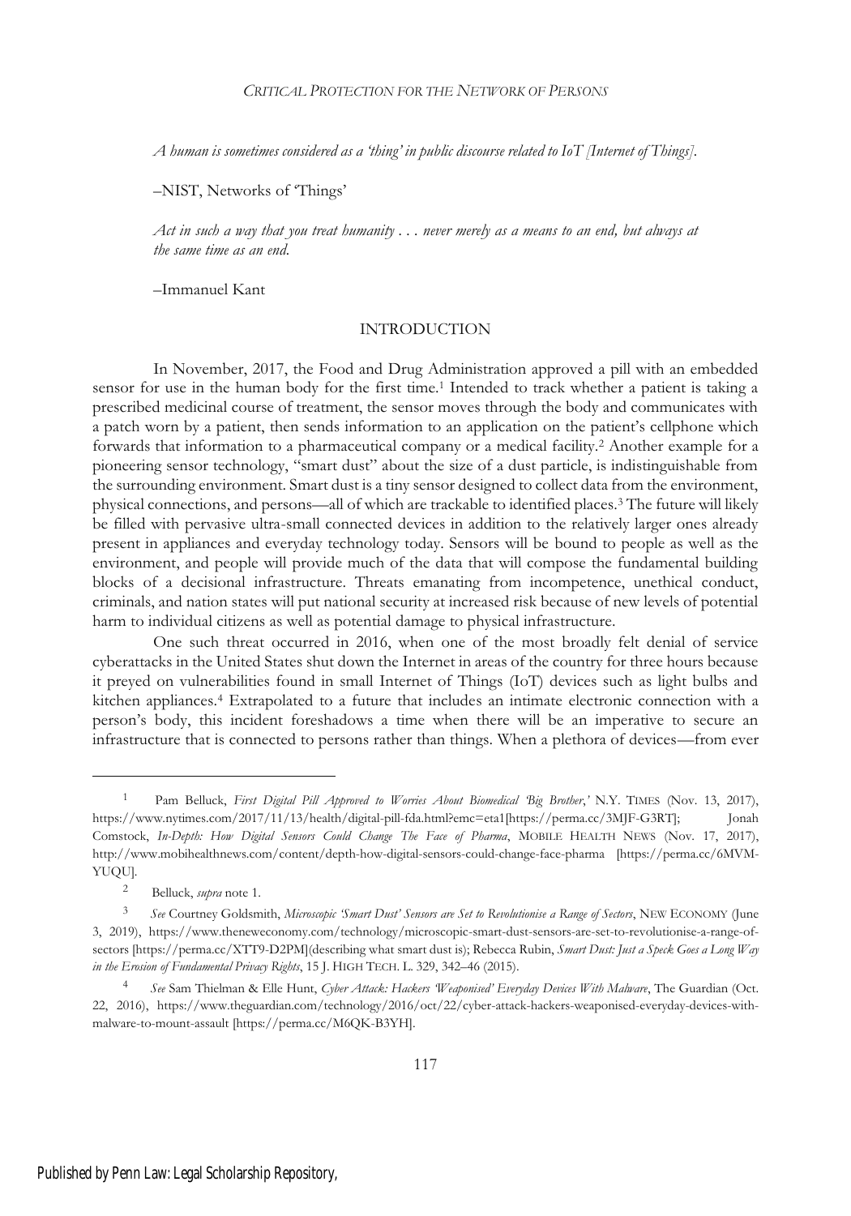*A human is sometimes considered as a 'thing' in public discourse related to IoT [Internet of Things].*

–NIST, Networks of 'Things'

*Act in such a way that you treat humanity . . . never merely as a means to an end, but always at the same time as an end.*

–Immanuel Kant

## INTRODUCTION

In November, 2017, the Food and Drug Administration approved a pill with an embedded sensor for use in the human body for the first time.[1] Intended to track whether a patient is taking a prescribed medicinal course of treatment, the sensor moves through the body and communicates with a patch worn by a patient, then sends information to an application on the patient's cellphone which forwards that information to a pharmaceutical company or a medical facility.[2] Another example for a pioneering sensor technology, "smart dust" about the size of a dust particle, is indistinguishable from the surrounding environment. Smart dust is a tiny sensor designed to collect data from the environment, physical connections, and persons—all of which are trackable to identified places.[3] The future will likely be filled with pervasive ultra-small connected devices in addition to the relatively larger ones already present in appliances and everyday technology today. Sensors will be bound to people as well as the environment, and people will provide much of the data that will compose the fundamental building blocks of a decisional infrastructure. Threats emanating from incompetence, unethical conduct, criminals, and nation states will put national security at increased risk because of new levels of potential harm to individual citizens as well as potential damage to physical infrastructure.

One such threat occurred in 2016, when one of the most broadly felt denial of service cyberattacks in the United States shut down the Internet in areas of the country for three hours because it preyed on vulnerabilities found in small Internet of Things (IoT) devices such as light bulbs and kitchen appliances.[4] Extrapolated to a future that includes an intimate electronic connection with a person's body, this incident foreshadows a time when there will be an imperative to secure an infrastructure that is connected to persons rather than things. When a plethora of devices—from ever

---

[1] Pam Belluck, *First Digital Pill Approved to Worries About Biomedical 'Big Brother,'* N.Y. TIMES (Nov. 13, 2017), https://www.nytimes.com/2017/11/13/health/digital-pill-fda.html?emc=eta1[https://perma.cc/3MJF-G3RT]; Jonah Comstock, *In-Depth: How Digital Sensors Could Change The Face of Pharma*, MOBILE HEALTH NEWS (Nov. 17, 2017), http://www.mobihealthnews.com/content/depth-how-digital-sensors-could-change-face-pharma [https://perma.cc/6MVM-YUQU].

[2] Belluck, *supra* note 1.

[3] *See* Courtney Goldsmith, *Microscopic 'Smart Dust' Sensors are Set to Revolutionise a Range of Sectors*, NEW ECONOMY (June 3, 2019), https://www.theneweconomy.com/technology/microscopic-smart-dust-sensors-are-set-to-revolutionise-a-range-of-sectors [https://perma.cc/XTT9-D2PM](describing what smart dust is); Rebecca Rubin, *Smart Dust: Just a Speck Goes a Long Way in the Erosion of Fundamental Privacy Rights*, 15 J. HIGH TECH. L. 329, 342–46 (2015).

[4] *See* Sam Thielman & Elle Hunt, *Cyber Attack: Hackers 'Weaponised' Everyday Devices With Malware*, The Guardian (Oct. 22, 2016), https://www.theguardian.com/technology/2016/oct/22/cyber-attack-hackers-weaponised-everyday-devices-with-malware-to-mount-assault [https://perma.cc/M6QK-B3YH].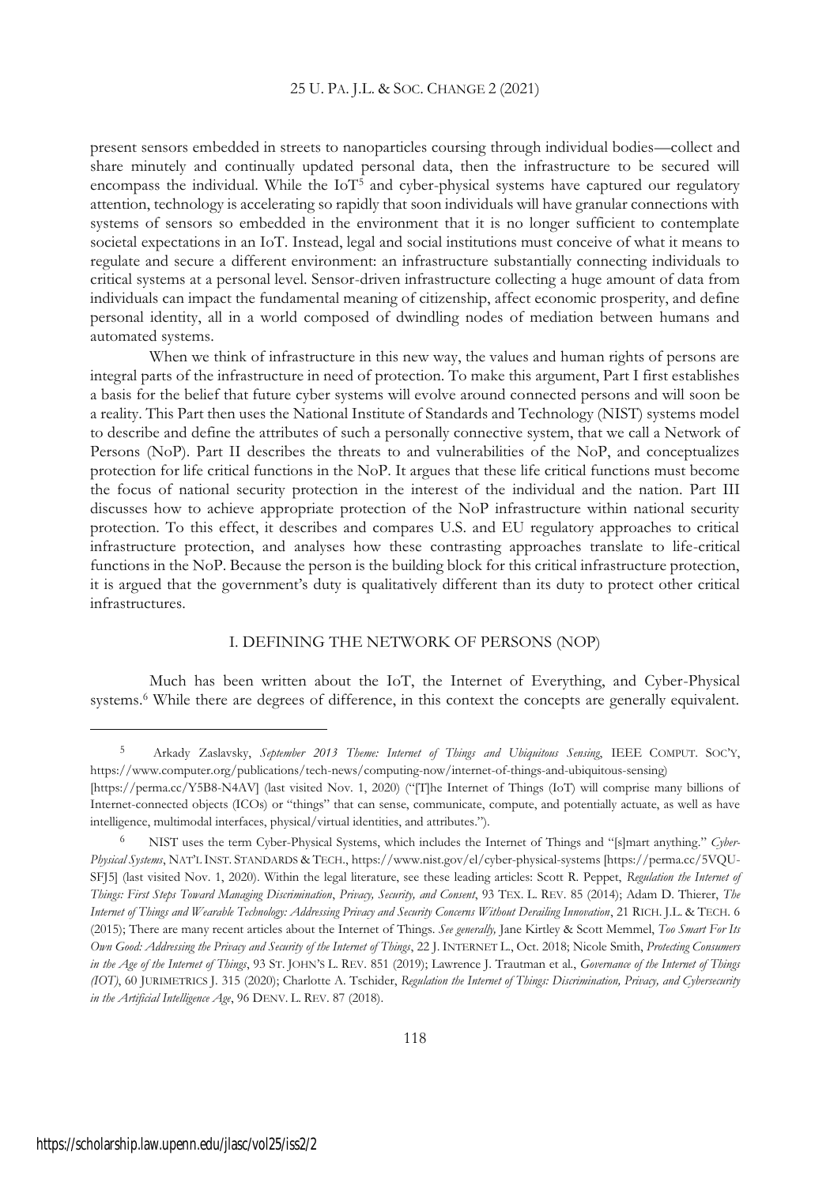present sensors embedded in streets to nanoparticles coursing through individual bodies—collect and share minutely and continually updated personal data, then the infrastructure to be secured will encompass the individual. While the IoT[5] and cyber-physical systems have captured our regulatory attention, technology is accelerating so rapidly that soon individuals will have granular connections with systems of sensors so embedded in the environment that it is no longer sufficient to contemplate societal expectations in an IoT. Instead, legal and social institutions must conceive of what it means to regulate and secure a different environment: an infrastructure substantially connecting individuals to critical systems at a personal level. Sensor-driven infrastructure collecting a huge amount of data from individuals can impact the fundamental meaning of citizenship, affect economic prosperity, and define personal identity, all in a world composed of dwindling nodes of mediation between humans and automated systems.

When we think of infrastructure in this new way, the values and human rights of persons are integral parts of the infrastructure in need of protection. To make this argument, Part I first establishes a basis for the belief that future cyber systems will evolve around connected persons and will soon be a reality. This Part then uses the National Institute of Standards and Technology (NIST) systems model to describe and define the attributes of such a personally connective system, that we call a Network of Persons (NoP). Part II describes the threats to and vulnerabilities of the NoP, and conceptualizes protection for life critical functions in the NoP. It argues that these life critical functions must become the focus of national security protection in the interest of the individual and the nation. Part III discusses how to achieve appropriate protection of the NoP infrastructure within national security protection. To this effect, it describes and compares U.S. and EU regulatory approaches to critical infrastructure protection, and analyses how these contrasting approaches translate to life-critical functions in the NoP. Because the person is the building block for this critical infrastructure protection, it is argued that the government's duty is qualitatively different than its duty to protect other critical infrastructures.

## I. DEFINING THE NETWORK OF PERSONS (NOP)

Much has been written about the IoT, the Internet of Everything, and Cyber-Physical systems.[6] While there are degrees of difference, in this context the concepts are generally equivalent.

---

[5] Arkady Zaslavsky, *September 2013 Theme: Internet of Things and Ubiquitous Sensing*, IEEE COMPUT. SOC'Y, https://www.computer.org/publications/tech-news/computing-now/internet-of-things-and-ubiquitous-sensing) [https://perma.cc/Y5B8-N4AV] (last visited Nov. 1, 2020) ("[T]he Internet of Things (IoT) will comprise many billions of Internet-connected objects (ICOs) or "things" that can sense, communicate, compute, and potentially actuate, as well as have intelligence, multimodal interfaces, physical/virtual identities, and attributes.").

[6] NIST uses the term Cyber-Physical Systems, which includes the Internet of Things and "[s]mart anything." *Cyber-Physical Systems*, NAT'L INST. STANDARDS & TECH., https://www.nist.gov/el/cyber-physical-systems [https://perma.cc/5VQU-SFJ5] (last visited Nov. 1, 2020). Within the legal literature, see these leading articles: Scott R. Peppet, *Regulation the Internet of Things: First Steps Toward Managing Discrimination*, *Privacy, Security, and Consent*, 93 TEX. L. REV. 85 (2014); Adam D. Thierer, *The Internet of Things and Wearable Technology: Addressing Privacy and Security Concerns Without Derailing Innovation*, 21 RICH. J.L. & TECH. 6 (2015); There are many recent articles about the Internet of Things. *See generally,* Jane Kirtley & Scott Memmel, *Too Smart For Its Own Good: Addressing the Privacy and Security of the Internet of Things*, 22 J. INTERNET L., Oct. 2018; Nicole Smith, *Protecting Consumers in the Age of the Internet of Things*, 93 ST. JOHN'S L. REV. 851 (2019); Lawrence J. Trautman et al., *Governance of the Internet of Things (IOT)*, 60 JURIMETRICS J. 315 (2020); Charlotte A. Tschider, *Regulation the Internet of Things: Discrimination, Privacy, and Cybersecurity in the Artificial Intelligence Age*, 96 DENV. L. REV. 87 (2018).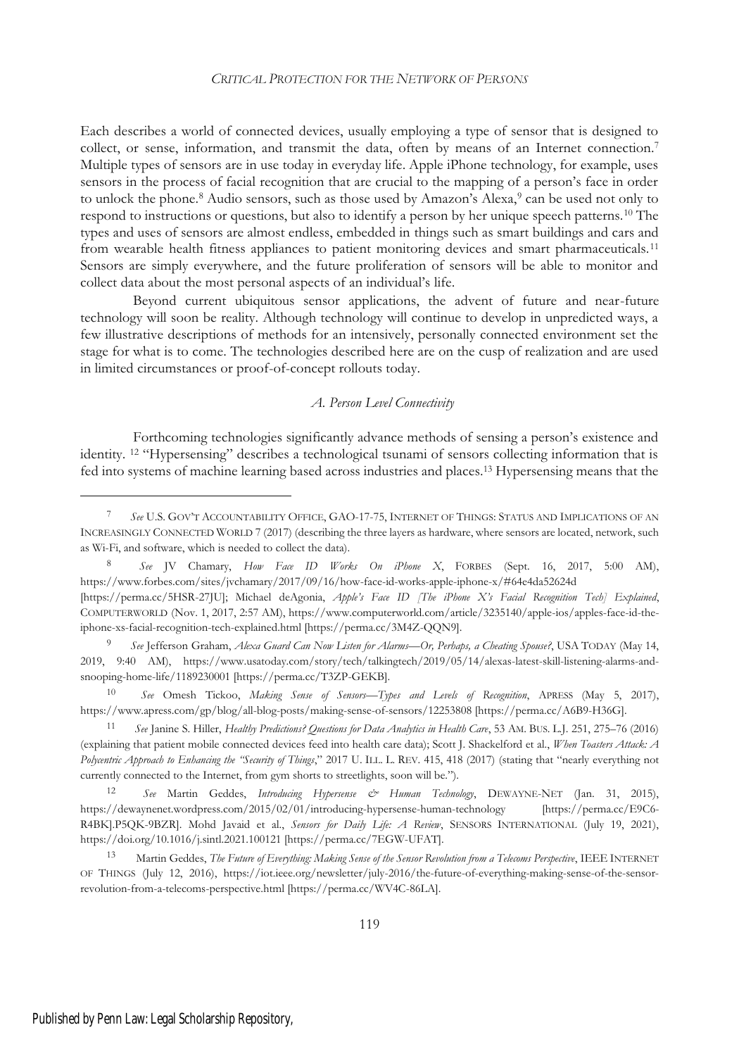Each describes a world of connected devices, usually employing a type of sensor that is designed to collect, or sense, information, and transmit the data, often by means of an Internet connection.[7] Multiple types of sensors are in use today in everyday life. Apple iPhone technology, for example, uses sensors in the process of facial recognition that are crucial to the mapping of a person's face in order to unlock the phone.[8] Audio sensors, such as those used by Amazon's Alexa,[9] can be used not only to respond to instructions or questions, but also to identify a person by her unique speech patterns.[10] The types and uses of sensors are almost endless, embedded in things such as smart buildings and cars and from wearable health fitness appliances to patient monitoring devices and smart pharmaceuticals.[11] Sensors are simply everywhere, and the future proliferation of sensors will be able to monitor and collect data about the most personal aspects of an individual's life.

Beyond current ubiquitous sensor applications, the advent of future and near-future technology will soon be reality. Although technology will continue to develop in unpredicted ways, a few illustrative descriptions of methods for an intensively, personally connected environment set the stage for what is to come. The technologies described here are on the cusp of realization and are used in limited circumstances or proof-of-concept rollouts today.

### *A. Person Level Connectivity*

Forthcoming technologies significantly advance methods of sensing a person's existence and identity. [12] "Hypersensing" describes a technological tsunami of sensors collecting information that is fed into systems of machine learning based across industries and places.[13] Hypersensing means that the

---

[7] *See* U.S. GOV'T ACCOUNTABILITY OFFICE, GAO-17-75, INTERNET OF THINGS: STATUS AND IMPLICATIONS OF AN INCREASINGLY CONNECTED WORLD 7 (2017) (describing the three layers as hardware, where sensors are located, network, such as Wi-Fi, and software, which is needed to collect the data).

[8] *See* JV Chamary, *How Face ID Works On iPhone X*, FORBES (Sept. 16, 2017, 5:00 AM), https://www.forbes.com/sites/jvchamary/2017/09/16/how-face-id-works-apple-iphone-x/#64e4da52624d [https://perma.cc/5HSR-27JU]; Michael deAgonia, *Apple's Face ID [The iPhone X's Facial Recognition Tech] Explained*, COMPUTERWORLD (Nov. 1, 2017, 2:57 AM), https://www.computerworld.com/article/3235140/apple-ios/apples-face-id-the-iphone-xs-facial-recognition-tech-explained.html [https://perma.cc/3M4Z-QQN9].

[9] *See* Jefferson Graham, *Alexa Guard Can Now Listen for Alarms—Or, Perhaps, a Cheating Spouse?*, USA TODAY (May 14, 2019, 9:40 AM), https://www.usatoday.com/story/tech/talkingtech/2019/05/14/alexas-latest-skill-listening-alarms-and-snooping-home-life/1189230001 [https://perma.cc/T3ZP-GEKB].

[10] *See* Omesh Tickoo, *Making Sense of Sensors—Types and Levels of Recognition*, APRESS (May 5, 2017), https://www.apress.com/gp/blog/all-blog-posts/making-sense-of-sensors/12253808 [https://perma.cc/A6B9-H36G].

[11] *See* Janine S. Hiller, *Healthy Predictions? Questions for Data Analytics in Health Care*, 53 AM. BUS. L.J. 251, 275–76 (2016) (explaining that patient mobile connected devices feed into health care data); Scott J. Shackelford et al., *When Toasters Attack: A Polycentric Approach to Enhancing the "Security of Things*," 2017 U. ILL. L. REV. 415, 418 (2017) (stating that "nearly everything not currently connected to the Internet, from gym shorts to streetlights, soon will be.").

[12] *See* Martin Geddes, *Introducing Hypersense & Human Technology*, DEWAYNE-NET (Jan. 31, 2015), https://dewaynenet.wordpress.com/2015/02/01/introducing-hypersense-human-technology [https://perma.cc/E9C6-R4BK].P5QK-9BZR]. Mohd Javaid et al., *Sensors for Daily Life: A Review*, SENSORS INTERNATIONAL (July 19, 2021), https://doi.org/10.1016/j.sintl.2021.100121 [https://perma.cc/7EGW-UFAT].

[13] Martin Geddes, *The Future of Everything: Making Sense of the Sensor Revolution from a Telecoms Perspective*, IEEE INTERNET OF THINGS (July 12, 2016), https://iot.ieee.org/newsletter/july-2016/the-future-of-everything-making-sense-of-the-sensor-revolution-from-a-telecoms-perspective.html [https://perma.cc/WV4C-86LA].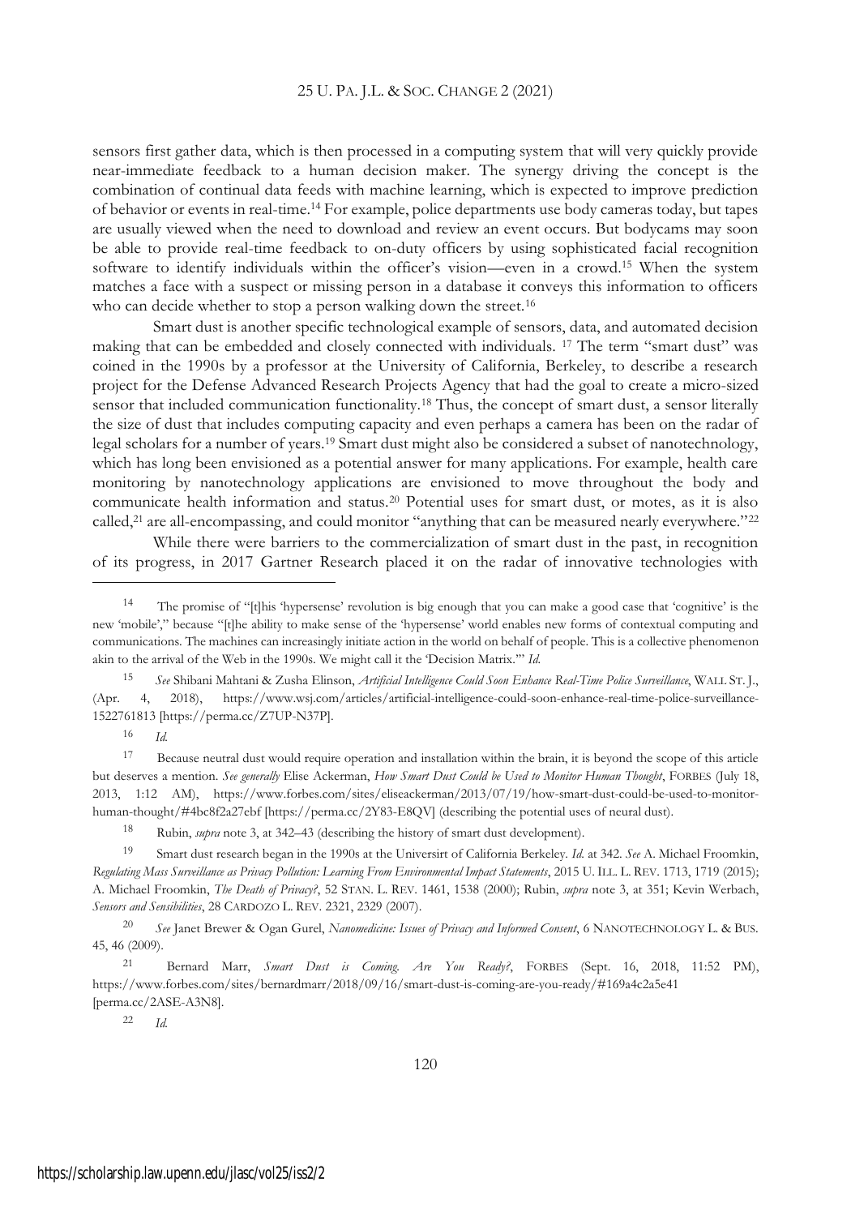sensors first gather data, which is then processed in a computing system that will very quickly provide near-immediate feedback to a human decision maker. The synergy driving the concept is the combination of continual data feeds with machine learning, which is expected to improve prediction of behavior or events in real-time.[14] For example, police departments use body cameras today, but tapes are usually viewed when the need to download and review an event occurs. But bodycams may soon be able to provide real-time feedback to on-duty officers by using sophisticated facial recognition software to identify individuals within the officer's vision—even in a crowd.[15] When the system matches a face with a suspect or missing person in a database it conveys this information to officers who can decide whether to stop a person walking down the street.[16]

Smart dust is another specific technological example of sensors, data, and automated decision making that can be embedded and closely connected with individuals. [17] The term "smart dust" was coined in the 1990s by a professor at the University of California, Berkeley, to describe a research project for the Defense Advanced Research Projects Agency that had the goal to create a micro-sized sensor that included communication functionality.[18] Thus, the concept of smart dust, a sensor literally the size of dust that includes computing capacity and even perhaps a camera has been on the radar of legal scholars for a number of years.[19] Smart dust might also be considered a subset of nanotechnology, which has long been envisioned as a potential answer for many applications. For example, health care monitoring by nanotechnology applications are envisioned to move throughout the body and communicate health information and status.[20] Potential uses for smart dust, or motes, as it is also called,[21] are all-encompassing, and could monitor "anything that can be measured nearly everywhere."[22]

While there were barriers to the commercialization of smart dust in the past, in recognition of its progress, in 2017 Gartner Research placed it on the radar of innovative technologies with

---

[14] The promise of "[t]his 'hypersense' revolution is big enough that you can make a good case that 'cognitive' is the new 'mobile'," because "[t]he ability to make sense of the 'hypersense' world enables new forms of contextual computing and communications. The machines can increasingly initiate action in the world on behalf of people. This is a collective phenomenon akin to the arrival of the Web in the 1990s. We might call it the 'Decision Matrix.'" *Id.*

[15] *See* Shibani Mahtani & Zusha Elinson, *Artificial Intelligence Could Soon Enhance Real-Time Police Surveillance*, WALL ST. J., (Apr. 4, 2018), https://www.wsj.com/articles/artificial-intelligence-could-soon-enhance-real-time-police-surveillance-1522761813 [https://perma.cc/Z7UP-N37P].

[16] *Id.*

[17] Because neutral dust would require operation and installation within the brain, it is beyond the scope of this article but deserves a mention. *See generally* Elise Ackerman, *How Smart Dust Could be Used to Monitor Human Thought*, FORBES (July 18, 2013, 1:12 AM), https://www.forbes.com/sites/eliseackerman/2013/07/19/how-smart-dust-could-be-used-to-monitor-human-thought/#4bc8f2a27ebf [https://perma.cc/2Y83-E8QV] (describing the potential uses of neural dust).

[18] Rubin, *supra* note 3, at 342–43 (describing the history of smart dust development).

[19] Smart dust research began in the 1990s at the Universirt of California Berkeley. *Id.* at 342. *See* A. Michael Froomkin, *Regulating Mass Surveillance as Privacy Pollution: Learning From Environmental Impact Statements*, 2015 U. ILL. L. REV. 1713, 1719 (2015); A. Michael Froomkin, *The Death of Privacy?*, 52 STAN. L. REV. 1461, 1538 (2000); Rubin, *supra* note 3, at 351; Kevin Werbach, *Sensors and Sensibilities*, 28 CARDOZO L. REV. 2321, 2329 (2007).

[20] *See* Janet Brewer & Ogan Gurel, *Nanomedicine: Issues of Privacy and Informed Consent*, 6 NANOTECHNOLOGY L. & BUS. 45, 46 (2009).

[21] Bernard Marr, *Smart Dust is Coming. Are You Ready?*, FORBES (Sept. 16, 2018, 11:52 PM), https://www.forbes.com/sites/bernardmarr/2018/09/16/smart-dust-is-coming-are-you-ready/#169a4c2a5e41 [perma.cc/2ASE-A3N8].

[22] *Id.*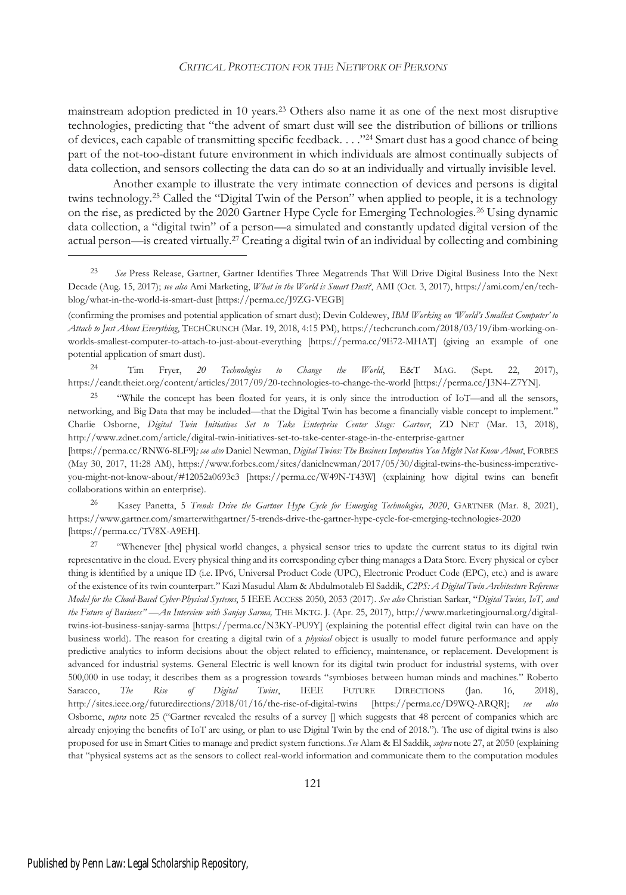mainstream adoption predicted in 10 years.[23] Others also name it as one of the next most disruptive technologies, predicting that "the advent of smart dust will see the distribution of billions or trillions of devices, each capable of transmitting specific feedback. . . ."[24] Smart dust has a good chance of being part of the not-too-distant future environment in which individuals are almost continually subjects of data collection, and sensors collecting the data can do so at an individually and virtually invisible level.

Another example to illustrate the very intimate connection of devices and persons is digital twins technology.[25] Called the "Digital Twin of the Person" when applied to people, it is a technology on the rise, as predicted by the 2020 Gartner Hype Cycle for Emerging Technologies.[26] Using dynamic data collection, a "digital twin" of a person—a simulated and constantly updated digital version of the actual person—is created virtually.[27] Creating a digital twin of an individual by collecting and combining

---

[23] *See* Press Release, Gartner, Gartner Identifies Three Megatrends That Will Drive Digital Business Into the Next Decade (Aug. 15, 2017); *see also* Ami Marketing, *What in the World is Smart Dust?*, AMI (Oct. 3, 2017), https://ami.com/en/tech-blog/what-in-the-world-is-smart-dust [https://perma.cc/J9ZG-VEGB]

(confirming the promises and potential application of smart dust); Devin Coldewey, *IBM Working on 'World's Smallest Computer' to Attach to Just About Everything*, TECHCRUNCH (Mar. 19, 2018, 4:15 PM), https://techcrunch.com/2018/03/19/ibm-working-on-worlds-smallest-computer-to-attach-to-just-about-everything [https://perma.cc/9E72-MHAT] (giving an example of one potential application of smart dust).

[24] Tim Fryer, *20 Technologies to Change the World*, E&T MAG. (Sept. 22, 2017), https://eandt.theiet.org/content/articles/2017/09/20-technologies-to-change-the-world [https://perma.cc/J3N4-Z7YN].

[25] "While the concept has been floated for years, it is only since the introduction of IoT—and all the sensors, networking, and Big Data that may be included—that the Digital Twin has become a financially viable concept to implement." Charlie Osborne, *Digital Twin Initiatives Set to Take Enterprise Center Stage: Gartner*, ZD NET (Mar. 13, 2018), http://www.zdnet.com/article/digital-twin-initiatives-set-to-take-center-stage-in-the-enterprise-gartner [https://perma.cc/RNW6-8LF9]*; see also* Daniel Newman, *Digital Twins: The Business Imperative You Might Not Know About*, FORBES (May 30, 2017, 11:28 AM), https://www.forbes.com/sites/danielnewman/2017/05/30/digital-twins-the-business-imperative-you-might-not-know-about/#12052a0693c3 [https://perma.cc/W49N-T43W] (explaining how digital twins can benefit collaborations within an enterprise).

[26] Kasey Panetta, 5 *Trends Drive the Gartner Hype Cycle for Emerging Technologies, 2020*, GARTNER (Mar. 8, 2021), https://www.gartner.com/smarterwithgartner/5-trends-drive-the-gartner-hype-cycle-for-emerging-technologies-2020 [https://perma.cc/TV8X-A9EH].

[27] "Whenever [the] physical world changes, a physical sensor tries to update the current status to its digital twin representative in the cloud. Every physical thing and its corresponding cyber thing manages a Data Store. Every physical or cyber thing is identified by a unique ID (i.e. IPv6, Universal Product Code (UPC), Electronic Product Code (EPC), etc.) and is aware of the existence of its twin counterpart." Kazi Masudul Alam & Abdulmotaleb El Saddik, *C2PS: A Digital Twin Architecture Reference Model for the Cloud-Based Cyber-Physical Systems*, 5 IEEE ACCESS 2050, 2053 (2017). *See also* Christian Sarkar, "*Digital Twins, IoT, and the Future of Business" —An Interview with Sanjay Sarma,* THE MKTG. J. (Apr. 25, 2017), http://www.marketingjournal.org/digital-twins-iot-business-sanjay-sarma [https://perma.cc/N3KY-PU9Y] (explaining the potential effect digital twin can have on the business world). The reason for creating a digital twin of a *physical* object is usually to model future performance and apply predictive analytics to inform decisions about the object related to efficiency, maintenance, or replacement. Development is advanced for industrial systems. General Electric is well known for its digital twin product for industrial systems, with over 500,000 in use today; it describes them as a progression towards "symbioses between human minds and machines." Roberto Saracco, *The Rise of Digital Twins*, IEEE FUTURE DIRECTIONS (Jan. 16, 2018), http://sites.ieee.org/futuredirections/2018/01/16/the-rise-of-digital-twins [https://perma.cc/D9WQ-ARQR]; *see also* Osborne, *supra* note 25 ("Gartner revealed the results of a survey [] which suggests that 48 percent of companies which are already enjoying the benefits of IoT are using, or plan to use Digital Twin by the end of 2018."). The use of digital twins is also proposed for use in Smart Cities to manage and predict system functions. *See* Alam & El Saddik, *supra* note 27, at 2050 (explaining that "physical systems act as the sensors to collect real-world information and communicate them to the computation modules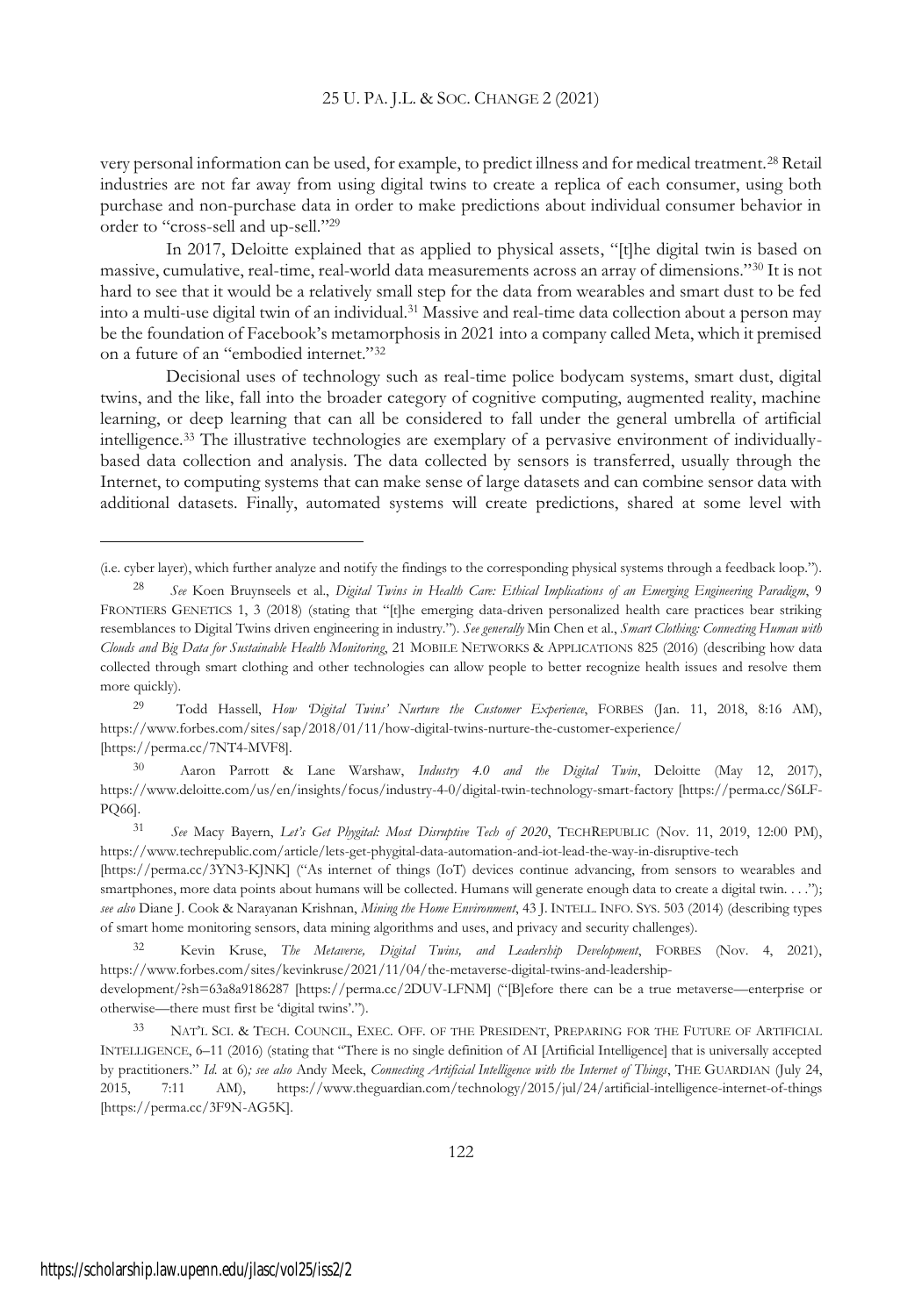very personal information can be used, for example, to predict illness and for medical treatment.[28] Retail industries are not far away from using digital twins to create a replica of each consumer, using both purchase and non-purchase data in order to make predictions about individual consumer behavior in order to "cross-sell and up-sell."[29]

In 2017, Deloitte explained that as applied to physical assets, "[t]he digital twin is based on massive, cumulative, real-time, real-world data measurements across an array of dimensions."[30] It is not hard to see that it would be a relatively small step for the data from wearables and smart dust to be fed into a multi-use digital twin of an individual.[31] Massive and real-time data collection about a person may be the foundation of Facebook's metamorphosis in 2021 into a company called Meta, which it premised on a future of an "embodied internet."[32]

Decisional uses of technology such as real-time police bodycam systems, smart dust, digital twins, and the like, fall into the broader category of cognitive computing, augmented reality, machine learning, or deep learning that can all be considered to fall under the general umbrella of artificial intelligence.[33] The illustrative technologies are exemplary of a pervasive environment of individually-based data collection and analysis. The data collected by sensors is transferred, usually through the Internet, to computing systems that can make sense of large datasets and can combine sensor data with additional datasets. Finally, automated systems will create predictions, shared at some level with

---

(i.e. cyber layer), which further analyze and notify the findings to the corresponding physical systems through a feedback loop.").

[28] *See* Koen Bruynseels et al., *Digital Twins in Health Care: Ethical Implications of an Emerging Engineering Paradigm*, 9 FRONTIERS GENETICS 1, 3 (2018) (stating that "[t]he emerging data-driven personalized health care practices bear striking resemblances to Digital Twins driven engineering in industry."). *See generally* Min Chen et al., *Smart Clothing: Connecting Human with Clouds and Big Data for Sustainable Health Monitoring*, 21 MOBILE NETWORKS & APPLICATIONS 825 (2016) (describing how data collected through smart clothing and other technologies can allow people to better recognize health issues and resolve them more quickly).

[29] Todd Hassell, *How 'Digital Twins' Nurture the Customer Experience*, FORBES (Jan. 11, 2018, 8:16 AM), https://www.forbes.com/sites/sap/2018/01/11/how-digital-twins-nurture-the-customer-experience/ [https://perma.cc/7NT4-MVF8].

[30] Aaron Parrott & Lane Warshaw, *Industry 4.0 and the Digital Twin*, Deloitte (May 12, 2017), https://www.deloitte.com/us/en/insights/focus/industry-4-0/digital-twin-technology-smart-factory [https://perma.cc/S6LF-PQ66].

[31] *See* Macy Bayern, *Let's Get Phygital: Most Disruptive Tech of 2020*, TECHREPUBLIC (Nov. 11, 2019, 12:00 PM), https://www.techrepublic.com/article/lets-get-phygital-data-automation-and-iot-lead-the-way-in-disruptive-tech [https://perma.cc/3YN3-KJNK] ("As internet of things (IoT) devices continue advancing, from sensors to wearables and smartphones, more data points about humans will be collected. Humans will generate enough data to create a digital twin. . . ."); *see also* Diane J. Cook & Narayanan Krishnan, *Mining the Home Environment*, 43 J. INTELL. INFO. SYS. 503 (2014) (describing types of smart home monitoring sensors, data mining algorithms and uses, and privacy and security challenges).

[32] Kevin Kruse, *The Metaverse, Digital Twins, and Leadership Development*, FORBES (Nov. 4, 2021), https://www.forbes.com/sites/kevinkruse/2021/11/04/the-metaverse-digital-twins-and-leadership-development/?sh=63a8a9186287 [https://perma.cc/2DUV-LFNM] ("[B]efore there can be a true metaverse—enterprise or otherwise—there must first be 'digital twins'.").

[33] NAT'L SCI. & TECH. COUNCIL, EXEC. OFF. OF THE PRESIDENT, PREPARING FOR THE FUTURE OF ARTIFICIAL INTELLIGENCE, 6–11 (2016) (stating that "There is no single definition of AI [Artificial Intelligence] that is universally accepted by practitioners." *Id.* at 6)*; see also* Andy Meek, *Connecting Artificial Intelligence with the Internet of Things*, THE GUARDIAN (July 24, 2015, 7:11 AM), https://www.theguardian.com/technology/2015/jul/24/artificial-intelligence-internet-of-things [https://perma.cc/3F9N-AG5K].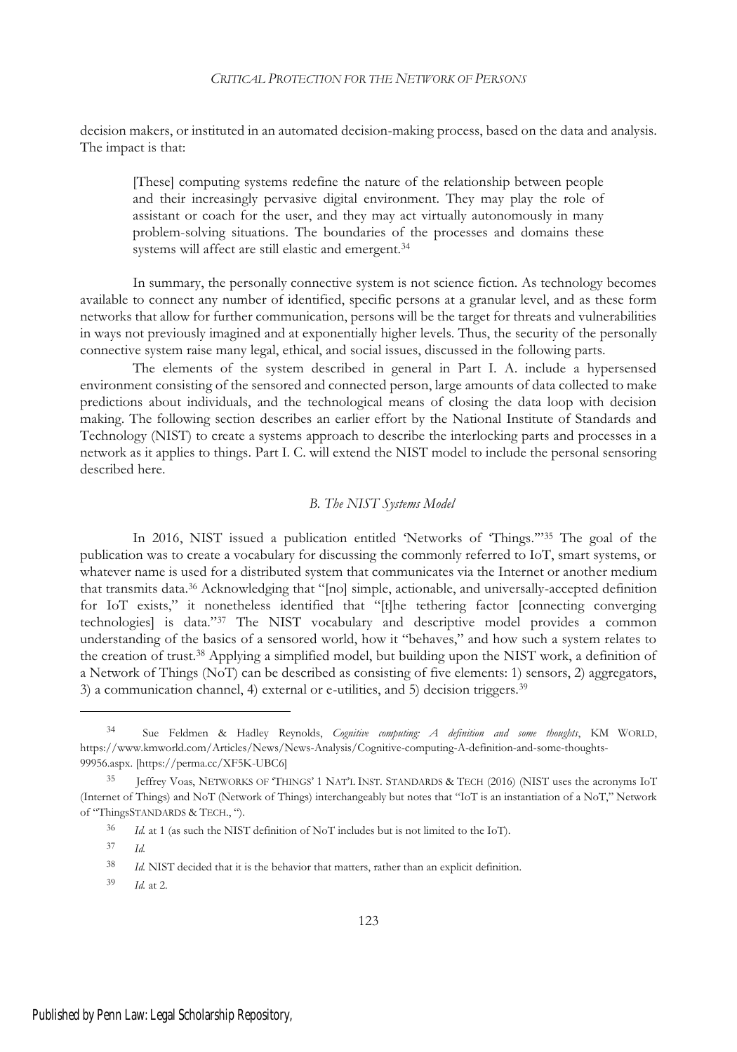decision makers, or instituted in an automated decision-making process, based on the data and analysis. The impact is that:

> [These] computing systems redefine the nature of the relationship between people and their increasingly pervasive digital environment. They may play the role of assistant or coach for the user, and they may act virtually autonomously in many problem-solving situations. The boundaries of the processes and domains these systems will affect are still elastic and emergent.[34]

In summary, the personally connective system is not science fiction. As technology becomes available to connect any number of identified, specific persons at a granular level, and as these form networks that allow for further communication, persons will be the target for threats and vulnerabilities in ways not previously imagined and at exponentially higher levels. Thus, the security of the personally connective system raise many legal, ethical, and social issues, discussed in the following parts.

The elements of the system described in general in Part I. A. include a hypersensed environment consisting of the sensored and connected person, large amounts of data collected to make predictions about individuals, and the technological means of closing the data loop with decision making. The following section describes an earlier effort by the National Institute of Standards and Technology (NIST) to create a systems approach to describe the interlocking parts and processes in a network as it applies to things. Part I. C. will extend the NIST model to include the personal sensoring described here.

### *B. The NIST Systems Model*

In 2016, NIST issued a publication entitled 'Networks of 'Things.'"[35] The goal of the publication was to create a vocabulary for discussing the commonly referred to IoT, smart systems, or whatever name is used for a distributed system that communicates via the Internet or another medium that transmits data.[36] Acknowledging that "[no] simple, actionable, and universally-accepted definition for IoT exists," it nonetheless identified that "[t]he tethering factor [connecting converging technologies] is data."[37] The NIST vocabulary and descriptive model provides a common understanding of the basics of a sensored world, how it "behaves," and how such a system relates to the creation of trust.[38] Applying a simplified model, but building upon the NIST work, a definition of a Network of Things (NoT) can be described as consisting of five elements: 1) sensors, 2) aggregators, 3) a communication channel, 4) external or e-utilities, and 5) decision triggers.[39]

---

[34] Sue Feldmen & Hadley Reynolds, *Cognitive computing: A definition and some thoughts*, KM WORLD, https://www.kmworld.com/Articles/News/News-Analysis/Cognitive-computing-A-definition-and-some-thoughts-99956.aspx. [https://perma.cc/XF5K-UBC6]

[35] Jeffrey Voas, NETWORKS OF 'THINGS' 1 NAT'L INST. STANDARDS & TECH (2016) (NIST uses the acronyms IoT (Internet of Things) and NoT (Network of Things) interchangeably but notes that "IoT is an instantiation of a NoT," Network of "ThingsSTANDARDS & TECH., ").

[36] *Id.* at 1 (as such the NIST definition of NoT includes but is not limited to the IoT).

[37] *Id.*

[38] *Id.* NIST decided that it is the behavior that matters, rather than an explicit definition.

[39] *Id.* at 2.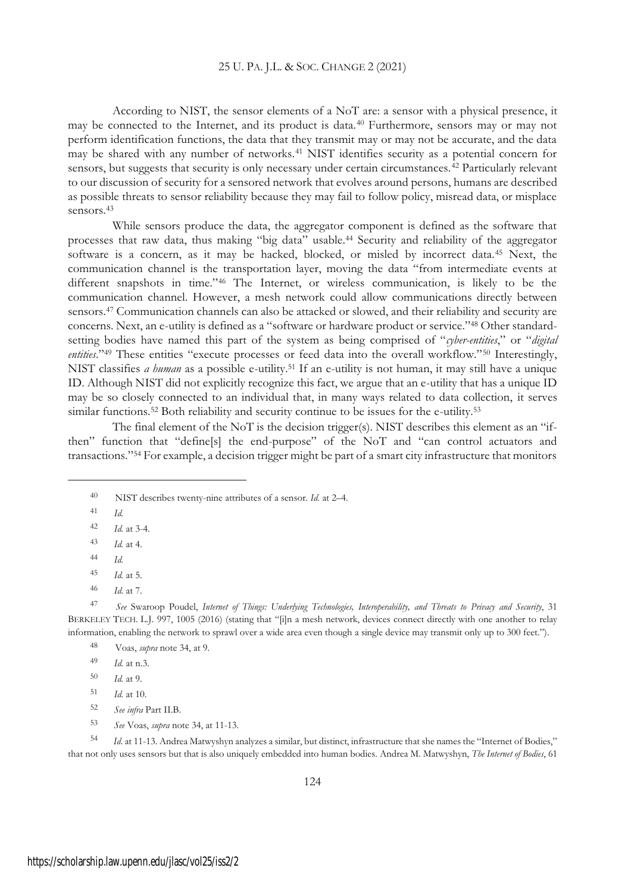According to NIST, the sensor elements of a NoT are: a sensor with a physical presence, it may be connected to the Internet, and its product is data.[40] Furthermore, sensors may or may not perform identification functions, the data that they transmit may or may not be accurate, and the data may be shared with any number of networks.[41] NIST identifies security as a potential concern for sensors, but suggests that security is only necessary under certain circumstances.[42] Particularly relevant to our discussion of security for a sensored network that evolves around persons, humans are described as possible threats to sensor reliability because they may fail to follow policy, misread data, or misplace sensors.[43]

While sensors produce the data, the aggregator component is defined as the software that processes that raw data, thus making "big data" usable.[44] Security and reliability of the aggregator software is a concern, as it may be hacked, blocked, or misled by incorrect data.[45] Next, the communication channel is the transportation layer, moving the data "from intermediate events at different snapshots in time."[46] The Internet, or wireless communication, is likely to be the communication channel. However, a mesh network could allow communications directly between sensors.[47] Communication channels can also be attacked or slowed, and their reliability and security are concerns. Next, an e-utility is defined as a "software or hardware product or service."[48] Other standard-setting bodies have named this part of the system as being comprised of "*cyber-entities*," or "*digital entities*."[49] These entities "execute processes or feed data into the overall workflow."[50] Interestingly, NIST classifies *a human* as a possible e-utility.[51] If an e-utility is not human, it may still have a unique ID. Although NIST did not explicitly recognize this fact, we argue that an e-utility that has a unique ID may be so closely connected to an individual that, in many ways related to data collection, it serves similar functions.[52] Both reliability and security continue to be issues for the e-utility.[53]

The final element of the NoT is the decision trigger(s). NIST describes this element as an "if-then" function that "define[s] the end-purpose" of the NoT and "can control actuators and transactions."[54] For example, a decision trigger might be part of a smart city infrastructure that monitors

---

[40] NIST describes twenty-nine attributes of a sensor. *Id.* at 2–4.

[41] *Id.*

[42] *Id.* at 3-4.

[43] *Id.* at 4.

[44] *Id.*

[45] *Id.* at 5.

[46] *Id.* at 7.

[47] *See* Swaroop Poudel, *Internet of Things: Underlying Technologies, Interoperability, and Threats to Privacy and Security*, 31 BERKELEY TECH. L.J. 997, 1005 (2016) (stating that "[i]n a mesh network, devices connect directly with one another to relay information, enabling the network to sprawl over a wide area even though a single device may transmit only up to 300 feet.").

[48] Voas, *supra* note 34, at 9.

[49] *Id.* at n.3.

[50] *Id.* at 9.

[51] *Id.* at 10.

[52] *See infra* Part II.B.

[53] *See* Voas, *supra* note 34, at 11-13.

[54] *Id*. at 11-13. Andrea Matwyshyn analyzes a similar, but distinct, infrastructure that she names the "Internet of Bodies," that not only uses sensors but that is also uniquely embedded into human bodies. Andrea M. Matwyshyn, *The Internet of Bodies*, 61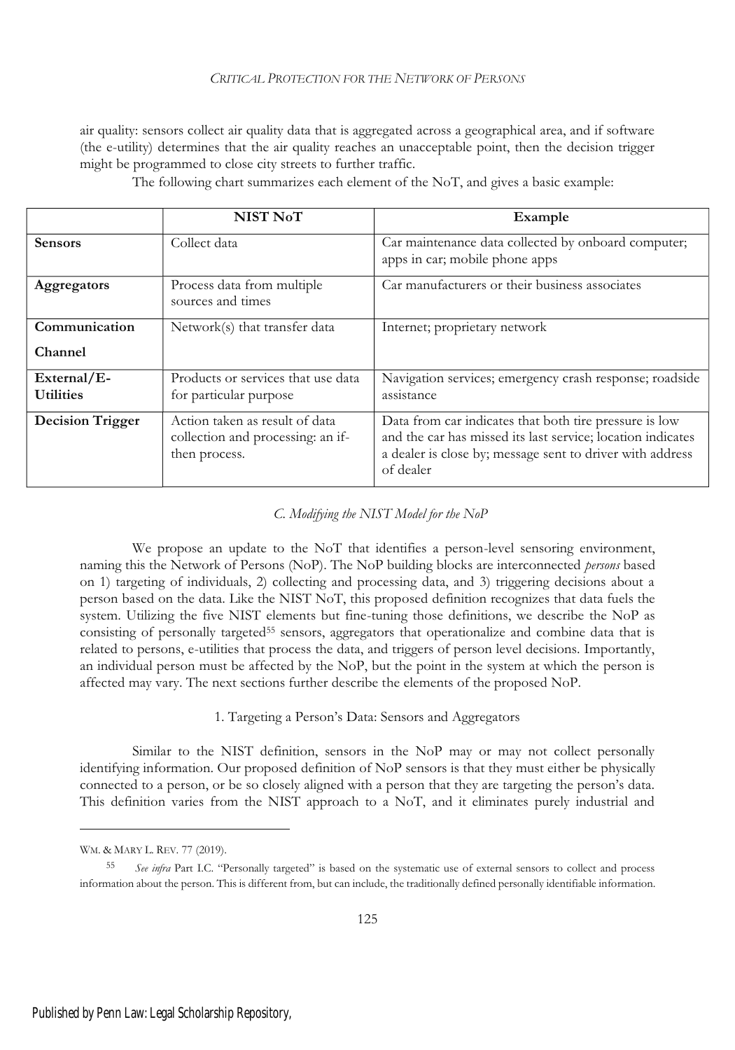air quality: sensors collect air quality data that is aggregated across a geographical area, and if software (the e-utility) determines that the air quality reaches an unacceptable point, then the decision trigger might be programmed to close city streets to further traffic.

The following chart summarizes each element of the NoT, and gives a basic example:

| | NIST NoT | Example |
|---|---|---|
| **Sensors** | Collect data | Car maintenance data collected by onboard computer; apps in car; mobile phone apps |
| **Aggregators** | Process data from multiple sources and times | Car manufacturers or their business associates |
| **Communication Channel** | Network(s) that transfer data | Internet; proprietary network |
| **External/E-Utilities** | Products or services that use data for particular purpose | Navigation services; emergency crash response; roadside assistance |
| **Decision Trigger** | Action taken as result of data collection and processing: an if-then process. | Data from car indicates that both tire pressure is low and the car has missed its last service; location indicates a dealer is close by; message sent to driver with address of dealer |

### *C. Modifying the NIST Model for the NoP*

We propose an update to the NoT that identifies a person-level sensoring environment, naming this the Network of Persons (NoP). The NoP building blocks are interconnected *persons* based on 1) targeting of individuals, 2) collecting and processing data, and 3) triggering decisions about a person based on the data. Like the NIST NoT, this proposed definition recognizes that data fuels the system. Utilizing the five NIST elements but fine-tuning those definitions, we describe the NoP as consisting of personally targeted[55] sensors, aggregators that operationalize and combine data that is related to persons, e-utilities that process the data, and triggers of person level decisions. Importantly, an individual person must be affected by the NoP, but the point in the system at which the person is affected may vary. The next sections further describe the elements of the proposed NoP.

#### 1. Targeting a Person's Data: Sensors and Aggregators

Similar to the NIST definition, sensors in the NoP may or may not collect personally identifying information. Our proposed definition of NoP sensors is that they must either be physically connected to a person, or be so closely aligned with a person that they are targeting the person's data. This definition varies from the NIST approach to a NoT, and it eliminates purely industrial and

---

WM. & MARY L. REV. 77 (2019).

[55] *See infra* Part I.C. "Personally targeted" is based on the systematic use of external sensors to collect and process information about the person. This is different from, but can include, the traditionally defined personally identifiable information.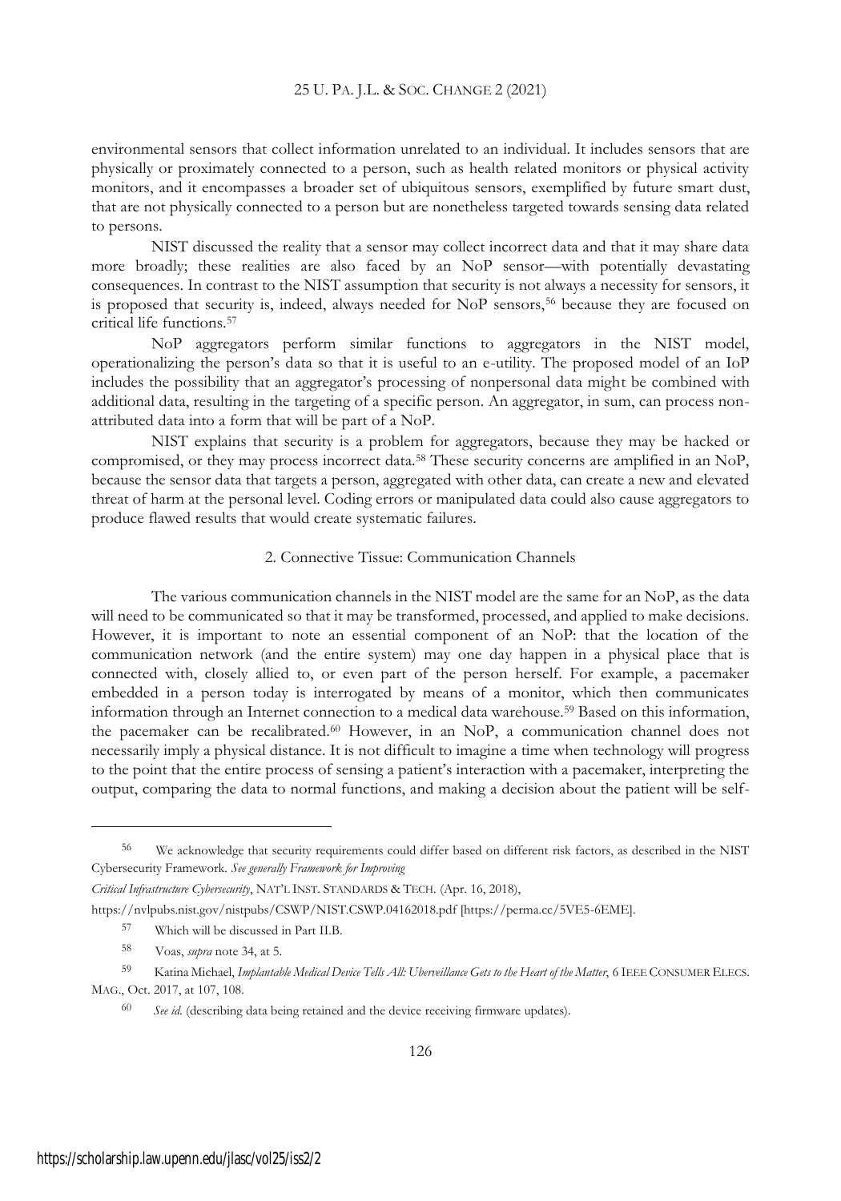environmental sensors that collect information unrelated to an individual. It includes sensors that are physically or proximately connected to a person, such as health related monitors or physical activity monitors, and it encompasses a broader set of ubiquitous sensors, exemplified by future smart dust, that are not physically connected to a person but are nonetheless targeted towards sensing data related to persons.

NIST discussed the reality that a sensor may collect incorrect data and that it may share data more broadly; these realities are also faced by an NoP sensor—with potentially devastating consequences. In contrast to the NIST assumption that security is not always a necessity for sensors, it is proposed that security is, indeed, always needed for NoP sensors,[56] because they are focused on critical life functions.[57]

NoP aggregators perform similar functions to aggregators in the NIST model, operationalizing the person's data so that it is useful to an e-utility. The proposed model of an IoP includes the possibility that an aggregator's processing of nonpersonal data might be combined with additional data, resulting in the targeting of a specific person. An aggregator, in sum, can process non-attributed data into a form that will be part of a NoP.

NIST explains that security is a problem for aggregators, because they may be hacked or compromised, or they may process incorrect data.[58] These security concerns are amplified in an NoP, because the sensor data that targets a person, aggregated with other data, can create a new and elevated threat of harm at the personal level. Coding errors or manipulated data could also cause aggregators to produce flawed results that would create systematic failures.

### 2. Connective Tissue: Communication Channels

The various communication channels in the NIST model are the same for an NoP, as the data will need to be communicated so that it may be transformed, processed, and applied to make decisions. However, it is important to note an essential component of an NoP: that the location of the communication network (and the entire system) may one day happen in a physical place that is connected with, closely allied to, or even part of the person herself. For example, a pacemaker embedded in a person today is interrogated by means of a monitor, which then communicates information through an Internet connection to a medical data warehouse.[59] Based on this information, the pacemaker can be recalibrated.[60] However, in an NoP, a communication channel does not necessarily imply a physical distance. It is not difficult to imagine a time when technology will progress to the point that the entire process of sensing a patient's interaction with a pacemaker, interpreting the output, comparing the data to normal functions, and making a decision about the patient will be self-

---

[56] We acknowledge that security requirements could differ based on different risk factors, as described in the NIST Cybersecurity Framework. *See generally Framework for Improving Critical Infrastructure Cybersecurity*, NAT'L INST. STANDARDS & TECH. (Apr. 16, 2018), https://nvlpubs.nist.gov/nistpubs/CSWP/NIST.CSWP.04162018.pdf [https://perma.cc/5VE5-6EME].

[57] Which will be discussed in Part II.B.

[58] Voas, *supra* note 34, at 5.

[59] Katina Michael, *Implantable Medical Device Tells All: Uberveillance Gets to the Heart of the Matter*, 6 IEEE CONSUMER ELECS. MAG., Oct. 2017, at 107, 108.

[60] *See id.* (describing data being retained and the device receiving firmware updates).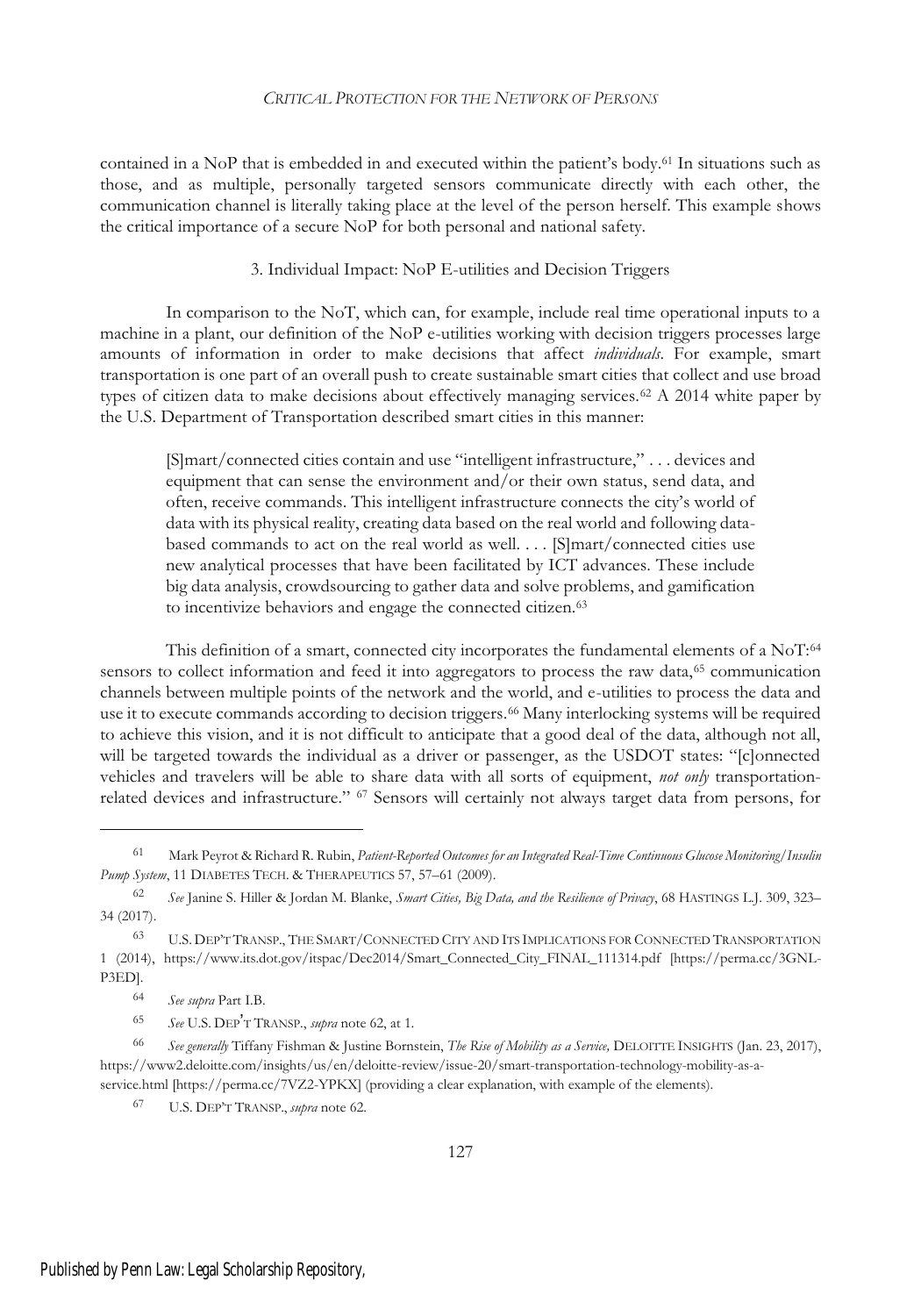contained in a NoP that is embedded in and executed within the patient's body.[61] In situations such as those, and as multiple, personally targeted sensors communicate directly with each other, the communication channel is literally taking place at the level of the person herself. This example shows the critical importance of a secure NoP for both personal and national safety.

### 3. Individual Impact: NoP E-utilities and Decision Triggers

In comparison to the NoT, which can, for example, include real time operational inputs to a machine in a plant, our definition of the NoP e-utilities working with decision triggers processes large amounts of information in order to make decisions that affect *individuals*. For example, smart transportation is one part of an overall push to create sustainable smart cities that collect and use broad types of citizen data to make decisions about effectively managing services.[62] A 2014 white paper by the U.S. Department of Transportation described smart cities in this manner:

> [S]mart/connected cities contain and use "intelligent infrastructure," . . . devices and equipment that can sense the environment and/or their own status, send data, and often, receive commands. This intelligent infrastructure connects the city's world of data with its physical reality, creating data based on the real world and following data-based commands to act on the real world as well. . . . [S]mart/connected cities use new analytical processes that have been facilitated by ICT advances. These include big data analysis, crowdsourcing to gather data and solve problems, and gamification to incentivize behaviors and engage the connected citizen.[63]

This definition of a smart, connected city incorporates the fundamental elements of a NoT:[64] sensors to collect information and feed it into aggregators to process the raw data,[65] communication channels between multiple points of the network and the world, and e-utilities to process the data and use it to execute commands according to decision triggers.[66] Many interlocking systems will be required to achieve this vision, and it is not difficult to anticipate that a good deal of the data, although not all, will be targeted towards the individual as a driver or passenger, as the USDOT states: "[c]onnected vehicles and travelers will be able to share data with all sorts of equipment, *not only* transportation-related devices and infrastructure." [67] Sensors will certainly not always target data from persons, for

---

[61] Mark Peyrot & Richard R. Rubin, *Patient-Reported Outcomes for an Integrated Real-Time Continuous Glucose Monitoring/Insulin Pump System*, 11 DIABETES TECH. & THERAPEUTICS 57, 57–61 (2009).

[62] *See* Janine S. Hiller & Jordan M. Blanke, *Smart Cities, Big Data, and the Resilience of Privacy*, 68 HASTINGS L.J. 309, 323–34 (2017).

[63] U.S. DEP'T TRANSP., THE SMART/CONNECTED CITY AND ITS IMPLICATIONS FOR CONNECTED TRANSPORTATION 1 (2014), https://www.its.dot.gov/itspac/Dec2014/Smart_Connected_City_FINAL_111314.pdf [https://perma.cc/3GNL-P3ED].

[64] *See supra* Part I.B.

[65] *See* U.S. DEP'T TRANSP., *supra* note 62, at 1.

[66] *See generally* Tiffany Fishman & Justine Bornstein, *The Rise of Mobility as a Service,* DELOITTE INSIGHTS (Jan. 23, 2017), https://www2.deloitte.com/insights/us/en/deloitte-review/issue-20/smart-transportation-technology-mobility-as-a-service.html [https://perma.cc/7VZ2-YPKX] (providing a clear explanation, with example of the elements).

[67] U.S. DEP'T TRANSP., *supra* note 62.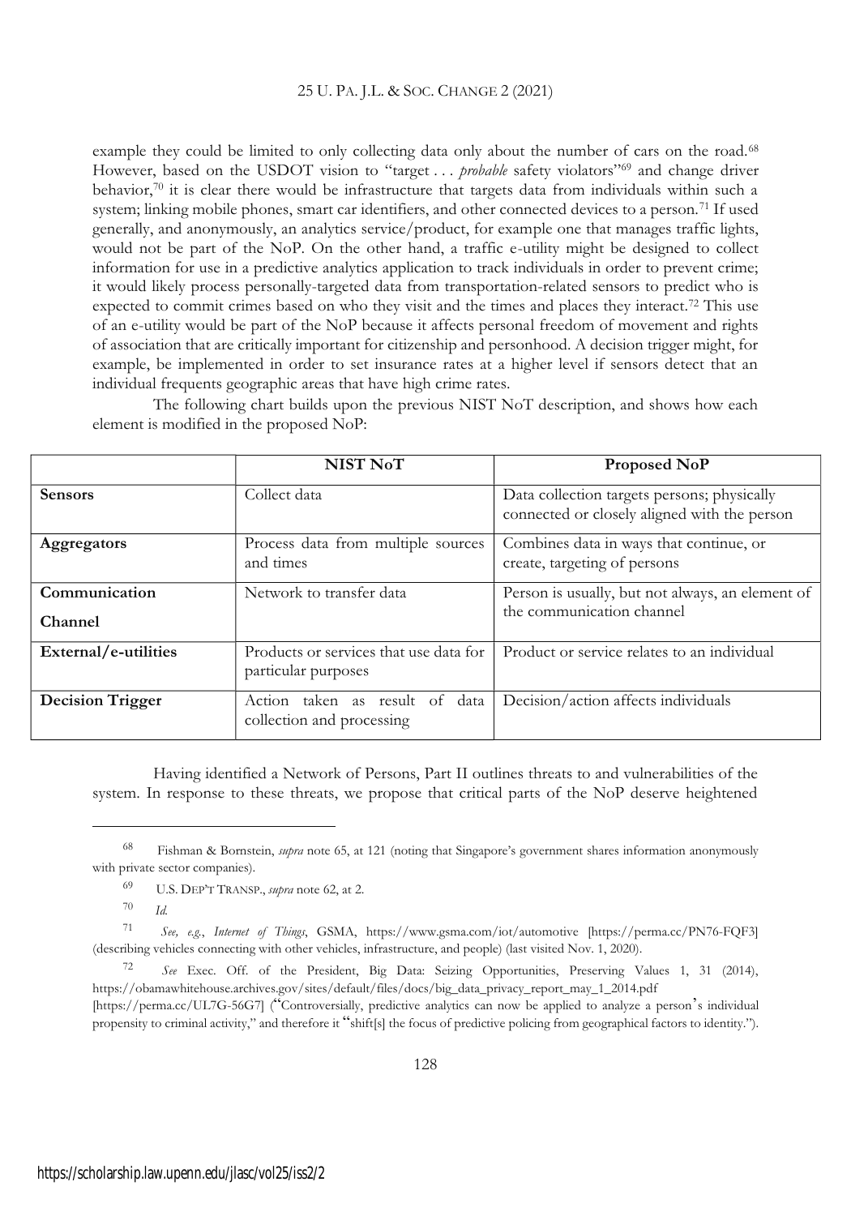example they could be limited to only collecting data only about the number of cars on the road.[68] However, based on the USDOT vision to "target . . . *probable* safety violators"[69] and change driver behavior,[70] it is clear there would be infrastructure that targets data from individuals within such a system; linking mobile phones, smart car identifiers, and other connected devices to a person.[71] If used generally, and anonymously, an analytics service/product, for example one that manages traffic lights, would not be part of the NoP. On the other hand, a traffic e-utility might be designed to collect information for use in a predictive analytics application to track individuals in order to prevent crime; it would likely process personally-targeted data from transportation-related sensors to predict who is expected to commit crimes based on who they visit and the times and places they interact.[72] This use of an e-utility would be part of the NoP because it affects personal freedom of movement and rights of association that are critically important for citizenship and personhood. A decision trigger might, for example, be implemented in order to set insurance rates at a higher level if sensors detect that an individual frequents geographic areas that have high crime rates.

The following chart builds upon the previous NIST NoT description, and shows how each element is modified in the proposed NoP:

| | **NIST NoT** | **Proposed NoP** |
|---|---|---|
| **Sensors** | Collect data | Data collection targets persons; physically connected or closely aligned with the person |
| **Aggregators** | Process data from multiple sources and times | Combines data in ways that continue, or create, targeting of persons |
| **Communication Channel** | Network to transfer data | Person is usually, but not always, an element of the communication channel |
| **External/e-utilities** | Products or services that use data for particular purposes | Product or service relates to an individual |
| **Decision Trigger** | Action taken as result of data collection and processing | Decision/action affects individuals |

Having identified a Network of Persons, Part II outlines threats to and vulnerabilities of the system. In response to these threats, we propose that critical parts of the NoP deserve heightened

---

[68] Fishman & Bornstein, *supra* note 65, at 121 (noting that Singapore's government shares information anonymously with private sector companies).

[69] U.S. DEP'T TRANSP., *supra* note 62, at 2.

[70] *Id.*

[71] *See, e.g.*, *Internet of Things*, GSMA, https://www.gsma.com/iot/automotive [https://perma.cc/PN76-FQF3] (describing vehicles connecting with other vehicles, infrastructure, and people) (last visited Nov. 1, 2020).

[72] *See* Exec. Off. of the President, Big Data: Seizing Opportunities, Preserving Values 1, 31 (2014), https://obamawhitehouse.archives.gov/sites/default/files/docs/big_data_privacy_report_may_1_2014.pdf [https://perma.cc/UL7G-56G7] ("Controversially, predictive analytics can now be applied to analyze a person's individual propensity to criminal activity," and therefore it "shift[s] the focus of predictive policing from geographical factors to identity.").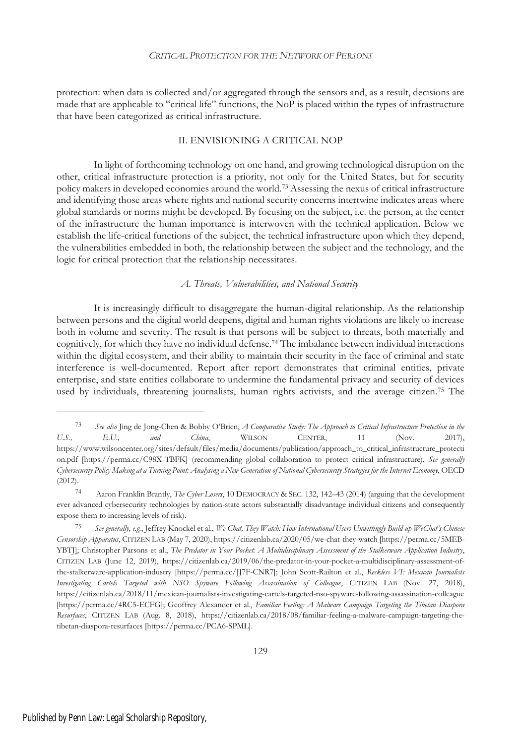protection: when data is collected and/or aggregated through the sensors and, as a result, decisions are made that are applicable to "critical life" functions, the NoP is placed within the types of infrastructure that have been categorized as critical infrastructure.

## II. ENVISIONING A CRITICAL NOP

In light of forthcoming technology on one hand, and growing technological disruption on the other, critical infrastructure protection is a priority, not only for the United States, but for security policy makers in developed economies around the world.[73] Assessing the nexus of critical infrastructure and identifying those areas where rights and national security concerns intertwine indicates areas where global standards or norms might be developed. By focusing on the subject, i.e. the person, at the center of the infrastructure the human importance is interwoven with the technical application. Below we establish the life-critical functions of the subject, the technical infrastructure upon which they depend, the vulnerabilities embedded in both, the relationship between the subject and the technology, and the logic for critical protection that the relationship necessitates.

### *A. Threats, Vulnerabilities, and National Security*

It is increasingly difficult to disaggregate the human-digital relationship. As the relationship between persons and the digital world deepens, digital and human rights violations are likely to increase both in volume and severity. The result is that persons will be subject to threats, both materially and cognitively, for which they have no individual defense.[74] The imbalance between individual interactions within the digital ecosystem, and their ability to maintain their security in the face of criminal and state interference is well-documented. Report after report demonstrates that criminal entities, private enterprise, and state entities collaborate to undermine the fundamental privacy and security of devices used by individuals, threatening journalists, human rights activists, and the average citizen.[75] The

---

[73] *See also* Jing de Jong-Chen & Bobby O'Brien, *A Comparative Study: The Approach to Critical Infrastructure Protection in the U.S., E.U., and China*, WILSON CENTER, 11 (Nov. 2017), https://www.wilsoncenter.org/sites/default/files/media/documents/publication/approach_to_critical_infrastructure_protection.pdf [https://perma.cc/C98X-TBFK] (recommending global collaboration to protect critical infrastructure). *See generally Cybersecurity Policy Making at a Turning Point: Analysing a New Generation of National Cybersecurity Strategies for the Internet Economy*, OECD (2012).

[74] Aaron Franklin Brantly, *The Cyber Losers*, 10 DEMOCRACY & SEC. 132, 142–43 (2014) (arguing that the development ever advanced cybersecurity technologies by nation-state actors substantially disadvantage individual citizens and consequently expose them to increasing levels of risk).

[75] *See generally, e.g.*, Jeffrey Knockel et al., *We Chat, They Watch: How International Users Unwittingly Build up WeChat's Chinese Censorship Apparatus*, CITIZEN LAB (May 7, 2020), https://citizenlab.ca/2020/05/we-chat-they-watch [https://perma.cc/5MEB-YBTJ]; Christopher Parsons et al., *The Predator in Your Pocket: A Multidisciplinary Assessment of the Stalkerware Application Industry*, CITIZEN LAB (June 12, 2019), https://citizenlab.ca/2019/06/the-predator-in-your-pocket-a-multidisciplinary-assessment-of-the-stalkerware-application-industry [https://perma.cc/JJ7F-CNR7]; John Scott-Railton et al., *Reckless VI: Mexican Journalists Investigating Cartels Targeted with NSO Spyware Following Assassination of Colleague*, CITIZEN LAB (Nov. 27, 2018), https://citizenlab.ca/2018/11/mexican-journalists-investigating-cartels-targeted-nso-spyware-following-assassination-colleague [https://perma.cc/4RC5-ECFG]; Geoffrey Alexander et al., *Familiar Feeling: A Malware Campaign Targeting the Tibetan Diaspora Resurfaces*, CITIZEN LAB (Aug. 8, 2018), https://citizenlab.ca/2018/08/familiar-feeling-a-malware-campaign-targeting-the-tibetan-diaspora-resurfaces [https://perma.cc/PCA6-SPML].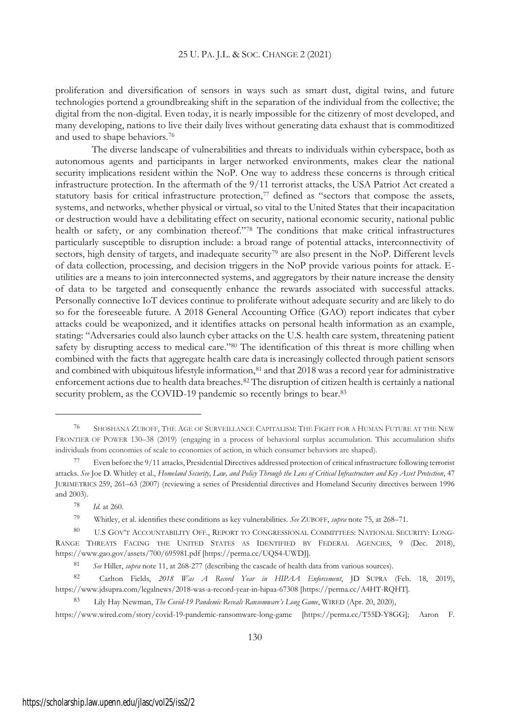proliferation and diversification of sensors in ways such as smart dust, digital twins, and future technologies portend a groundbreaking shift in the separation of the individual from the collective; the digital from the non-digital. Even today, it is nearly impossible for the citizenry of most developed, and many developing, nations to live their daily lives without generating data exhaust that is commoditized and used to shape behaviors.[76]

The diverse landscape of vulnerabilities and threats to individuals within cyberspace, both as autonomous agents and participants in larger networked environments, makes clear the national security implications resident within the NoP. One way to address these concerns is through critical infrastructure protection. In the aftermath of the 9/11 terrorist attacks, the USA Patriot Act created a statutory basis for critical infrastructure protection,[77] defined as "sectors that compose the assets, systems, and networks, whether physical or virtual, so vital to the United States that their incapacitation or destruction would have a debilitating effect on security, national economic security, national public health or safety, or any combination thereof."[78] The conditions that make critical infrastructures particularly susceptible to disruption include: a broad range of potential attacks, interconnectivity of sectors, high density of targets, and inadequate security[79] are also present in the NoP. Different levels of data collection, processing, and decision triggers in the NoP provide various points for attack. E-utilities are a means to join interconnected systems, and aggregators by their nature increase the density of data to be targeted and consequently enhance the rewards associated with successful attacks. Personally connective IoT devices continue to proliferate without adequate security and are likely to do so for the foreseeable future. A 2018 General Accounting Office (GAO) report indicates that cyber attacks could be weaponized, and it identifies attacks on personal health information as an example, stating: "Adversaries could also launch cyber attacks on the U.S. health care system, threatening patient safety by disrupting access to medical care."[80] The identification of this threat is more chilling when combined with the facts that aggregate health care data is increasingly collected through patient sensors and combined with ubiquitous lifestyle information,[81] and that 2018 was a record year for administrative enforcement actions due to health data breaches.[82] The disruption of citizen health is certainly a national security problem, as the COVID-19 pandemic so recently brings to bear.[83]

---

[76] SHOSHANA ZUBOFF, THE AGE OF SURVEILLANCE CAPITALISM: THE FIGHT FOR A HUMAN FUTURE AT THE NEW FRONTIER OF POWER 130–38 (2019) (engaging in a process of behavioral surplus accumulation. This accumulation shifts individuals from economies of scale to economies of action, in which consumer behaviors are shaped).

[77] Even before the 9/11 attacks, Presidential Directives addressed protection of critical infrastructure following terrorist attacks. *See* Joe D. Whitley et al., *Homeland Security, Law, and Policy Through the Lens of Critical Infrastructure and Key Asset Protection*, 47 JURIMETRICS 259, 261–63 (2007) (reviewing a series of Presidential directives and Homeland Security directives between 1996 and 2003).

[78] *Id.* at 260.

[79] Whitley, et al. identifies these conditions as key vulnerabilities. *See* ZUBOFF, *supra* note 75, at 268–71.

[80] U.S GOV'T ACCOUNTABILITY OFF., REPORT TO CONGRESSIONAL COMMITTEES: NATIONAL SECURITY: LONG-RANGE THREATS FACING THE UNITED STATES AS IDENTIFIED BY FEDERAL AGENCIES, 9 (Dec. 2018), https://www.gao.gov/assets/700/695981.pdf [https://perma.cc/UQS4-UWDJ].

[81] *See* Hiller, *supra* note 11, at 268-277 (describing the cascade of health data from various sources).

[82] Carlton Fields, *2018 Was A Record Year in HIPAA Enforcement*, JD SUPRA (Feb. 18, 2019), https://www.jdsupra.com/legalnews/2018-was-a-record-year-in-hipaa-67308 [https://perma.cc/A4HT-RQHT].

[83] Lily Hay Newman, *The Covid-19 Pandemic Reveals Ransomware's Long Game*, WIRED (Apr. 20, 2020), https://www.wired.com/story/covid-19-pandemic-ransomware-long-game [https://perma.cc/T55D-Y8GG]; Aaron F.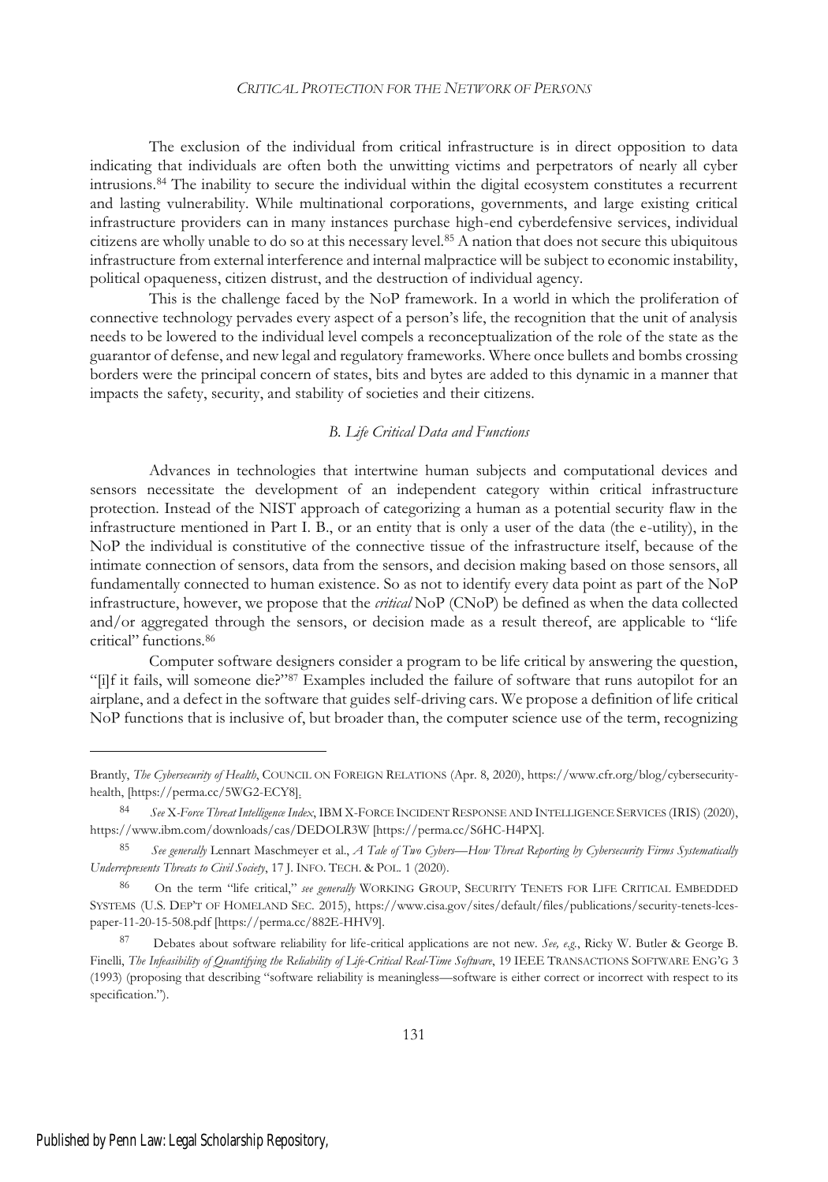The exclusion of the individual from critical infrastructure is in direct opposition to data indicating that individuals are often both the unwitting victims and perpetrators of nearly all cyber intrusions.[84] The inability to secure the individual within the digital ecosystem constitutes a recurrent and lasting vulnerability. While multinational corporations, governments, and large existing critical infrastructure providers can in many instances purchase high-end cyberdefensive services, individual citizens are wholly unable to do so at this necessary level.[85] A nation that does not secure this ubiquitous infrastructure from external interference and internal malpractice will be subject to economic instability, political opaqueness, citizen distrust, and the destruction of individual agency.

This is the challenge faced by the NoP framework. In a world in which the proliferation of connective technology pervades every aspect of a person's life, the recognition that the unit of analysis needs to be lowered to the individual level compels a reconceptualization of the role of the state as the guarantor of defense, and new legal and regulatory frameworks. Where once bullets and bombs crossing borders were the principal concern of states, bits and bytes are added to this dynamic in a manner that impacts the safety, security, and stability of societies and their citizens.

### *B. Life Critical Data and Functions*

Advances in technologies that intertwine human subjects and computational devices and sensors necessitate the development of an independent category within critical infrastructure protection. Instead of the NIST approach of categorizing a human as a potential security flaw in the infrastructure mentioned in Part I. B., or an entity that is only a user of the data (the e-utility), in the NoP the individual is constitutive of the connective tissue of the infrastructure itself, because of the intimate connection of sensors, data from the sensors, and decision making based on those sensors, all fundamentally connected to human existence. So as not to identify every data point as part of the NoP infrastructure, however, we propose that the *critical* NoP (CNoP) be defined as when the data collected and/or aggregated through the sensors, or decision made as a result thereof, are applicable to "life critical" functions.[86]

Computer software designers consider a program to be life critical by answering the question, "[i]f it fails, will someone die?"[87] Examples included the failure of software that runs autopilot for an airplane, and a defect in the software that guides self-driving cars. We propose a definition of life critical NoP functions that is inclusive of, but broader than, the computer science use of the term, recognizing

---

Brantly, *The Cybersecurity of Health*, COUNCIL ON FOREIGN RELATIONS (Apr. 8, 2020), https://www.cfr.org/blog/cybersecurity-health, [https://perma.cc/5WG2-ECY8].

[84] *See* X-*Force Threat Intelligence Index*, IBM X-FORCE INCIDENT RESPONSE AND INTELLIGENCE SERVICES (IRIS) (2020), https://www.ibm.com/downloads/cas/DEDOLR3W [https://perma.cc/S6HC-H4PX].

[85] *See generally* Lennart Maschmeyer et al., *A Tale of Two Cybers—How Threat Reporting by Cybersecurity Firms Systematically Underrepresents Threats to Civil Society*, 17 J. INFO. TECH. & POL. 1 (2020).

[86] On the term "life critical," *see generally* WORKING GROUP, SECURITY TENETS FOR LIFE CRITICAL EMBEDDED SYSTEMS (U.S. DEP'T OF HOMELAND SEC. 2015), https://www.cisa.gov/sites/default/files/publications/security-tenets-lces-paper-11-20-15-508.pdf [https://perma.cc/882E-HHV9].

[87] Debates about software reliability for life-critical applications are not new. *See, e.g.*, Ricky W. Butler & George B. Finelli, *The Infeasibility of Quantifying the Reliability of Life-Critical Real-Time Software*, 19 IEEE TRANSACTIONS SOFTWARE ENG'G 3 (1993) (proposing that describing "software reliability is meaningless—software is either correct or incorrect with respect to its specification.").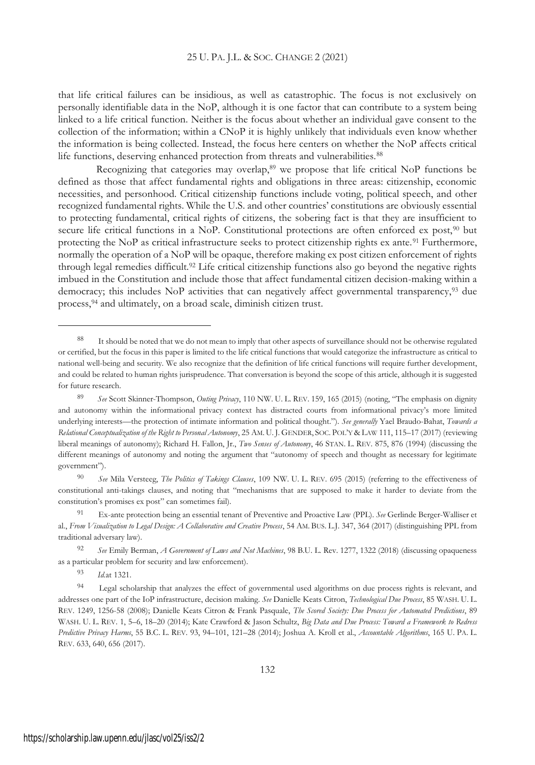that life critical failures can be insidious, as well as catastrophic. The focus is not exclusively on personally identifiable data in the NoP, although it is one factor that can contribute to a system being linked to a life critical function. Neither is the focus about whether an individual gave consent to the collection of the information; within a CNoP it is highly unlikely that individuals even know whether the information is being collected. Instead, the focus here centers on whether the NoP affects critical life functions, deserving enhanced protection from threats and vulnerabilities.[88]

Recognizing that categories may overlap,[89] we propose that life critical NoP functions be defined as those that affect fundamental rights and obligations in three areas: citizenship, economic necessities, and personhood. Critical citizenship functions include voting, political speech, and other recognized fundamental rights. While the U.S. and other countries' constitutions are obviously essential to protecting fundamental, critical rights of citizens, the sobering fact is that they are insufficient to secure life critical functions in a NoP. Constitutional protections are often enforced ex post,[90] but protecting the NoP as critical infrastructure seeks to protect citizenship rights ex ante.[91] Furthermore, normally the operation of a NoP will be opaque, therefore making ex post citizen enforcement of rights through legal remedies difficult.[92] Life critical citizenship functions also go beyond the negative rights imbued in the Constitution and include those that affect fundamental citizen decision-making within a democracy; this includes NoP activities that can negatively affect governmental transparency,[93] due process,[94] and ultimately, on a broad scale, diminish citizen trust.

---

[88] It should be noted that we do not mean to imply that other aspects of surveillance should not be otherwise regulated or certified, but the focus in this paper is limited to the life critical functions that would categorize the infrastructure as critical to national well-being and security. We also recognize that the definition of life critical functions will require further development, and could be related to human rights jurisprudence. That conversation is beyond the scope of this article, although it is suggested for future research.

[89] *See* Scott Skinner-Thompson, *Outing Privacy*, 110 NW. U. L. REV. 159, 165 (2015) (noting, "The emphasis on dignity and autonomy within the informational privacy context has distracted courts from informational privacy's more limited underlying interests—the protection of intimate information and political thought."). *See generally* Yael Braudo-Bahat, *Towards a Relational Conceptualization of the Right to Personal Autonomy*, 25 AM. U. J. GENDER, SOC. POL'Y & LAW 111, 115–17 (2017) (reviewing liberal meanings of autonomy); Richard H. Fallon, Jr., *Two Senses of Autonomy*, 46 STAN. L. REV. 875, 876 (1994) (discussing the different meanings of autonomy and noting the argument that "autonomy of speech and thought as necessary for legitimate government").

[90] *See* Mila Versteeg, *The Politics of Takings Clauses*, 109 NW. U. L. REV. 695 (2015) (referring to the effectiveness of constitutional anti-takings clauses, and noting that "mechanisms that are supposed to make it harder to deviate from the constitution's promises ex post" can sometimes fail).

[91] Ex-ante protection being an essential tenant of Preventive and Proactive Law (PPL). *See* Gerlinde Berger-Walliser et al., *From Visualization to Legal Design: A Collaborative and Creative Process*, 54 AM. BUS. L.J. 347, 364 (2017) (distinguishing PPL from traditional adversary law).

[92] *See* Emily Berman, *A Government of Laws and Not Machines*, 98 B.U. L. Rev. 1277, 1322 (2018) (discussing opaqueness as a particular problem for security and law enforcement).

[93] *Id.*at 1321.

[94] Legal scholarship that analyzes the effect of governmental used algorithms on due process rights is relevant, and addresses one part of the IoP infrastructure, decision making. *See* Danielle Keats Citron, *Technological Due Process*, 85 WASH. U. L. REV. 1249, 1256-58 (2008); Danielle Keats Citron & Frank Pasquale, *The Scored Society: Due Process for Automated Predictions*, 89 WASH. U. L. REV. 1, 5–6, 18–20 (2014); Kate Crawford & Jason Schultz, *Big Data and Due Process: Toward a Framework to Redress Predictive Privacy Harms*, 55 B.C. L. REV. 93, 94–101, 121–28 (2014); Joshua A. Kroll et al., *Accountable Algorithms*, 165 U. PA. L. REV. 633, 640, 656 (2017).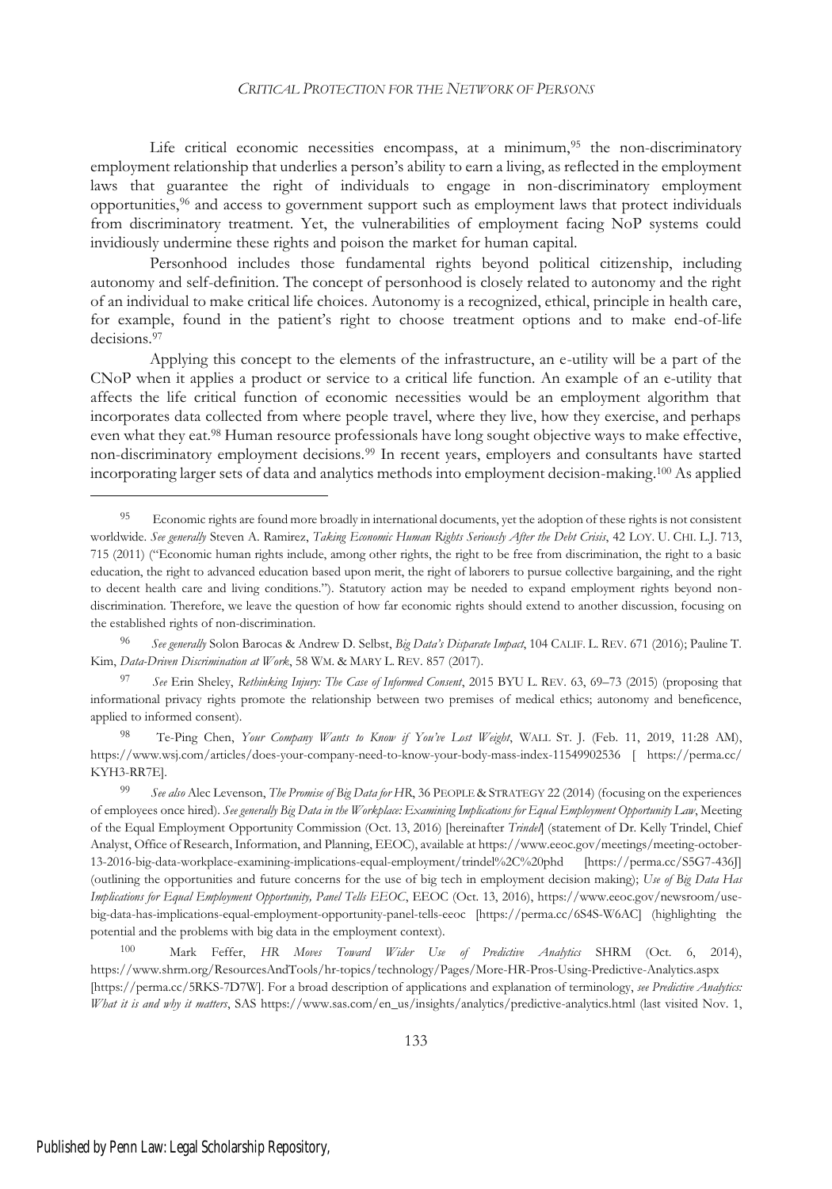Life critical economic necessities encompass, at a minimum,[95] the non-discriminatory employment relationship that underlies a person's ability to earn a living, as reflected in the employment laws that guarantee the right of individuals to engage in non-discriminatory employment opportunities,[96] and access to government support such as employment laws that protect individuals from discriminatory treatment. Yet, the vulnerabilities of employment facing NoP systems could invidiously undermine these rights and poison the market for human capital.

Personhood includes those fundamental rights beyond political citizenship, including autonomy and self-definition. The concept of personhood is closely related to autonomy and the right of an individual to make critical life choices. Autonomy is a recognized, ethical, principle in health care, for example, found in the patient's right to choose treatment options and to make end-of-life decisions.[97]

Applying this concept to the elements of the infrastructure, an e-utility will be a part of the CNoP when it applies a product or service to a critical life function. An example of an e-utility that affects the life critical function of economic necessities would be an employment algorithm that incorporates data collected from where people travel, where they live, how they exercise, and perhaps even what they eat.[98] Human resource professionals have long sought objective ways to make effective, non-discriminatory employment decisions.[99] In recent years, employers and consultants have started incorporating larger sets of data and analytics methods into employment decision-making.[100] As applied

---

[95] Economic rights are found more broadly in international documents, yet the adoption of these rights is not consistent worldwide. *See generally* Steven A. Ramirez, *Taking Economic Human Rights Seriously After the Debt Crisis*, 42 LOY. U. CHI. L.J. 713, 715 (2011) ("Economic human rights include, among other rights, the right to be free from discrimination, the right to a basic education, the right to advanced education based upon merit, the right of laborers to pursue collective bargaining, and the right to decent health care and living conditions."). Statutory action may be needed to expand employment rights beyond non-discrimination. Therefore, we leave the question of how far economic rights should extend to another discussion, focusing on the established rights of non-discrimination.

[96] *See generally* Solon Barocas & Andrew D. Selbst, *Big Data's Disparate Impact*, 104 CALIF. L. REV. 671 (2016); Pauline T. Kim, *Data-Driven Discrimination at Work*, 58 WM. & MARY L. REV. 857 (2017).

[97] *See* Erin Sheley, *Rethinking Injury: The Case of Informed Consent*, 2015 BYU L. REV. 63, 69–73 (2015) (proposing that informational privacy rights promote the relationship between two premises of medical ethics; autonomy and beneficence, applied to informed consent).

[98] Te-Ping Chen, *Your Company Wants to Know if You've Lost Weight*, WALL ST. J. (Feb. 11, 2019, 11:28 AM), https://www.wsj.com/articles/does-your-company-need-to-know-your-body-mass-index-11549902536 [ https://perma.cc/KYH3-RR7E].

[99] *See also* Alec Levenson, *The Promise of Big Data for HR*, 36 PEOPLE & STRATEGY 22 (2014) (focusing on the experiences of employees once hired). *See generally Big Data in the Workplace: Examining Implications for Equal Employment Opportunity Law*, Meeting of the Equal Employment Opportunity Commission (Oct. 13, 2016) [hereinafter *Trindel*] (statement of Dr. Kelly Trindel, Chief Analyst, Office of Research, Information, and Planning, EEOC), available at https://www.eeoc.gov/meetings/meeting-october-13-2016-big-data-workplace-examining-implications-equal-employment/trindel%2C%20phd [https://perma.cc/S5G7-436J] (outlining the opportunities and future concerns for the use of big tech in employment decision making); *Use of Big Data Has Implications for Equal Employment Opportunity, Panel Tells EEOC*, EEOC (Oct. 13, 2016), https://www.eeoc.gov/newsroom/use-big-data-has-implications-equal-employment-opportunity-panel-tells-eeoc [https://perma.cc/6S4S-W6AC] (highlighting the potential and the problems with big data in the employment context).

[100] Mark Feffer, *HR Moves Toward Wider Use of Predictive Analytics* SHRM (Oct. 6, 2014), https://www.shrm.org/ResourcesAndTools/hr-topics/technology/Pages/More-HR-Pros-Using-Predictive-Analytics.aspx [https://perma.cc/5RKS-7D7W]. For a broad description of applications and explanation of terminology, *see Predictive Analytics: What it is and why it matters*, SAS https://www.sas.com/en_us/insights/analytics/predictive-analytics.html (last visited Nov. 1,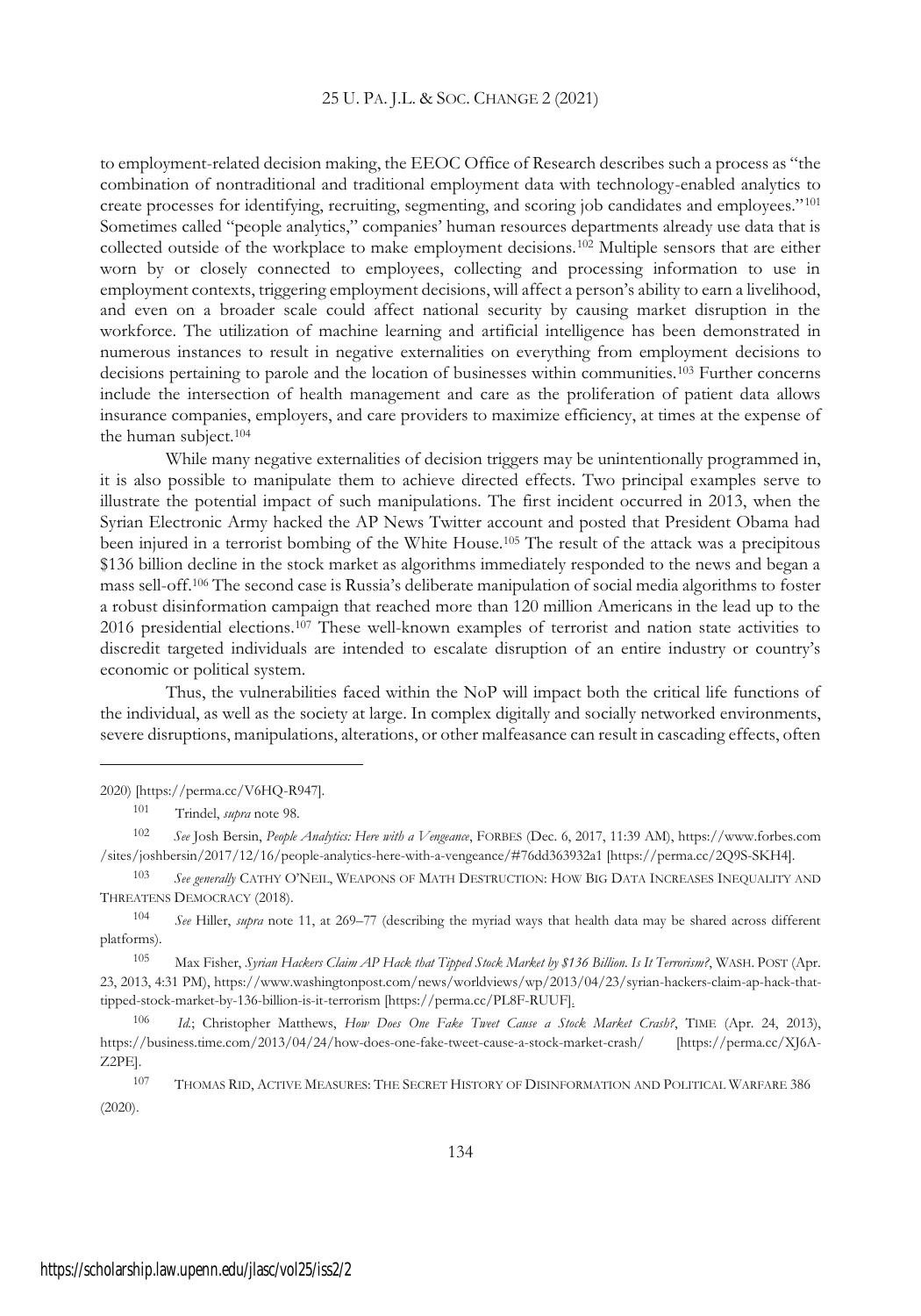to employment-related decision making, the EEOC Office of Research describes such a process as "the combination of nontraditional and traditional employment data with technology-enabled analytics to create processes for identifying, recruiting, segmenting, and scoring job candidates and employees."[101] Sometimes called "people analytics," companies' human resources departments already use data that is collected outside of the workplace to make employment decisions.[102] Multiple sensors that are either worn by or closely connected to employees, collecting and processing information to use in employment contexts, triggering employment decisions, will affect a person's ability to earn a livelihood, and even on a broader scale could affect national security by causing market disruption in the workforce. The utilization of machine learning and artificial intelligence has been demonstrated in numerous instances to result in negative externalities on everything from employment decisions to decisions pertaining to parole and the location of businesses within communities.[103] Further concerns include the intersection of health management and care as the proliferation of patient data allows insurance companies, employers, and care providers to maximize efficiency, at times at the expense of the human subject.[104]

While many negative externalities of decision triggers may be unintentionally programmed in, it is also possible to manipulate them to achieve directed effects. Two principal examples serve to illustrate the potential impact of such manipulations. The first incident occurred in 2013, when the Syrian Electronic Army hacked the AP News Twitter account and posted that President Obama had been injured in a terrorist bombing of the White House.[105] The result of the attack was a precipitous $136 billion decline in the stock market as algorithms immediately responded to the news and began a mass sell-off.[106] The second case is Russia's deliberate manipulation of social media algorithms to foster a robust disinformation campaign that reached more than 120 million Americans in the lead up to the 2016 presidential elections.[107] These well-known examples of terrorist and nation state activities to discredit targeted individuals are intended to escalate disruption of an entire industry or country's economic or political system.

Thus, the vulnerabilities faced within the NoP will impact both the critical life functions of the individual, as well as the society at large. In complex digitally and socially networked environments, severe disruptions, manipulations, alterations, or other malfeasance can result in cascading effects, often

---

2020) [https://perma.cc/V6HQ-R947].

[101] Trindel, *supra* note 98.

[102] *See* Josh Bersin, *People Analytics: Here with a Vengeance*, FORBES (Dec. 6, 2017, 11:39 AM), https://www.forbes.com/sites/joshbersin/2017/12/16/people-analytics-here-with-a-vengeance/#76dd363932a1 [https://perma.cc/2Q9S-SKH4].

[103] *See generally* CATHY O'NEIL, WEAPONS OF MATH DESTRUCTION: HOW BIG DATA INCREASES INEQUALITY AND THREATENS DEMOCRACY (2018).

[104] *See* Hiller, *supra* note 11, at 269–77 (describing the myriad ways that health data may be shared across different platforms).

[105] Max Fisher, *Syrian Hackers Claim AP Hack that Tipped Stock Market by $136 Billion. Is It Terrorism?*, WASH. POST (Apr. 23, 2013, 4:31 PM), https://www.washingtonpost.com/news/worldviews/wp/2013/04/23/syrian-hackers-claim-ap-hack-that-tipped-stock-market-by-136-billion-is-it-terrorism [https://perma.cc/PL8F-RUUF].

[106] *Id.*; Christopher Matthews, *How Does One Fake Tweet Cause a Stock Market Crash?*, TIME (Apr. 24, 2013), https://business.time.com/2013/04/24/how-does-one-fake-tweet-cause-a-stock-market-crash/ [https://perma.cc/XJ6A-Z2PE].

[107] THOMAS RID, ACTIVE MEASURES: THE SECRET HISTORY OF DISINFORMATION AND POLITICAL WARFARE 386 (2020).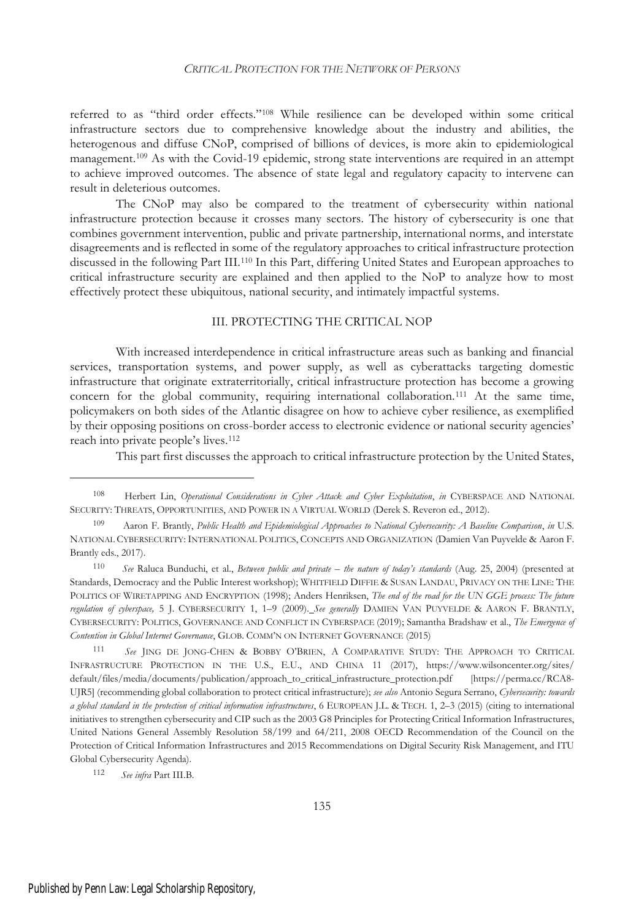referred to as "third order effects."[108] While resilience can be developed within some critical infrastructure sectors due to comprehensive knowledge about the industry and abilities, the heterogenous and diffuse CNoP, comprised of billions of devices, is more akin to epidemiological management.[109] As with the Covid-19 epidemic, strong state interventions are required in an attempt to achieve improved outcomes. The absence of state legal and regulatory capacity to intervene can result in deleterious outcomes.

The CNoP may also be compared to the treatment of cybersecurity within national infrastructure protection because it crosses many sectors. The history of cybersecurity is one that combines government intervention, public and private partnership, international norms, and interstate disagreements and is reflected in some of the regulatory approaches to critical infrastructure protection discussed in the following Part III.[110] In this Part, differing United States and European approaches to critical infrastructure security are explained and then applied to the NoP to analyze how to most effectively protect these ubiquitous, national security, and intimately impactful systems.

## III. PROTECTING THE CRITICAL NOP

With increased interdependence in critical infrastructure areas such as banking and financial services, transportation systems, and power supply, as well as cyberattacks targeting domestic infrastructure that originate extraterritorially, critical infrastructure protection has become a growing concern for the global community, requiring international collaboration.[111] At the same time, policymakers on both sides of the Atlantic disagree on how to achieve cyber resilience, as exemplified by their opposing positions on cross-border access to electronic evidence or national security agencies' reach into private people's lives.[112]

This part first discusses the approach to critical infrastructure protection by the United States,

---

[108] Herbert Lin, *Operational Considerations in Cyber Attack and Cyber Exploitation*, *in* CYBERSPACE AND NATIONAL SECURITY: THREATS, OPPORTUNITIES, AND POWER IN A VIRTUAL WORLD (Derek S. Reveron ed., 2012).

[109] Aaron F. Brantly, *Public Health and Epidemiological Approaches to National Cybersecurity: A Baseline Comparison*, *in* U.S. NATIONAL CYBERSECURITY: INTERNATIONAL POLITICS, CONCEPTS AND ORGANIZATION (Damien Van Puyvelde & Aaron F. Brantly eds., 2017).

[110] *See* Raluca Bunduchi, et al., *Between public and private – the nature of today's standards* (Aug. 25, 2004) (presented at Standards, Democracy and the Public Interest workshop); WHITFIELD DIFFIE & SUSAN LANDAU, PRIVACY ON THE LINE: THE POLITICS OF WIRETAPPING AND ENCRYPTION (1998); Anders Henriksen, *The end of the road for the UN GGE process: The future regulation of cyberspace,* 5 J. CYBERSECURITY 1, 1–9 (2009). *See generally* DAMIEN VAN PUYVELDE & AARON F. BRANTLY, CYBERSECURITY: POLITICS, GOVERNANCE AND CONFLICT IN CYBERSPACE (2019); Samantha Bradshaw et al., *The Emergence of Contention in Global Internet Governance*, GLOB. COMM'N ON INTERNET GOVERNANCE (2015)

[111] *See* JING DE JONG-CHEN & BOBBY O'BRIEN, A COMPARATIVE STUDY: THE APPROACH TO CRITICAL INFRASTRUCTURE PROTECTION IN THE U.S., E.U., AND CHINA 11 (2017), https://www.wilsoncenter.org/sites/default/files/media/documents/publication/approach_to_critical_infrastructure_protection.pdf [https://perma.cc/RCA8-UJR5] (recommending global collaboration to protect critical infrastructure); *see also* Antonio Segura Serrano, *Cybersecurity: towards a global standard in the protection of critical information infrastructures*, 6 EUROPEAN J.L. & TECH. 1, 2–3 (2015) (citing to international initiatives to strengthen cybersecurity and CIP such as the 2003 G8 Principles for Protecting Critical Information Infrastructures, United Nations General Assembly Resolution 58/199 and 64/211, 2008 OECD Recommendation of the Council on the Protection of Critical Information Infrastructures and 2015 Recommendations on Digital Security Risk Management, and ITU Global Cybersecurity Agenda).

[112] *See infra* Part III.B.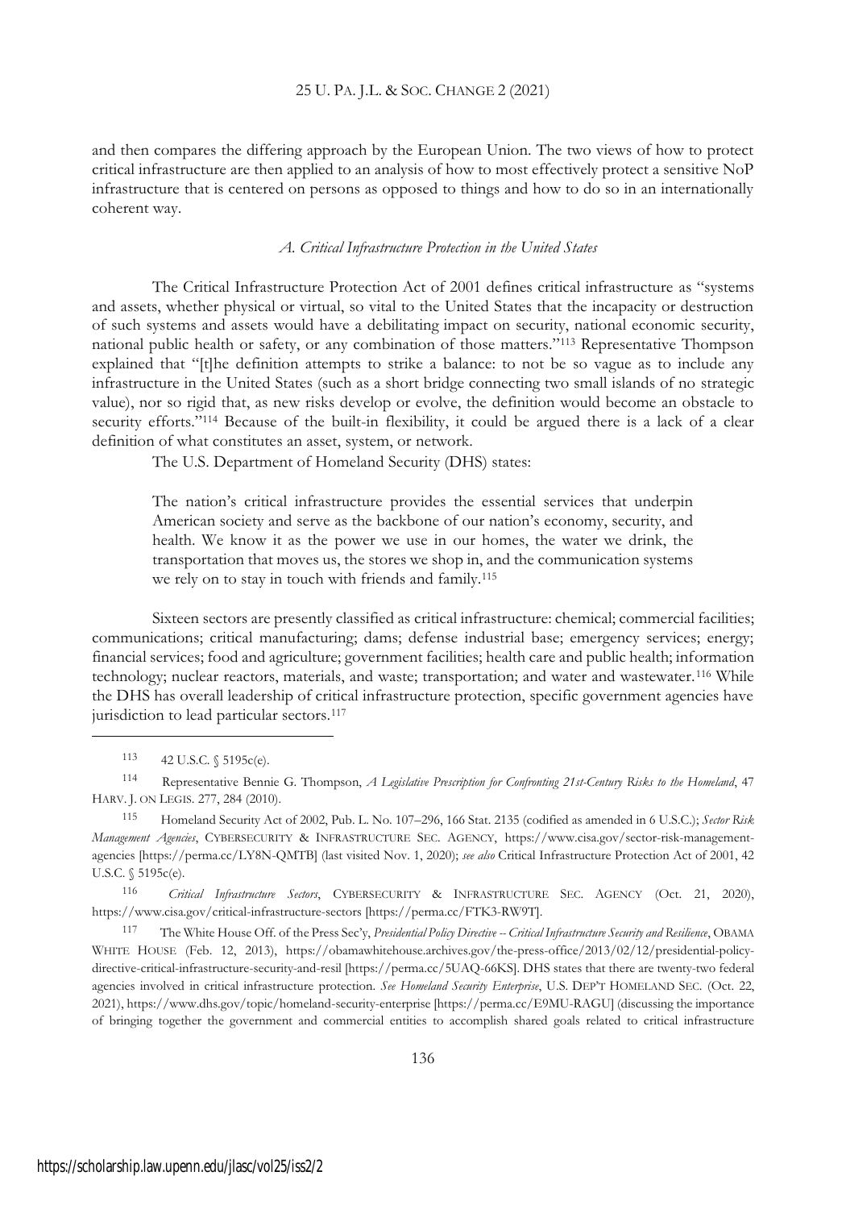and then compares the differing approach by the European Union. The two views of how to protect critical infrastructure are then applied to an analysis of how to most effectively protect a sensitive NoP infrastructure that is centered on persons as opposed to things and how to do so in an internationally coherent way.

### *A. Critical Infrastructure Protection in the United States*

The Critical Infrastructure Protection Act of 2001 defines critical infrastructure as "systems and assets, whether physical or virtual, so vital to the United States that the incapacity or destruction of such systems and assets would have a debilitating impact on security, national economic security, national public health or safety, or any combination of those matters."[113] Representative Thompson explained that "[t]he definition attempts to strike a balance: to not be so vague as to include any infrastructure in the United States (such as a short bridge connecting two small islands of no strategic value), nor so rigid that, as new risks develop or evolve, the definition would become an obstacle to security efforts."[114] Because of the built-in flexibility, it could be argued there is a lack of a clear definition of what constitutes an asset, system, or network.

The U.S. Department of Homeland Security (DHS) states:

> The nation's critical infrastructure provides the essential services that underpin American society and serve as the backbone of our nation's economy, security, and health. We know it as the power we use in our homes, the water we drink, the transportation that moves us, the stores we shop in, and the communication systems we rely on to stay in touch with friends and family.[115]

Sixteen sectors are presently classified as critical infrastructure: chemical; commercial facilities; communications; critical manufacturing; dams; defense industrial base; emergency services; energy; financial services; food and agriculture; government facilities; health care and public health; information technology; nuclear reactors, materials, and waste; transportation; and water and wastewater.[116] While the DHS has overall leadership of critical infrastructure protection, specific government agencies have jurisdiction to lead particular sectors.[117]

---

[113] 42 U.S.C. § 5195c(e).

[114] Representative Bennie G. Thompson, *A Legislative Prescription for Confronting 21st-Century Risks to the Homeland*, 47 HARV. J. ON LEGIS. 277, 284 (2010).

[115] Homeland Security Act of 2002, Pub. L. No. 107–296, 166 Stat. 2135 (codified as amended in 6 U.S.C.); *Sector Risk Management Agencies*, CYBERSECURITY & INFRASTRUCTURE SEC. AGENCY, https://www.cisa.gov/sector-risk-management-agencies [https://perma.cc/LY8N-QMTB] (last visited Nov. 1, 2020); *see also* Critical Infrastructure Protection Act of 2001, 42 U.S.C. § 5195c(e).

[116] *Critical Infrastructure Sectors*, CYBERSECURITY & INFRASTRUCTURE SEC. AGENCY (Oct. 21, 2020), https://www.cisa.gov/critical-infrastructure-sectors [https://perma.cc/FTK3-RW9T].

[117] The White House Off. of the Press Sec'y, *Presidential Policy Directive -- Critical Infrastructure Security and Resilience*, OBAMA WHITE HOUSE (Feb. 12, 2013), https://obamawhitehouse.archives.gov/the-press-office/2013/02/12/presidential-policy-directive-critical-infrastructure-security-and-resil [https://perma.cc/5UAQ-66KS]. DHS states that there are twenty-two federal agencies involved in critical infrastructure protection. *See Homeland Security Enterprise*, U.S. DEP'T HOMELAND SEC. (Oct. 22, 2021), https://www.dhs.gov/topic/homeland-security-enterprise [https://perma.cc/E9MU-RAGU] (discussing the importance of bringing together the government and commercial entities to accomplish shared goals related to critical infrastructure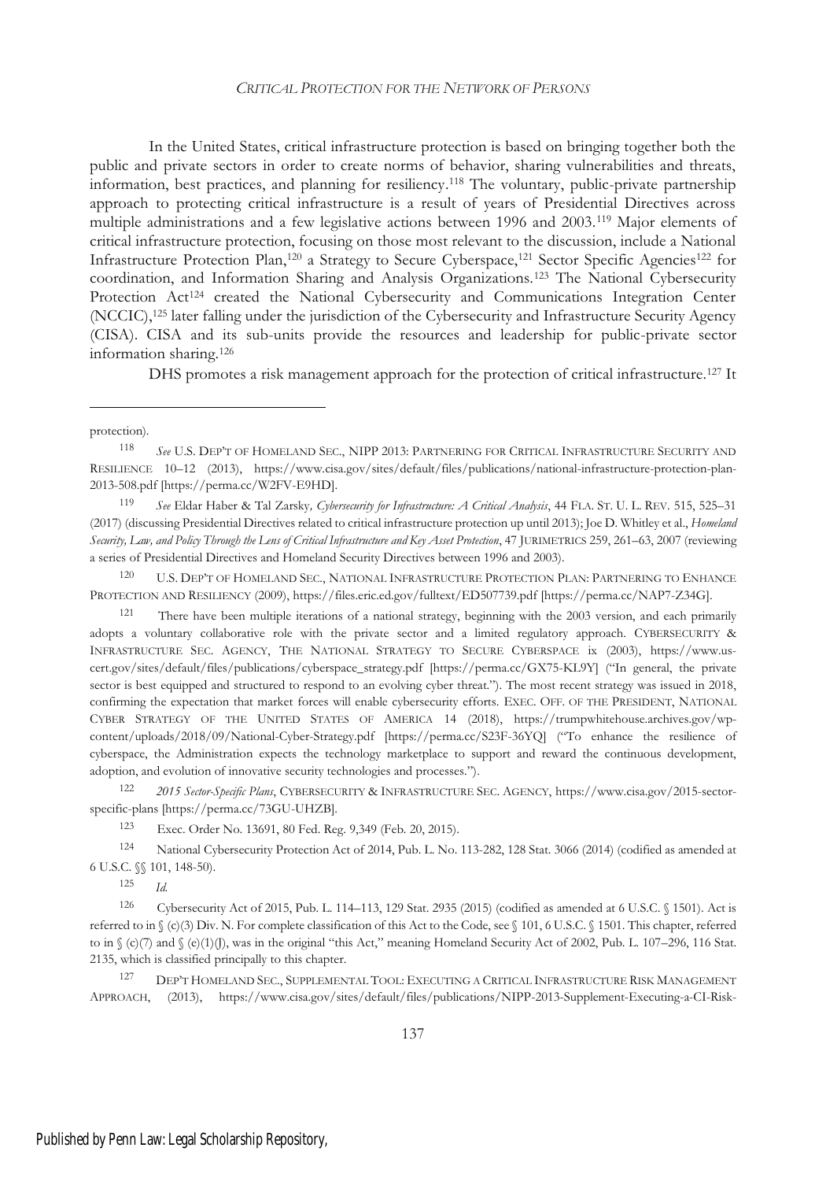In the United States, critical infrastructure protection is based on bringing together both the public and private sectors in order to create norms of behavior, sharing vulnerabilities and threats, information, best practices, and planning for resiliency.[118] The voluntary, public-private partnership approach to protecting critical infrastructure is a result of years of Presidential Directives across multiple administrations and a few legislative actions between 1996 and 2003.[119] Major elements of critical infrastructure protection, focusing on those most relevant to the discussion, include a National Infrastructure Protection Plan,[120] a Strategy to Secure Cyberspace,[121] Sector Specific Agencies[122] for coordination, and Information Sharing and Analysis Organizations.[123] The National Cybersecurity Protection Act[124] created the National Cybersecurity and Communications Integration Center (NCCIC),[125] later falling under the jurisdiction of the Cybersecurity and Infrastructure Security Agency (CISA). CISA and its sub-units provide the resources and leadership for public-private sector information sharing.[126]

DHS promotes a risk management approach for the protection of critical infrastructure.[127] It

---

protection).

[118] *See* U.S. DEP'T OF HOMELAND SEC., NIPP 2013: PARTNERING FOR CRITICAL INFRASTRUCTURE SECURITY AND RESILIENCE 10–12 (2013), https://www.cisa.gov/sites/default/files/publications/national-infrastructure-protection-plan-2013-508.pdf [https://perma.cc/W2FV-E9HD].

[119] *See* Eldar Haber & Tal Zarsky, *Cybersecurity for Infrastructure: A Critical Analysis*, 44 FLA. ST. U. L. REV. 515, 525–31 (2017) (discussing Presidential Directives related to critical infrastructure protection up until 2013); Joe D. Whitley et al., *Homeland Security, Law, and Policy Through the Lens of Critical Infrastructure and Key Asset Protection*, 47 JURIMETRICS 259, 261–63, 2007 (reviewing a series of Presidential Directives and Homeland Security Directives between 1996 and 2003).

[120] U.S. DEP'T OF HOMELAND SEC., NATIONAL INFRASTRUCTURE PROTECTION PLAN: PARTNERING TO ENHANCE PROTECTION AND RESILIENCY (2009), https://files.eric.ed.gov/fulltext/ED507739.pdf [https://perma.cc/NAP7-Z34G].

[121] There have been multiple iterations of a national strategy, beginning with the 2003 version, and each primarily adopts a voluntary collaborative role with the private sector and a limited regulatory approach. CYBERSECURITY & INFRASTRUCTURE SEC. AGENCY, THE NATIONAL STRATEGY TO SECURE CYBERSPACE ix (2003), https://www.us-cert.gov/sites/default/files/publications/cyberspace_strategy.pdf [https://perma.cc/GX75-KL9Y] ("In general, the private sector is best equipped and structured to respond to an evolving cyber threat."). The most recent strategy was issued in 2018, confirming the expectation that market forces will enable cybersecurity efforts. EXEC. OFF. OF THE PRESIDENT, NATIONAL CYBER STRATEGY OF THE UNITED STATES OF AMERICA 14 (2018), https://trumpwhitehouse.archives.gov/wp-content/uploads/2018/09/National-Cyber-Strategy.pdf [https://perma.cc/S23F-36YQ] ("To enhance the resilience of cyberspace, the Administration expects the technology marketplace to support and reward the continuous development, adoption, and evolution of innovative security technologies and processes.").

[122] *2015 Sector-Specific Plans*, CYBERSECURITY & INFRASTRUCTURE SEC. AGENCY, https://www.cisa.gov/2015-sector-specific-plans [https://perma.cc/73GU-UHZB].

[123] Exec. Order No. 13691, 80 Fed. Reg. 9,349 (Feb. 20, 2015).

[124] National Cybersecurity Protection Act of 2014, Pub. L. No. 113-282, 128 Stat. 3066 (2014) (codified as amended at 6 U.S.C. §§ 101, 148-50).

[125] *Id.*

[126] Cybersecurity Act of 2015, Pub. L. 114–113, 129 Stat. 2935 (2015) (codified as amended at 6 U.S.C. § 1501). Act is referred to in § (c)(3) Div. N. For complete classification of this Act to the Code, see § 101, 6 U.S.C. § 1501. This chapter, referred to in § (c)(7) and § (e)(1)(J), was in the original "this Act," meaning Homeland Security Act of 2002, Pub. L. 107–296, 116 Stat. 2135, which is classified principally to this chapter.

[127] DEP'T HOMELAND SEC., SUPPLEMENTAL TOOL: EXECUTING A CRITICAL INFRASTRUCTURE RISK MANAGEMENT APPROACH, (2013), https://www.cisa.gov/sites/default/files/publications/NIPP-2013-Supplement-Executing-a-CI-Risk-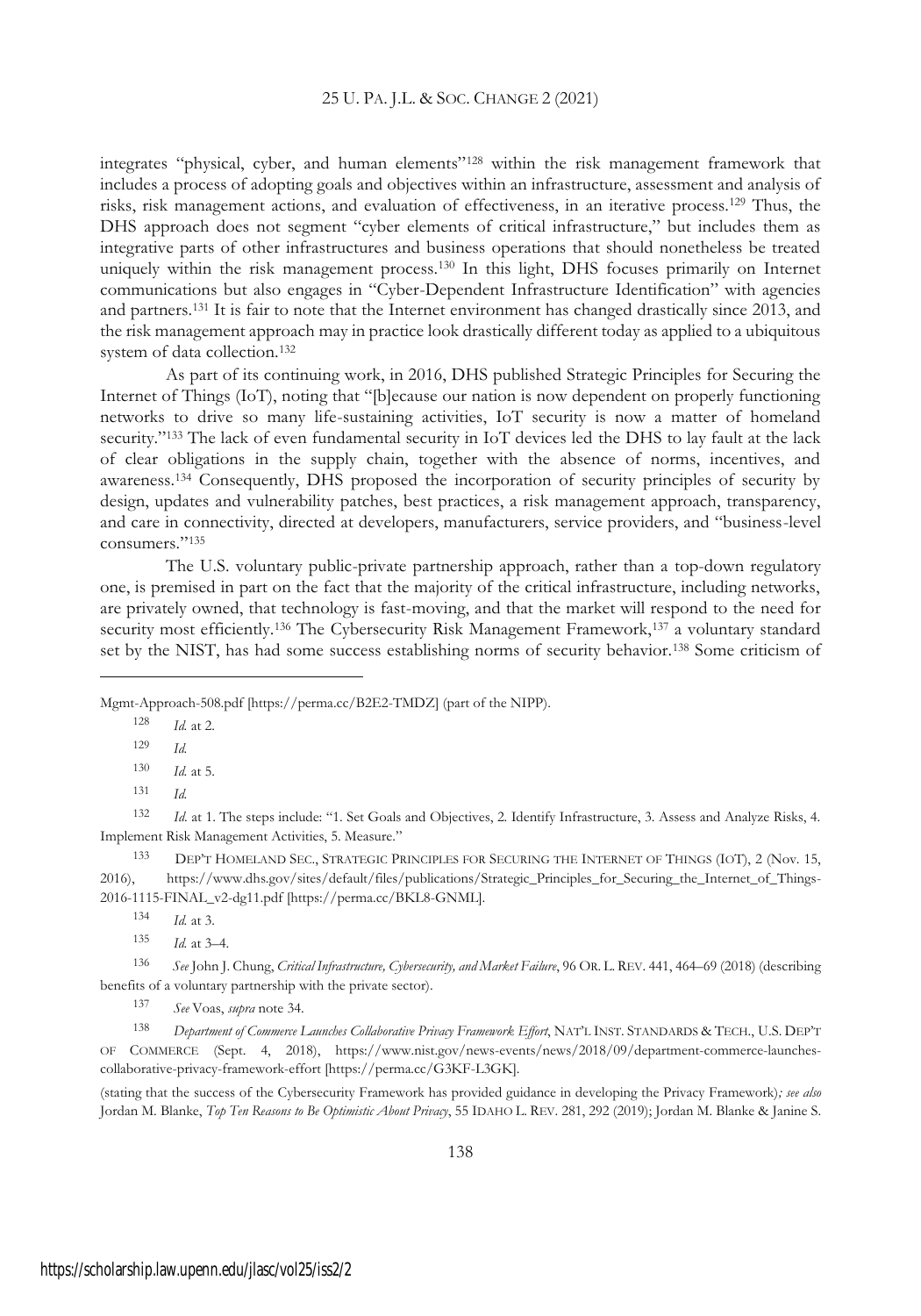integrates "physical, cyber, and human elements"[128] within the risk management framework that includes a process of adopting goals and objectives within an infrastructure, assessment and analysis of risks, risk management actions, and evaluation of effectiveness, in an iterative process.[129] Thus, the DHS approach does not segment "cyber elements of critical infrastructure," but includes them as integrative parts of other infrastructures and business operations that should nonetheless be treated uniquely within the risk management process.[130] In this light, DHS focuses primarily on Internet communications but also engages in "Cyber-Dependent Infrastructure Identification" with agencies and partners.[131] It is fair to note that the Internet environment has changed drastically since 2013, and the risk management approach may in practice look drastically different today as applied to a ubiquitous system of data collection.[132]

As part of its continuing work, in 2016, DHS published Strategic Principles for Securing the Internet of Things (IoT), noting that "[b]ecause our nation is now dependent on properly functioning networks to drive so many life-sustaining activities, IoT security is now a matter of homeland security."[133] The lack of even fundamental security in IoT devices led the DHS to lay fault at the lack of clear obligations in the supply chain, together with the absence of norms, incentives, and awareness.[134] Consequently, DHS proposed the incorporation of security principles of security by design, updates and vulnerability patches, best practices, a risk management approach, transparency, and care in connectivity, directed at developers, manufacturers, service providers, and "business-level consumers."[135]

The U.S. voluntary public-private partnership approach, rather than a top-down regulatory one, is premised in part on the fact that the majority of the critical infrastructure, including networks, are privately owned, that technology is fast-moving, and that the market will respond to the need for security most efficiently.[136] The Cybersecurity Risk Management Framework,[137] a voluntary standard set by the NIST, has had some success establishing norms of security behavior.[138] Some criticism of

---

Mgmt-Approach-508.pdf [https://perma.cc/B2E2-TMDZ] (part of the NIPP).

[128] *Id.* at 2.

[129] *Id.*

[130] *Id.* at 5.

[131] *Id.*

[132] *Id.* at 1. The steps include: "1. Set Goals and Objectives, 2. Identify Infrastructure, 3. Assess and Analyze Risks, 4. Implement Risk Management Activities, 5. Measure."

[133] DEP'T HOMELAND SEC., STRATEGIC PRINCIPLES FOR SECURING THE INTERNET OF THINGS (IOT), 2 (Nov. 15, 2016), https://www.dhs.gov/sites/default/files/publications/Strategic_Principles_for_Securing_the_Internet_of_Things-2016-1115-FINAL_v2-dg11.pdf [https://perma.cc/BKL8-GNML].

[134] *Id.* at 3.

[135] *Id.* at 3–4.

[136] *See* John J. Chung, *Critical Infrastructure, Cybersecurity, and Market Failure*, 96 OR. L. REV. 441, 464–69 (2018) (describing benefits of a voluntary partnership with the private sector).

[137] *See* Voas, *supra* note 34.

[138] *Department of Commerce Launches Collaborative Privacy Framework Effort*, NAT'L INST. STANDARDS & TECH., U.S. DEP'T OF COMMERCE (Sept. 4, 2018), https://www.nist.gov/news-events/news/2018/09/department-commerce-launches-collaborative-privacy-framework-effort [https://perma.cc/G3KF-L3GK].

(stating that the success of the Cybersecurity Framework has provided guidance in developing the Privacy Framework)*; see also* Jordan M. Blanke, *Top Ten Reasons to Be Optimistic About Privacy*, 55 IDAHO L. REV. 281, 292 (2019); Jordan M. Blanke & Janine S.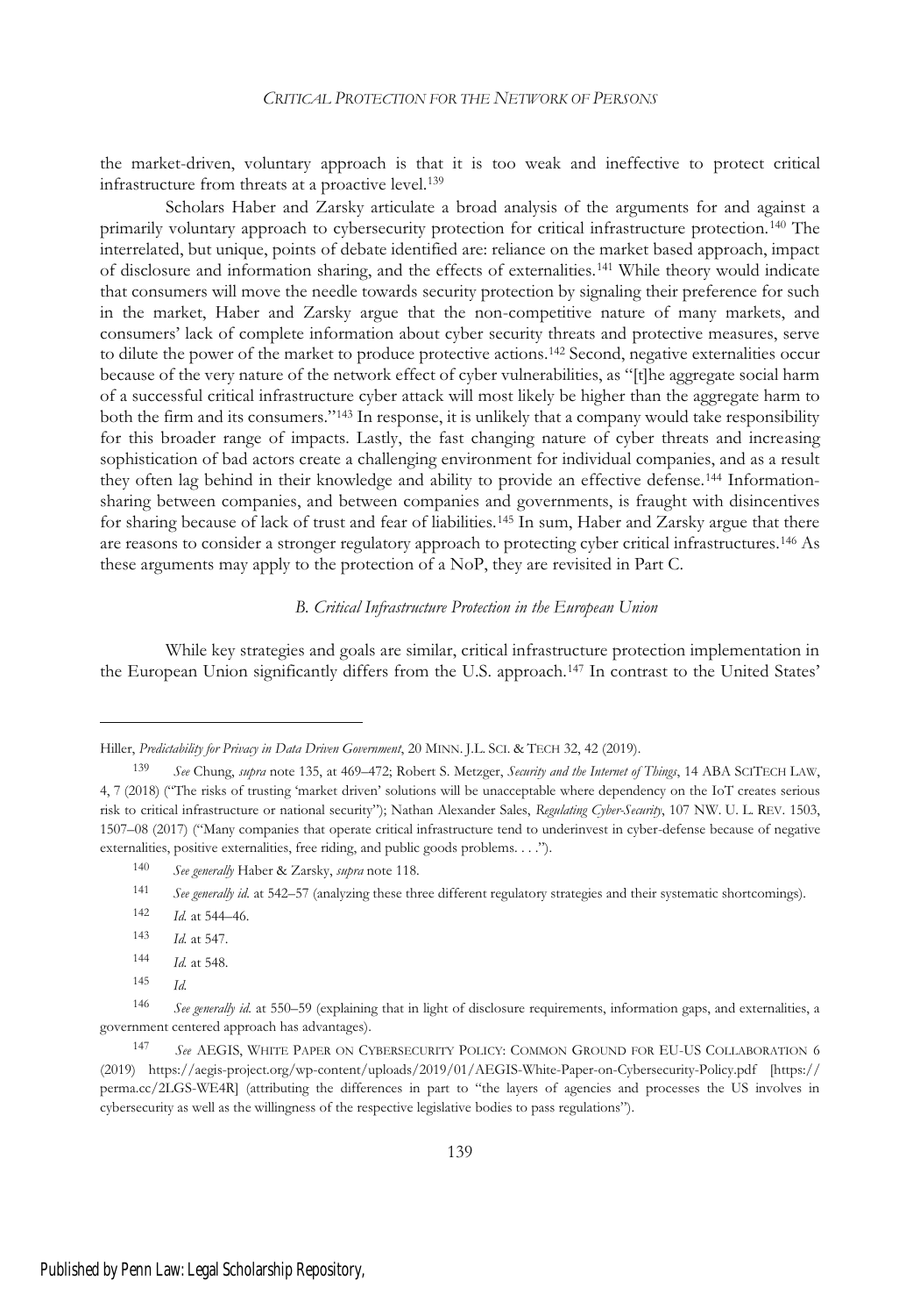the market-driven, voluntary approach is that it is too weak and ineffective to protect critical infrastructure from threats at a proactive level.[139]

Scholars Haber and Zarsky articulate a broad analysis of the arguments for and against a primarily voluntary approach to cybersecurity protection for critical infrastructure protection.[140] The interrelated, but unique, points of debate identified are: reliance on the market based approach, impact of disclosure and information sharing, and the effects of externalities.[141] While theory would indicate that consumers will move the needle towards security protection by signaling their preference for such in the market, Haber and Zarsky argue that the non-competitive nature of many markets, and consumers' lack of complete information about cyber security threats and protective measures, serve to dilute the power of the market to produce protective actions.[142] Second, negative externalities occur because of the very nature of the network effect of cyber vulnerabilities, as "[t]he aggregate social harm of a successful critical infrastructure cyber attack will most likely be higher than the aggregate harm to both the firm and its consumers."[143] In response, it is unlikely that a company would take responsibility for this broader range of impacts. Lastly, the fast changing nature of cyber threats and increasing sophistication of bad actors create a challenging environment for individual companies, and as a result they often lag behind in their knowledge and ability to provide an effective defense.[144] Information-sharing between companies, and between companies and governments, is fraught with disincentives for sharing because of lack of trust and fear of liabilities.[145] In sum, Haber and Zarsky argue that there are reasons to consider a stronger regulatory approach to protecting cyber critical infrastructures.[146] As these arguments may apply to the protection of a NoP, they are revisited in Part C.

### *B. Critical Infrastructure Protection in the European Union*

While key strategies and goals are similar, critical infrastructure protection implementation in the European Union significantly differs from the U.S. approach.[147] In contrast to the United States'

---

Hiller, *Predictability for Privacy in Data Driven Government*, 20 MINN. J.L. SCI. & TECH 32, 42 (2019).

[139] *See* Chung, *supra* note 135, at 469–472; Robert S. Metzger, *Security and the Internet of Things*, 14 ABA SCITECH LAW, 4, 7 (2018) ("The risks of trusting 'market driven' solutions will be unacceptable where dependency on the IoT creates serious risk to critical infrastructure or national security"); Nathan Alexander Sales, *Regulating Cyber-Security*, 107 NW. U. L. REV. 1503, 1507–08 (2017) ("Many companies that operate critical infrastructure tend to underinvest in cyber-defense because of negative externalities, positive externalities, free riding, and public goods problems. . . .").

[140] *See generally* Haber & Zarsky, *supra* note 118.

[141] *See generally id.* at 542–57 (analyzing these three different regulatory strategies and their systematic shortcomings).

[142] *Id.* at 544–46.

[143] *Id.* at 547.

[144] *Id.* at 548.

[145] *Id.*

[146] *See generally id.* at 550–59 (explaining that in light of disclosure requirements, information gaps, and externalities, a government centered approach has advantages).

[147] *See* AEGIS, WHITE PAPER ON CYBERSECURITY POLICY: COMMON GROUND FOR EU-US COLLABORATION 6 (2019) https://aegis-project.org/wp-content/uploads/2019/01/AEGIS-White-Paper-on-Cybersecurity-Policy.pdf [https://perma.cc/2LGS-WE4R] (attributing the differences in part to "the layers of agencies and processes the US involves in cybersecurity as well as the willingness of the respective legislative bodies to pass regulations").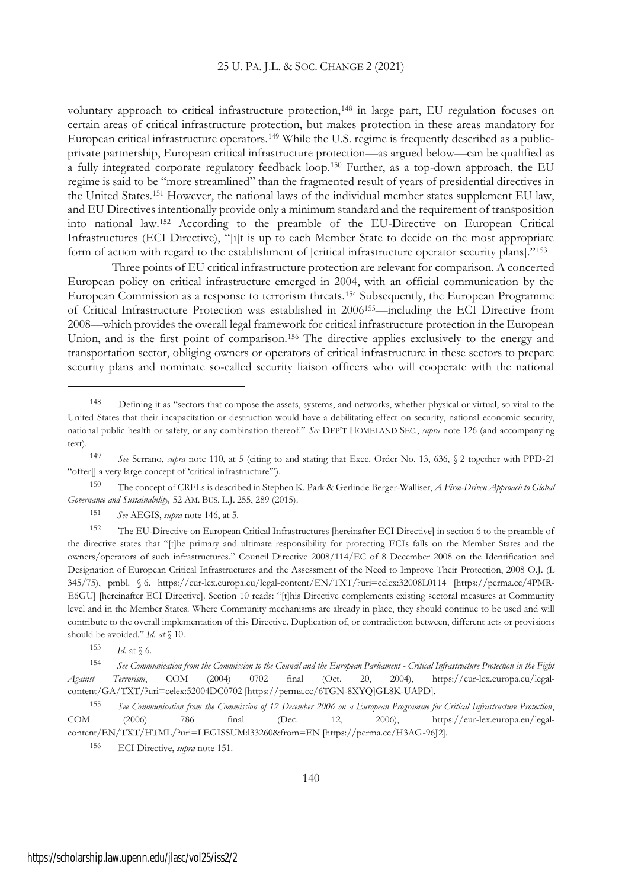voluntary approach to critical infrastructure protection,[148] in large part, EU regulation focuses on certain areas of critical infrastructure protection, but makes protection in these areas mandatory for European critical infrastructure operators.[149] While the U.S. regime is frequently described as a public-private partnership, European critical infrastructure protection—as argued below—can be qualified as a fully integrated corporate regulatory feedback loop.[150] Further, as a top-down approach, the EU regime is said to be "more streamlined" than the fragmented result of years of presidential directives in the United States.[151] However, the national laws of the individual member states supplement EU law, and EU Directives intentionally provide only a minimum standard and the requirement of transposition into national law.[152] According to the preamble of the EU-Directive on European Critical Infrastructures (ECI Directive), "[i]t is up to each Member State to decide on the most appropriate form of action with regard to the establishment of [critical infrastructure operator security plans]."[153]

Three points of EU critical infrastructure protection are relevant for comparison. A concerted European policy on critical infrastructure emerged in 2004, with an official communication by the European Commission as a response to terrorism threats.[154] Subsequently, the European Programme of Critical Infrastructure Protection was established in 2006[155]—including the ECI Directive from 2008—which provides the overall legal framework for critical infrastructure protection in the European Union, and is the first point of comparison.[156] The directive applies exclusively to the energy and transportation sector, obliging owners or operators of critical infrastructure in these sectors to prepare security plans and nominate so-called security liaison officers who will cooperate with the national

---

[148] Defining it as "sectors that compose the assets, systems, and networks, whether physical or virtual, so vital to the United States that their incapacitation or destruction would have a debilitating effect on security, national economic security, national public health or safety, or any combination thereof." *See* DEP'T HOMELAND SEC., *supra* note 126 (and accompanying text).

[149] *See* Serrano, *supra* note 110, at 5 (citing to and stating that Exec. Order No. 13, 636, § 2 together with PPD-21 "offer[] a very large concept of 'critical infrastructure'").

[150] The concept of CRFLs is described in Stephen K. Park & Gerlinde Berger-Walliser, *A Firm-Driven Approach to Global Governance and Sustainability,* 52 AM. BUS. L.J. 255, 289 (2015).

[151] *See* AEGIS, *supra* note 146, at 5.

[152] The EU-Directive on European Critical Infrastructures [hereinafter ECI Directive] in section 6 to the preamble of the directive states that "[t]he primary and ultimate responsibility for protecting ECIs falls on the Member States and the owners/operators of such infrastructures." Council Directive 2008/114/EC of 8 December 2008 on the Identification and Designation of European Critical Infrastructures and the Assessment of the Need to Improve Their Protection, 2008 O.J. (L 345/75), pmbl. § 6. https://eur-lex.europa.eu/legal-content/EN/TXT/?uri=celex:32008L0114 [https://perma.cc/4PMR-E6GU] [hereinafter ECI Directive]. Section 10 reads: "[t]his Directive complements existing sectoral measures at Community level and in the Member States. Where Community mechanisms are already in place, they should continue to be used and will contribute to the overall implementation of this Directive. Duplication of, or contradiction between, different acts or provisions should be avoided." *Id. at* § 10.

[153] *Id.* at § 6.

[154] *See Communication from the Commission to the Council and the European Parliament - Critical Infrastructure Protection in the Fight Against Terrorism*, COM (2004) 0702 final (Oct. 20, 2004), https://eur-lex.europa.eu/legal-content/GA/TXT/?uri=celex:52004DC0702 [https://perma.cc/6TGN-8XYQ]GL8K-UAPD].

[155] *See Communication from the Commission of 12 December 2006 on a European Programme for Critical Infrastructure Protection*, COM (2006) 786 final (Dec. 12, 2006), https://eur-lex.europa.eu/legal-content/EN/TXT/HTML/?uri=LEGISSUM:l33260&from=EN [https://perma.cc/H3AG-96J2].

[156] ECI Directive, *supra* note 151.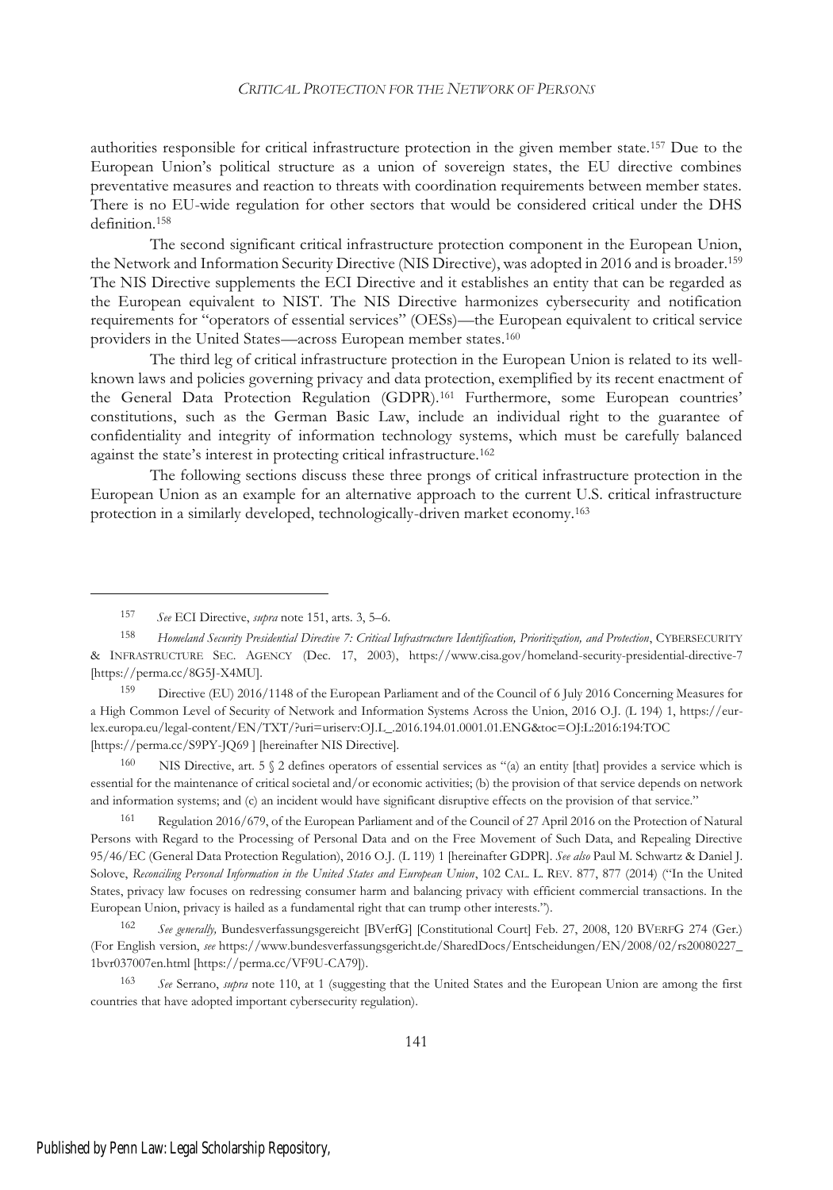authorities responsible for critical infrastructure protection in the given member state.[157] Due to the European Union's political structure as a union of sovereign states, the EU directive combines preventative measures and reaction to threats with coordination requirements between member states. There is no EU-wide regulation for other sectors that would be considered critical under the DHS definition.[158]

The second significant critical infrastructure protection component in the European Union, the Network and Information Security Directive (NIS Directive), was adopted in 2016 and is broader.[159] The NIS Directive supplements the ECI Directive and it establishes an entity that can be regarded as the European equivalent to NIST. The NIS Directive harmonizes cybersecurity and notification requirements for "operators of essential services" (OESs)—the European equivalent to critical service providers in the United States—across European member states.[160]

The third leg of critical infrastructure protection in the European Union is related to its well-known laws and policies governing privacy and data protection, exemplified by its recent enactment of the General Data Protection Regulation (GDPR).[161] Furthermore, some European countries' constitutions, such as the German Basic Law, include an individual right to the guarantee of confidentiality and integrity of information technology systems, which must be carefully balanced against the state's interest in protecting critical infrastructure.[162]

The following sections discuss these three prongs of critical infrastructure protection in the European Union as an example for an alternative approach to the current U.S. critical infrastructure protection in a similarly developed, technologically-driven market economy.[163]

---

[157] *See* ECI Directive, *supra* note 151, arts. 3, 5–6.

[158] *Homeland Security Presidential Directive 7: Critical Infrastructure Identification, Prioritization, and Protection*, CYBERSECURITY & INFRASTRUCTURE SEC. AGENCY (Dec. 17, 2003), https://www.cisa.gov/homeland-security-presidential-directive-7 [https://perma.cc/8G5J-X4MU].

[159] Directive (EU) 2016/1148 of the European Parliament and of the Council of 6 July 2016 Concerning Measures for a High Common Level of Security of Network and Information Systems Across the Union, 2016 O.J. (L 194) 1, https://eur-lex.europa.eu/legal-content/EN/TXT/?uri=uriserv:OJ.L_.2016.194.01.0001.01.ENG&toc=OJ:L:2016:194:TOC [https://perma.cc/S9PY-JQ69 ] [hereinafter NIS Directive].

[160] NIS Directive, art. 5 § 2 defines operators of essential services as "(a) an entity [that] provides a service which is essential for the maintenance of critical societal and/or economic activities; (b) the provision of that service depends on network and information systems; and (c) an incident would have significant disruptive effects on the provision of that service."

[161] Regulation 2016/679, of the European Parliament and of the Council of 27 April 2016 on the Protection of Natural Persons with Regard to the Processing of Personal Data and on the Free Movement of Such Data, and Repealing Directive 95/46/EC (General Data Protection Regulation), 2016 O.J. (L 119) 1 [hereinafter GDPR]. *See also* Paul M. Schwartz & Daniel J. Solove, *Reconciling Personal Information in the United States and European Union*, 102 CAL. L. REV. 877, 877 (2014) ("In the United States, privacy law focuses on redressing consumer harm and balancing privacy with efficient commercial transactions. In the European Union, privacy is hailed as a fundamental right that can trump other interests.").

[162] *See generally,* Bundesverfassungsgereicht [BVerfG] [Constitutional Court] Feb. 27, 2008, 120 BVERFG 274 (Ger.) (For English version, *see* https://www.bundesverfassungsgericht.de/SharedDocs/Entscheidungen/EN/2008/02/rs20080227_1bvr037007en.html [https://perma.cc/VF9U-CA79]).

[163] *See* Serrano, *supra* note 110, at 1 (suggesting that the United States and the European Union are among the first countries that have adopted important cybersecurity regulation).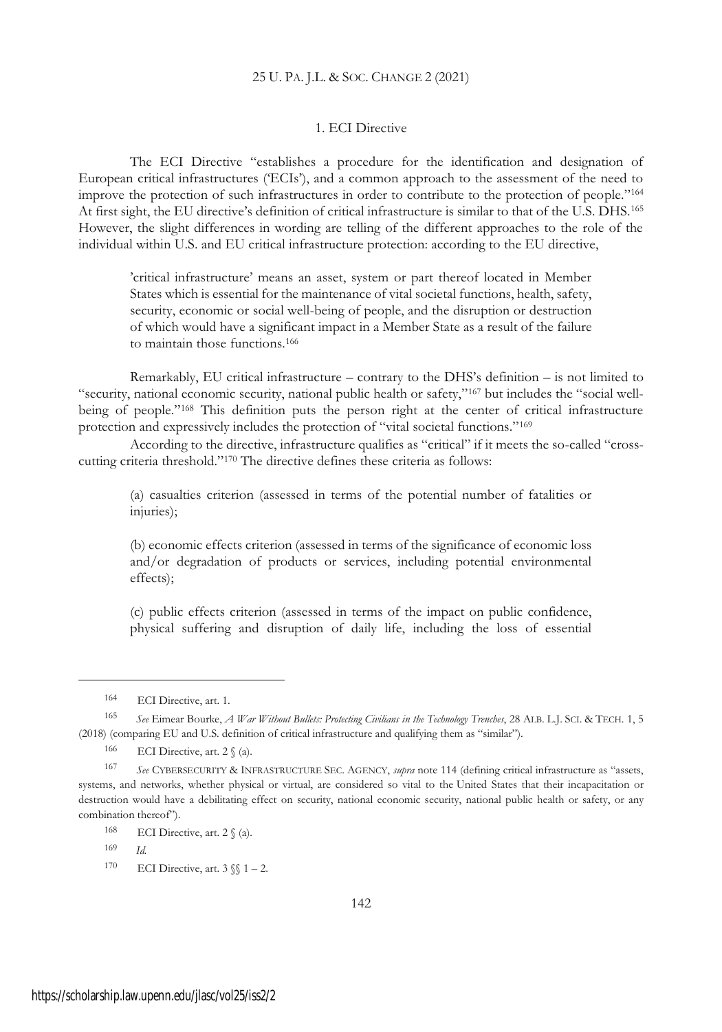### 1. ECI Directive

The ECI Directive "establishes a procedure for the identification and designation of European critical infrastructures ('ECIs'), and a common approach to the assessment of the need to improve the protection of such infrastructures in order to contribute to the protection of people."[164] At first sight, the EU directive's definition of critical infrastructure is similar to that of the U.S. DHS.[165] However, the slight differences in wording are telling of the different approaches to the role of the individual within U.S. and EU critical infrastructure protection: according to the EU directive,

> 'critical infrastructure' means an asset, system or part thereof located in Member States which is essential for the maintenance of vital societal functions, health, safety, security, economic or social well-being of people, and the disruption or destruction of which would have a significant impact in a Member State as a result of the failure to maintain those functions.[166]

Remarkably, EU critical infrastructure – contrary to the DHS's definition – is not limited to "security, national economic security, national public health or safety,"[167] but includes the "social well-being of people."[168] This definition puts the person right at the center of critical infrastructure protection and expressively includes the protection of "vital societal functions."[169]

According to the directive, infrastructure qualifies as "critical" if it meets the so-called "cross-cutting criteria threshold."[170] The directive defines these criteria as follows:

> (a) casualties criterion (assessed in terms of the potential number of fatalities or injuries);
>
> (b) economic effects criterion (assessed in terms of the significance of economic loss and/or degradation of products or services, including potential environmental effects);
>
> (c) public effects criterion (assessed in terms of the impact on public confidence, physical suffering and disruption of daily life, including the loss of essential

---

[164] ECI Directive, art. 1.

[165] *See* Eimear Bourke, *A War Without Bullets: Protecting Civilians in the Technology Trenches*, 28 ALB. L.J. SCI. & TECH. 1, 5 (2018) (comparing EU and U.S. definition of critical infrastructure and qualifying them as "similar").

[166] ECI Directive, art. 2 § (a).

[167] *See* CYBERSECURITY & INFRASTRUCTURE SEC. AGENCY, *supra* note 114 (defining critical infrastructure as "assets, systems, and networks, whether physical or virtual, are considered so vital to the United States that their incapacitation or destruction would have a debilitating effect on security, national economic security, national public health or safety, or any combination thereof").

[168] ECI Directive, art. 2 § (a).

[169] *Id.*

[170] ECI Directive, art. 3 §§ 1 – 2.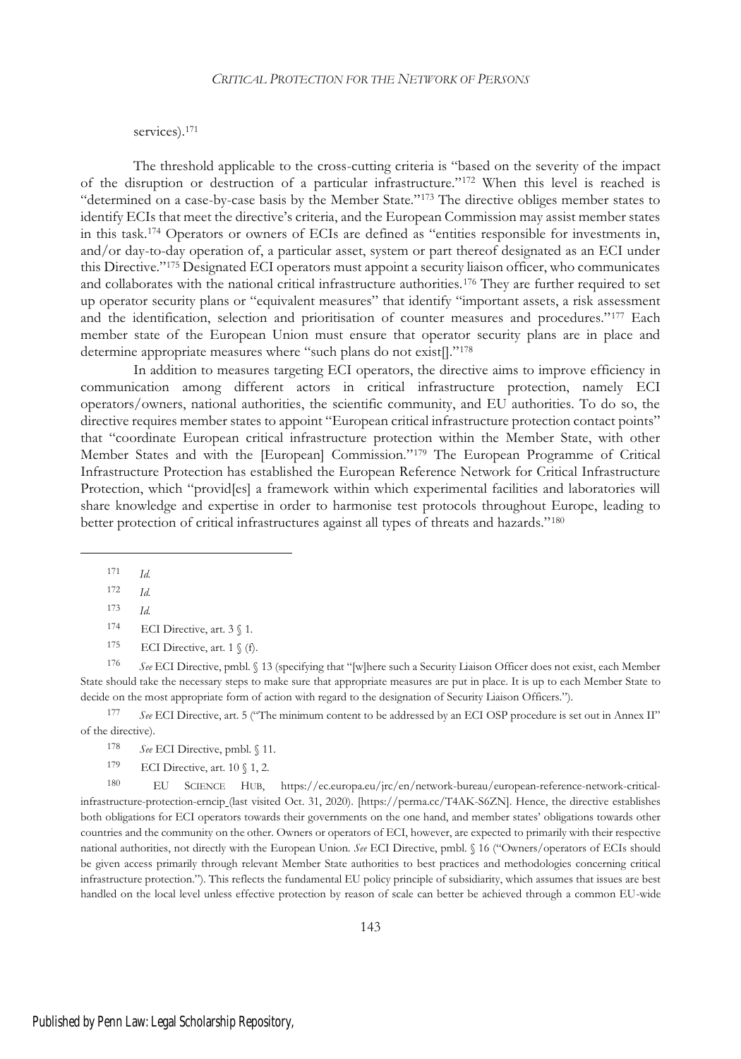services).[171]

The threshold applicable to the cross-cutting criteria is "based on the severity of the impact of the disruption or destruction of a particular infrastructure."[172] When this level is reached is "determined on a case-by-case basis by the Member State."[173] The directive obliges member states to identify ECIs that meet the directive's criteria, and the European Commission may assist member states in this task.[174] Operators or owners of ECIs are defined as "entities responsible for investments in, and/or day-to-day operation of, a particular asset, system or part thereof designated as an ECI under this Directive."[175] Designated ECI operators must appoint a security liaison officer, who communicates and collaborates with the national critical infrastructure authorities.[176] They are further required to set up operator security plans or "equivalent measures" that identify "important assets, a risk assessment and the identification, selection and prioritisation of counter measures and procedures."[177] Each member state of the European Union must ensure that operator security plans are in place and determine appropriate measures where "such plans do not exist[]."[178]

In addition to measures targeting ECI operators, the directive aims to improve efficiency in communication among different actors in critical infrastructure protection, namely ECI operators/owners, national authorities, the scientific community, and EU authorities. To do so, the directive requires member states to appoint "European critical infrastructure protection contact points" that "coordinate European critical infrastructure protection within the Member State, with other Member States and with the [European] Commission."[179] The European Programme of Critical Infrastructure Protection has established the European Reference Network for Critical Infrastructure Protection, which "provid[es] a framework within which experimental facilities and laboratories will share knowledge and expertise in order to harmonise test protocols throughout Europe, leading to better protection of critical infrastructures against all types of threats and hazards."[180]

---

171 *Id.*

172 *Id.*

173 *Id.*

174 ECI Directive, art. 3 § 1.

175 ECI Directive, art. 1 § (f).

176 *See* ECI Directive, pmbl. § 13 (specifying that "[w]here such a Security Liaison Officer does not exist, each Member State should take the necessary steps to make sure that appropriate measures are put in place. It is up to each Member State to decide on the most appropriate form of action with regard to the designation of Security Liaison Officers.").

177 *See* ECI Directive, art. 5 ("The minimum content to be addressed by an ECI OSP procedure is set out in Annex II" of the directive).

178 *See* ECI Directive, pmbl. § 11.

179 ECI Directive, art. 10 § 1, 2.

180 EU SCIENCE HUB, https://ec.europa.eu/jrc/en/network-bureau/european-reference-network-critical-infrastructure-protection-erncip (last visited Oct. 31, 2020). [https://perma.cc/T4AK-S6ZN]. Hence, the directive establishes both obligations for ECI operators towards their governments on the one hand, and member states' obligations towards other countries and the community on the other. Owners or operators of ECI, however, are expected to primarily with their respective national authorities, not directly with the European Union. *See* ECI Directive, pmbl. § 16 ("Owners/operators of ECIs should be given access primarily through relevant Member State authorities to best practices and methodologies concerning critical infrastructure protection."). This reflects the fundamental EU policy principle of subsidiarity, which assumes that issues are best handled on the local level unless effective protection by reason of scale can better be achieved through a common EU-wide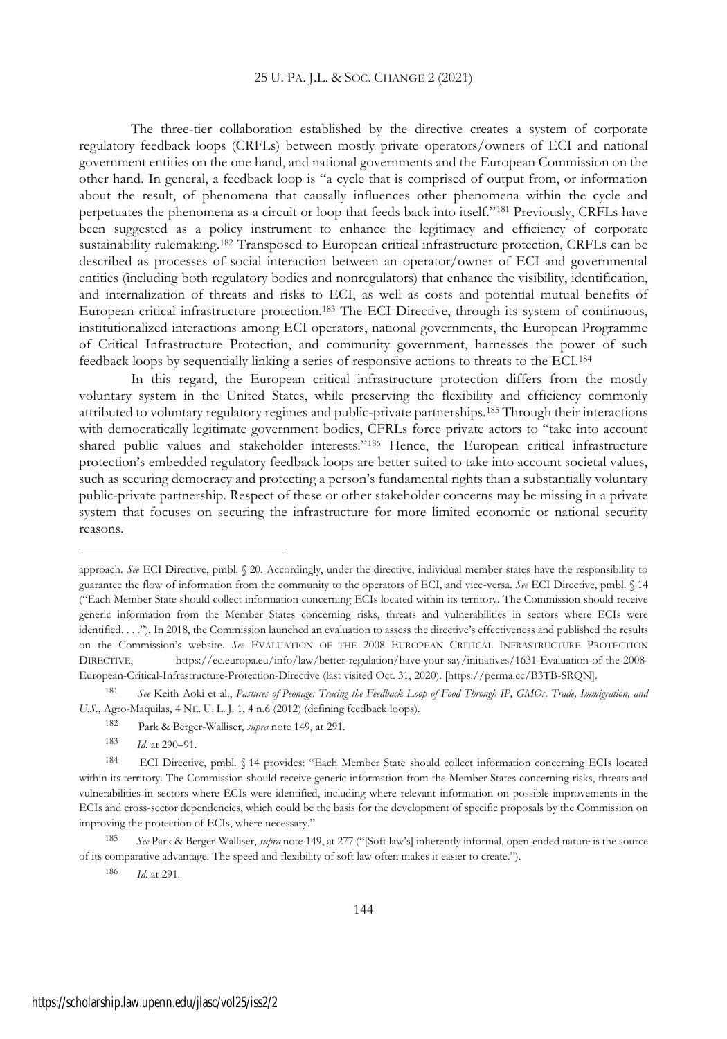The three-tier collaboration established by the directive creates a system of corporate regulatory feedback loops (CRFLs) between mostly private operators/owners of ECI and national government entities on the one hand, and national governments and the European Commission on the other hand. In general, a feedback loop is "a cycle that is comprised of output from, or information about the result, of phenomena that causally influences other phenomena within the cycle and perpetuates the phenomena as a circuit or loop that feeds back into itself."[181] Previously, CRFLs have been suggested as a policy instrument to enhance the legitimacy and efficiency of corporate sustainability rulemaking.[182] Transposed to European critical infrastructure protection, CRFLs can be described as processes of social interaction between an operator/owner of ECI and governmental entities (including both regulatory bodies and nonregulators) that enhance the visibility, identification, and internalization of threats and risks to ECI, as well as costs and potential mutual benefits of European critical infrastructure protection.[183] The ECI Directive, through its system of continuous, institutionalized interactions among ECI operators, national governments, the European Programme of Critical Infrastructure Protection, and community government, harnesses the power of such feedback loops by sequentially linking a series of responsive actions to threats to the ECI.[184]

In this regard, the European critical infrastructure protection differs from the mostly voluntary system in the United States, while preserving the flexibility and efficiency commonly attributed to voluntary regulatory regimes and public-private partnerships.[185] Through their interactions with democratically legitimate government bodies, CFRLs force private actors to "take into account shared public values and stakeholder interests."[186] Hence, the European critical infrastructure protection's embedded regulatory feedback loops are better suited to take into account societal values, such as securing democracy and protecting a person's fundamental rights than a substantially voluntary public-private partnership. Respect of these or other stakeholder concerns may be missing in a private system that focuses on securing the infrastructure for more limited economic or national security reasons.

---

approach. *See* ECI Directive, pmbl. § 20. Accordingly, under the directive, individual member states have the responsibility to guarantee the flow of information from the community to the operators of ECI, and vice-versa. *See* ECI Directive, pmbl. § 14 ("Each Member State should collect information concerning ECIs located within its territory. The Commission should receive generic information from the Member States concerning risks, threats and vulnerabilities in sectors where ECIs were identified. . . ."). In 2018, the Commission launched an evaluation to assess the directive's effectiveness and published the results on the Commission's website. *See* EVALUATION OF THE 2008 EUROPEAN CRITICAL INFRASTRUCTURE PROTECTION DIRECTIVE, https://ec.europa.eu/info/law/better-regulation/have-your-say/initiatives/1631-Evaluation-of-the-2008-European-Critical-Infrastructure-Protection-Directive (last visited Oct. 31, 2020). [https://perma.cc/B3TB-SRQN].

[181] *See* Keith Aoki et al., *Pastures of Peonage: Tracing the Feedback Loop of Food Through IP, GMOs, Trade, Immigration, and U.S.*, Agro-Maquilas, 4 NE. U. L. J. 1, 4 n.6 (2012) (defining feedback loops).

[182] Park & Berger-Walliser, *supra* note 149, at 291.

[183] *Id.* at 290–91.

[184] ECI Directive, pmbl. § 14 provides: "Each Member State should collect information concerning ECIs located within its territory. The Commission should receive generic information from the Member States concerning risks, threats and vulnerabilities in sectors where ECIs were identified, including where relevant information on possible improvements in the ECIs and cross-sector dependencies, which could be the basis for the development of specific proposals by the Commission on improving the protection of ECIs, where necessary."

[185] *See* Park & Berger-Walliser, *supra* note 149, at 277 ("[Soft law's] inherently informal, open-ended nature is the source of its comparative advantage. The speed and flexibility of soft law often makes it easier to create.").

[186] *Id.* at 291.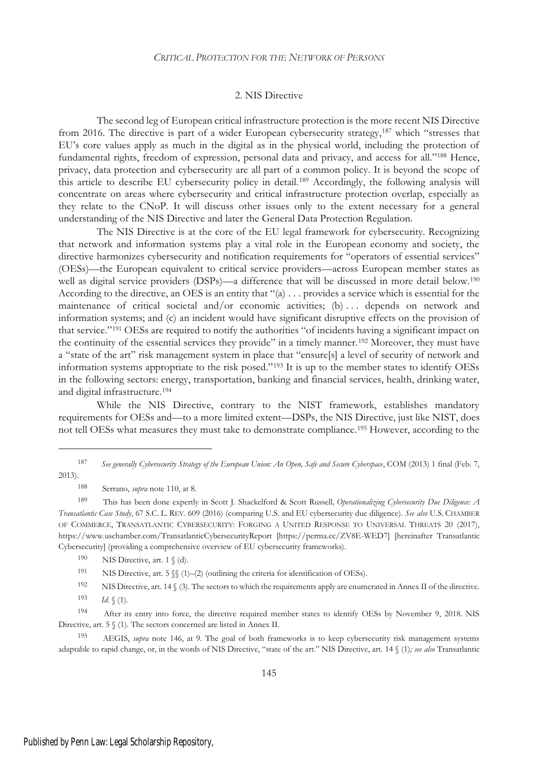### 2. NIS Directive

The second leg of European critical infrastructure protection is the more recent NIS Directive from 2016. The directive is part of a wider European cybersecurity strategy,[187] which "stresses that EU's core values apply as much in the digital as in the physical world, including the protection of fundamental rights, freedom of expression, personal data and privacy, and access for all."[188] Hence, privacy, data protection and cybersecurity are all part of a common policy. It is beyond the scope of this article to describe EU cybersecurity policy in detail.[189] Accordingly, the following analysis will concentrate on areas where cybersecurity and critical infrastructure protection overlap, especially as they relate to the CNoP. It will discuss other issues only to the extent necessary for a general understanding of the NIS Directive and later the General Data Protection Regulation.

The NIS Directive is at the core of the EU legal framework for cybersecurity. Recognizing that network and information systems play a vital role in the European economy and society, the directive harmonizes cybersecurity and notification requirements for "operators of essential services" (OESs)—the European equivalent to critical service providers—across European member states as well as digital service providers (DSPs)—a difference that will be discussed in more detail below.[190] According to the directive, an OES is an entity that "(a) . . . provides a service which is essential for the maintenance of critical societal and/or economic activities; (b) . . . depends on network and information systems; and (c) an incident would have significant disruptive effects on the provision of that service."[191] OESs are required to notify the authorities "of incidents having a significant impact on the continuity of the essential services they provide" in a timely manner.[192] Moreover, they must have a "state of the art" risk management system in place that "ensure[s] a level of security of network and information systems appropriate to the risk posed."[193] It is up to the member states to identify OESs in the following sectors: energy, transportation, banking and financial services, health, drinking water, and digital infrastructure.[194]

While the NIS Directive, contrary to the NIST framework, establishes mandatory requirements for OESs and—to a more limited extent—DSPs, the NIS Directive, just like NIST, does not tell OESs what measures they must take to demonstrate compliance.[195] However, according to the

---

[187] *See generally Cybersecurity Strategy of the European Union: An Open, Safe and Secure Cyberspace*, COM (2013) 1 final (Feb. 7, 2013).

[188] Serrano, *supra* note 110, at 8.

[189] This has been done expertly in Scott J. Shackelford & Scott Russell*, Operationalizing Cybersecurity Due Diligence: A Transatlantic Case Study*, 67 S.C. L. REV. 609 (2016) (comparing U.S. and EU cybersecurity due diligence). *See also* U.S. CHAMBER OF COMMERCE, TRANSATLANTIC CYBERSECURITY: FORGING A UNITED RESPONSE TO UNIVERSAL THREATS 20 (2017), https://www.uschamber.com/TransatlanticCybersecurityReport [https://perma.cc/ZV8E-WED7] [hereinafter Transatlantic Cybersecurity] (providing a comprehensive overview of EU cybersecurity frameworks).

[190] NIS Directive, art. 1 § (d).

[191] NIS Directive, art. 5 §§ (1)–(2) (outlining the criteria for identification of OESs).

[192] NIS Directive, art. 14 § (3). The sectors to which the requirements apply are enumerated in Annex II of the directive.

[193] *Id.* § (1).

[194] After its entry into force, the directive required member states to identify OESs by November 9, 2018. NIS Directive, art. 5 § (1). The sectors concerned are listed in Annex II.

[195] AEGIS, *supra* note 146, at 9. The goal of both frameworks is to keep cybersecurity risk management systems adaptable to rapid change, or, in the words of NIS Directive, "state of the art." NIS Directive, art. 14 § (1)*; see also* Transatlantic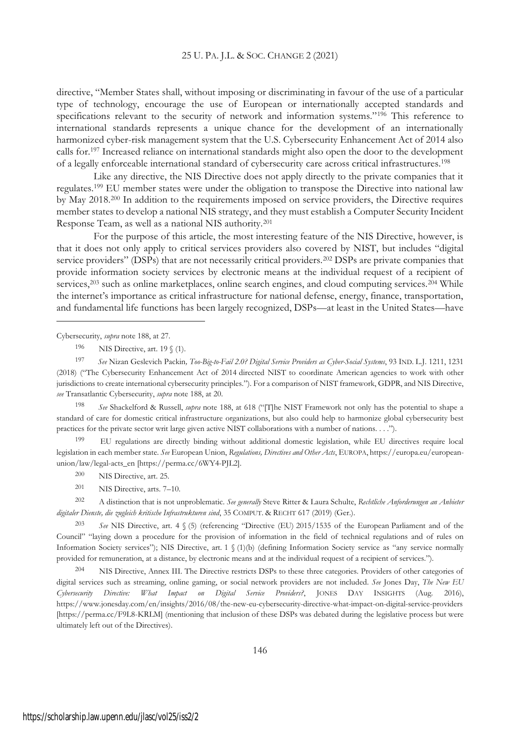directive, "Member States shall, without imposing or discriminating in favour of the use of a particular type of technology, encourage the use of European or internationally accepted standards and specifications relevant to the security of network and information systems."[196] This reference to international standards represents a unique chance for the development of an internationally harmonized cyber-risk management system that the U.S. Cybersecurity Enhancement Act of 2014 also calls for.[197] Increased reliance on international standards might also open the door to the development of a legally enforceable international standard of cybersecurity care across critical infrastructures.[198]

Like any directive, the NIS Directive does not apply directly to the private companies that it regulates.[199] EU member states were under the obligation to transpose the Directive into national law by May 2018.[200] In addition to the requirements imposed on service providers, the Directive requires member states to develop a national NIS strategy, and they must establish a Computer Security Incident Response Team, as well as a national NIS authority.[201]

For the purpose of this article, the most interesting feature of the NIS Directive, however, is that it does not only apply to critical services providers also covered by NIST, but includes "digital service providers" (DSPs) that are not necessarily critical providers.[202] DSPs are private companies that provide information society services by electronic means at the individual request of a recipient of services,[203] such as online marketplaces, online search engines, and cloud computing services.[204] While the internet's importance as critical infrastructure for national defense, energy, finance, transportation, and fundamental life functions has been largely recognized, DSPs—at least in the United States—have

---

Cybersecurity, *supra* note 188, at 27.

[196] NIS Directive, art. 19 § (1).

[197] *See* Nizan Geslevich Packin*, Too-Big-to-Fail 2.0? Digital Service Providers as Cyber-Social Systems*, 93 IND. L.J. 1211, 1231 (2018) ("The Cybersecurity Enhancement Act of 2014 directed NIST to coordinate American agencies to work with other jurisdictions to create international cybersecurity principles."). For a comparison of NIST framework, GDPR, and NIS Directive, *see* Transatlantic Cybersecurity, *supra* note 188, at 20.

[198] *See* Shackelford & Russell, *supra* note 188, at 618 ("[T]he NIST Framework not only has the potential to shape a standard of care for domestic critical infrastructure organizations, but also could help to harmonize global cybersecurity best practices for the private sector writ large given active NIST collaborations with a number of nations. . . .").

[199] EU regulations are directly binding without additional domestic legislation, while EU directives require local legislation in each member state. *See* European Union, *Regulations, Directives and Other Acts*, EUROPA, https://europa.eu/european-union/law/legal-acts_en [https://perma.cc/6WY4-PJL2].

[200] NIS Directive, art. 25.

[201] NIS Directive, arts. 7–10.

[202] A distinction that is not unproblematic. *See generally* Steve Ritter & Laura Schulte, *Rechtliche Anforderungen an Anbieter digitaler Dienste, die zugleich kritische Infrastrukturen sind*, 35 COMPUT. & RECHT 617 (2019) (Ger.).

[203] *See* NIS Directive, art. 4 § (5) (referencing "Directive (EU) 2015/1535 of the European Parliament and of the Council" "laying down a procedure for the provision of information in the field of technical regulations and of rules on Information Society services"); NIS Directive, art. 1 § (1)(b) (defining Information Society service as "any service normally provided for remuneration, at a distance, by electronic means and at the individual request of a recipient of services.").

[204] NIS Directive, Annex III. The Directive restricts DSPs to these three categories. Providers of other categories of digital services such as streaming, online gaming, or social network providers are not included. *See* Jones Day, *The New EU Cybersecurity Directive: What Impact on Digital Service Providers?*, JONES DAY INSIGHTS (Aug. 2016), https://www.jonesday.com/en/insights/2016/08/the-new-eu-cybersecurity-directive-what-impact-on-digital-service-providers [https://perma.cc/F9L8-KRLM] (mentioning that inclusion of these DSPs was debated during the legislative process but were ultimately left out of the Directives).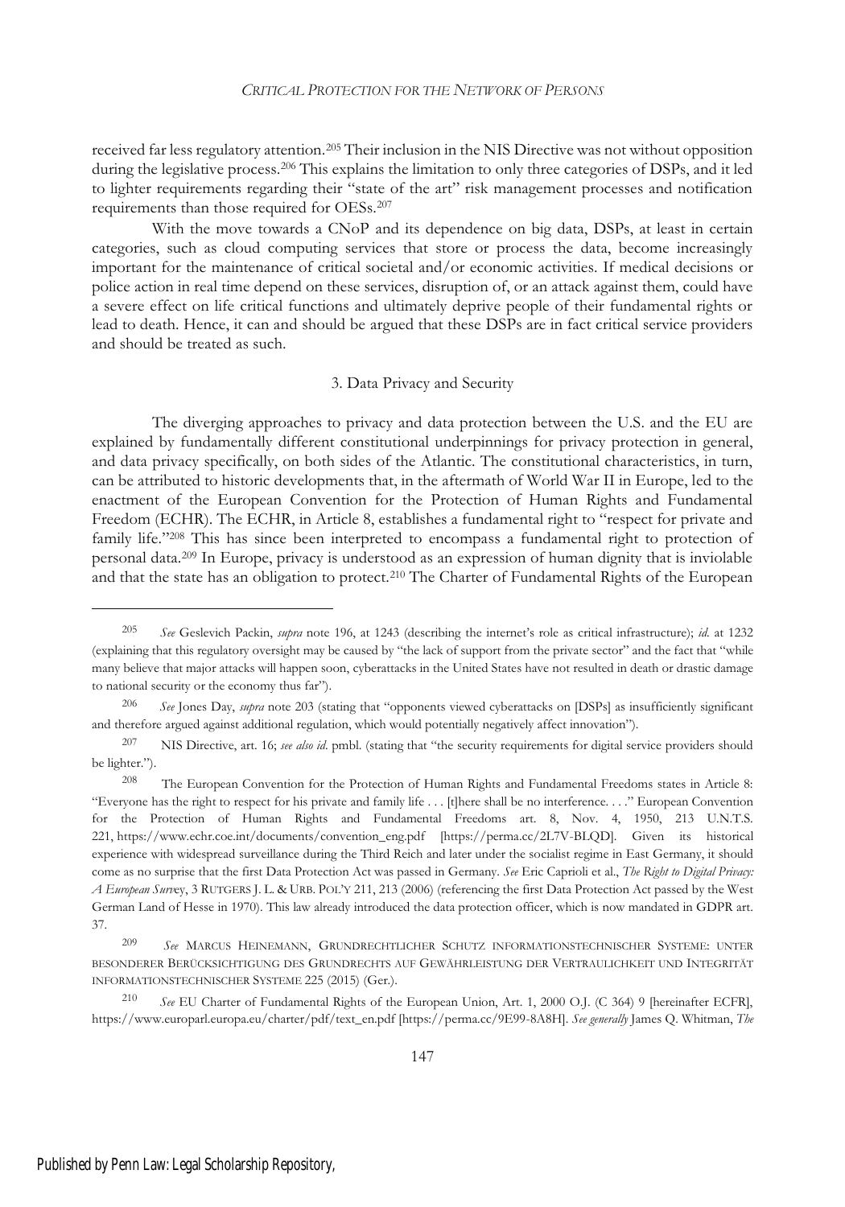received far less regulatory attention.[205] Their inclusion in the NIS Directive was not without opposition during the legislative process.[206] This explains the limitation to only three categories of DSPs, and it led to lighter requirements regarding their "state of the art" risk management processes and notification requirements than those required for OESs.[207]

With the move towards a CNoP and its dependence on big data, DSPs, at least in certain categories, such as cloud computing services that store or process the data, become increasingly important for the maintenance of critical societal and/or economic activities. If medical decisions or police action in real time depend on these services, disruption of, or an attack against them, could have a severe effect on life critical functions and ultimately deprive people of their fundamental rights or lead to death. Hence, it can and should be argued that these DSPs are in fact critical service providers and should be treated as such.

### 3. Data Privacy and Security

The diverging approaches to privacy and data protection between the U.S. and the EU are explained by fundamentally different constitutional underpinnings for privacy protection in general, and data privacy specifically, on both sides of the Atlantic. The constitutional characteristics, in turn, can be attributed to historic developments that, in the aftermath of World War II in Europe, led to the enactment of the European Convention for the Protection of Human Rights and Fundamental Freedom (ECHR). The ECHR, in Article 8, establishes a fundamental right to "respect for private and family life."[208] This has since been interpreted to encompass a fundamental right to protection of personal data.[209] In Europe, privacy is understood as an expression of human dignity that is inviolable and that the state has an obligation to protect.[210] The Charter of Fundamental Rights of the European

---

[205] *See* Geslevich Packin, *supra* note 196, at 1243 (describing the internet's role as critical infrastructure); *id.* at 1232 (explaining that this regulatory oversight may be caused by "the lack of support from the private sector" and the fact that "while many believe that major attacks will happen soon, cyberattacks in the United States have not resulted in death or drastic damage to national security or the economy thus far").

[206] *See* Jones Day, *supra* note 203 (stating that "opponents viewed cyberattacks on [DSPs] as insufficiently significant and therefore argued against additional regulation, which would potentially negatively affect innovation").

[207] NIS Directive, art. 16; *see also id*. pmbl. (stating that "the security requirements for digital service providers should be lighter.").

[208] The European Convention for the Protection of Human Rights and Fundamental Freedoms states in Article 8: "Everyone has the right to respect for his private and family life . . . [t]here shall be no interference. . . ." European Convention for the Protection of Human Rights and Fundamental Freedoms art. 8, Nov. 4, 1950, 213 U.N.T.S. 221, https://www.echr.coe.int/documents/convention_eng.pdf [https://perma.cc/2L7V-BLQD]. Given its historical experience with widespread surveillance during the Third Reich and later under the socialist regime in East Germany, it should come as no surprise that the first Data Protection Act was passed in Germany. *See* Eric Caprioli et al., *The Right to Digital Privacy: A European Survey*, 3 RUTGERS J. L. & URB. POL'Y 211, 213 (2006) (referencing the first Data Protection Act passed by the West German Land of Hesse in 1970). This law already introduced the data protection officer, which is now mandated in GDPR art. 37.

[209] *See* MARCUS HEINEMANN, GRUNDRECHTLICHER SCHUTZ INFORMATIONSTECHNISCHER SYSTEME: UNTER BESONDERER BERÜCKSICHTIGUNG DES GRUNDRECHTS AUF GEWÄHRLEISTUNG DER VERTRAULICHKEIT UND INTEGRITÄT INFORMATIONSTECHNISCHER SYSTEME 225 (2015) (Ger.).

[210] *See* EU Charter of Fundamental Rights of the European Union, Art. 1, 2000 O.J. (C 364) 9 [hereinafter ECFR], https://www.europarl.europa.eu/charter/pdf/text_en.pdf [https://perma.cc/9E99-8A8H]. *See generally* James Q. Whitman, *The*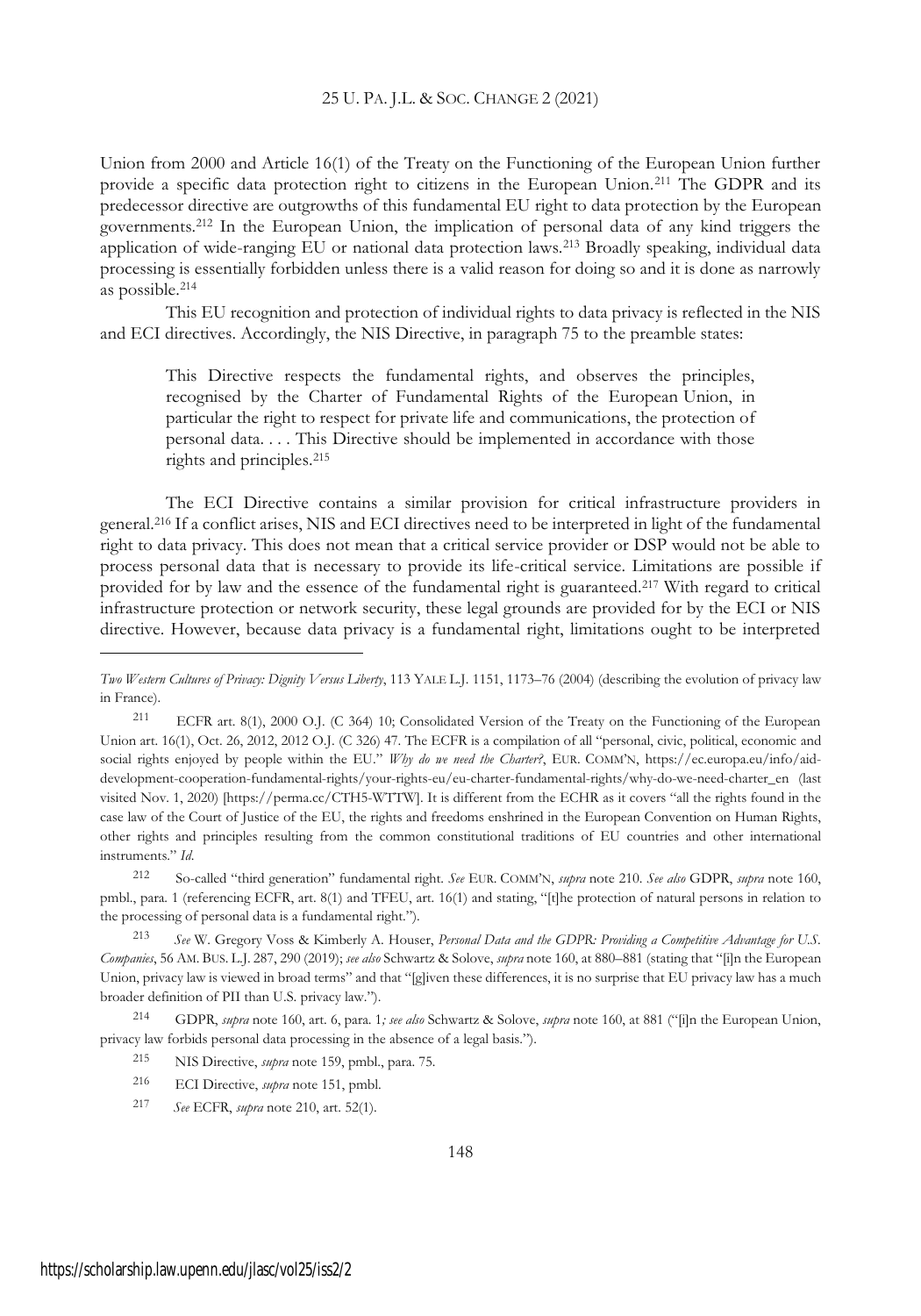Union from 2000 and Article 16(1) of the Treaty on the Functioning of the European Union further provide a specific data protection right to citizens in the European Union.[211] The GDPR and its predecessor directive are outgrowths of this fundamental EU right to data protection by the European governments.[212] In the European Union, the implication of personal data of any kind triggers the application of wide-ranging EU or national data protection laws.[213] Broadly speaking, individual data processing is essentially forbidden unless there is a valid reason for doing so and it is done as narrowly as possible.[214]

This EU recognition and protection of individual rights to data privacy is reflected in the NIS and ECI directives. Accordingly, the NIS Directive, in paragraph 75 to the preamble states:

> This Directive respects the fundamental rights, and observes the principles, recognised by the Charter of Fundamental Rights of the European Union, in particular the right to respect for private life and communications, the protection of personal data. . . . This Directive should be implemented in accordance with those rights and principles.[215]

The ECI Directive contains a similar provision for critical infrastructure providers in general.[216] If a conflict arises, NIS and ECI directives need to be interpreted in light of the fundamental right to data privacy. This does not mean that a critical service provider or DSP would not be able to process personal data that is necessary to provide its life-critical service. Limitations are possible if provided for by law and the essence of the fundamental right is guaranteed.[217] With regard to critical infrastructure protection or network security, these legal grounds are provided for by the ECI or NIS directive. However, because data privacy is a fundamental right, limitations ought to be interpreted

---

*Two Western Cultures of Privacy: Dignity Versus Liberty*, 113 YALE L.J. 1151, 1173–76 (2004) (describing the evolution of privacy law in France).

[211] ECFR art. 8(1), 2000 O.J. (C 364) 10; Consolidated Version of the Treaty on the Functioning of the European Union art. 16(1), Oct. 26, 2012, 2012 O.J. (C 326) 47. The ECFR is a compilation of all "personal, civic, political, economic and social rights enjoyed by people within the EU." *Why do we need the Charter?*, EUR. COMM'N, https://ec.europa.eu/info/aid-development-cooperation-fundamental-rights/your-rights-eu/eu-charter-fundamental-rights/why-do-we-need-charter_en (last visited Nov. 1, 2020) [https://perma.cc/CTH5-WTTW]. It is different from the ECHR as it covers "all the rights found in the case law of the Court of Justice of the EU, the rights and freedoms enshrined in the European Convention on Human Rights, other rights and principles resulting from the common constitutional traditions of EU countries and other international instruments." *Id.*

[212] So-called "third generation" fundamental right. *See* EUR. COMM'N, *supra* note 210. *See also* GDPR, *supra* note 160, pmbl., para. 1 (referencing ECFR, art. 8(1) and TFEU, art. 16(1) and stating, "[t]he protection of natural persons in relation to the processing of personal data is a fundamental right.").

[213] *See* W. Gregory Voss & Kimberly A. Houser, *Personal Data and the GDPR: Providing a Competitive Advantage for U.S. Companies*, 56 AM. BUS. L.J. 287, 290 (2019); *see also* Schwartz & Solove, *supra* note 160, at 880–881 (stating that "[i]n the European Union, privacy law is viewed in broad terms" and that "[g]iven these differences, it is no surprise that EU privacy law has a much broader definition of PII than U.S. privacy law.").

[214] GDPR, *supra* note 160, art. 6, para. 1*; see also* Schwartz & Solove, *supra* note 160, at 881 ("[i]n the European Union, privacy law forbids personal data processing in the absence of a legal basis.").

[215] NIS Directive, *supra* note 159, pmbl., para. 75.

[216] ECI Directive, *supra* note 151, pmbl.

[217] *See* ECFR, *supra* note 210, art. 52(1).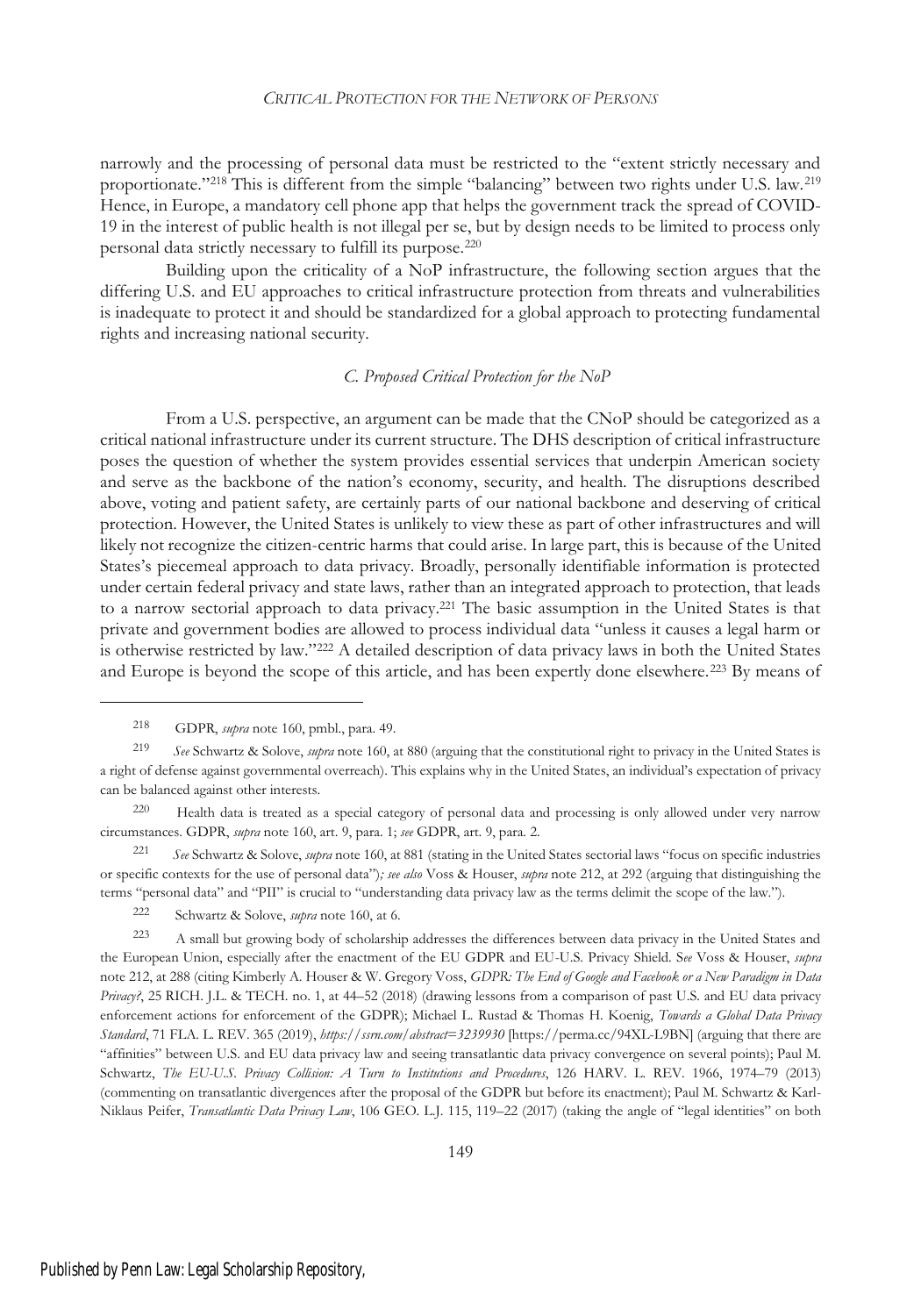narrowly and the processing of personal data must be restricted to the "extent strictly necessary and proportionate."[218] This is different from the simple "balancing" between two rights under U.S. law.[219] Hence, in Europe, a mandatory cell phone app that helps the government track the spread of COVID-19 in the interest of public health is not illegal per se, but by design needs to be limited to process only personal data strictly necessary to fulfill its purpose.[220]

Building upon the criticality of a NoP infrastructure, the following section argues that the differing U.S. and EU approaches to critical infrastructure protection from threats and vulnerabilities is inadequate to protect it and should be standardized for a global approach to protecting fundamental rights and increasing national security.

### *C. Proposed Critical Protection for the NoP*

From a U.S. perspective, an argument can be made that the CNoP should be categorized as a critical national infrastructure under its current structure. The DHS description of critical infrastructure poses the question of whether the system provides essential services that underpin American society and serve as the backbone of the nation's economy, security, and health. The disruptions described above, voting and patient safety, are certainly parts of our national backbone and deserving of critical protection. However, the United States is unlikely to view these as part of other infrastructures and will likely not recognize the citizen-centric harms that could arise. In large part, this is because of the United States's piecemeal approach to data privacy. Broadly, personally identifiable information is protected under certain federal privacy and state laws, rather than an integrated approach to protection, that leads to a narrow sectorial approach to data privacy.[221] The basic assumption in the United States is that private and government bodies are allowed to process individual data "unless it causes a legal harm or is otherwise restricted by law."[222] A detailed description of data privacy laws in both the United States and Europe is beyond the scope of this article, and has been expertly done elsewhere.[223] By means of

---

[218] GDPR, *supra* note 160, pmbl., para. 49.

[219] *See* Schwartz & Solove, *supra* note 160, at 880 (arguing that the constitutional right to privacy in the United States is a right of defense against governmental overreach). This explains why in the United States, an individual's expectation of privacy can be balanced against other interests.

[220] Health data is treated as a special category of personal data and processing is only allowed under very narrow circumstances. GDPR, *supra* note 160, art. 9, para. 1; *see* GDPR, art. 9, para. 2.

[221] *See* Schwartz & Solove, *supra* note 160, at 881 (stating in the United States sectorial laws "focus on specific industries or specific contexts for the use of personal data")*; see also* Voss & Houser, *supra* note 212, at 292 (arguing that distinguishing the terms "personal data" and "PII" is crucial to "understanding data privacy law as the terms delimit the scope of the law.").

[222] Schwartz & Solove, *supra* note 160, at 6.

[223] A small but growing body of scholarship addresses the differences between data privacy in the United States and the European Union, especially after the enactment of the EU GDPR and EU-U.S. Privacy Shield. S*ee* Voss & Houser, *supra* note 212, at 288 (citing Kimberly A. Houser & W. Gregory Voss, *GDPR: The End of Google and Facebook or a New Paradigm in Data Privacy?*, 25 RICH. J.L. & TECH. no. 1, at 44–52 (2018) (drawing lessons from a comparison of past U.S. and EU data privacy enforcement actions for enforcement of the GDPR); Michael L. Rustad & Thomas H. Koenig, *Towards a Global Data Privacy Standard*, 71 FLA. L. REV. 365 (2019), *https://ssrn.com/abstract=3239930* [https://perma.cc/94XL-L9BN] (arguing that there are "affinities" between U.S. and EU data privacy law and seeing transatlantic data privacy convergence on several points); Paul M. Schwartz, *The EU-U.S. Privacy Collision: A Turn to Institutions and Procedures*, 126 HARV. L. REV. 1966, 1974–79 (2013) (commenting on transatlantic divergences after the proposal of the GDPR but before its enactment); Paul M. Schwartz & Karl-Niklaus Peifer, *Transatlantic Data Privacy Law*, 106 GEO. L.J. 115, 119–22 (2017) (taking the angle of "legal identities" on both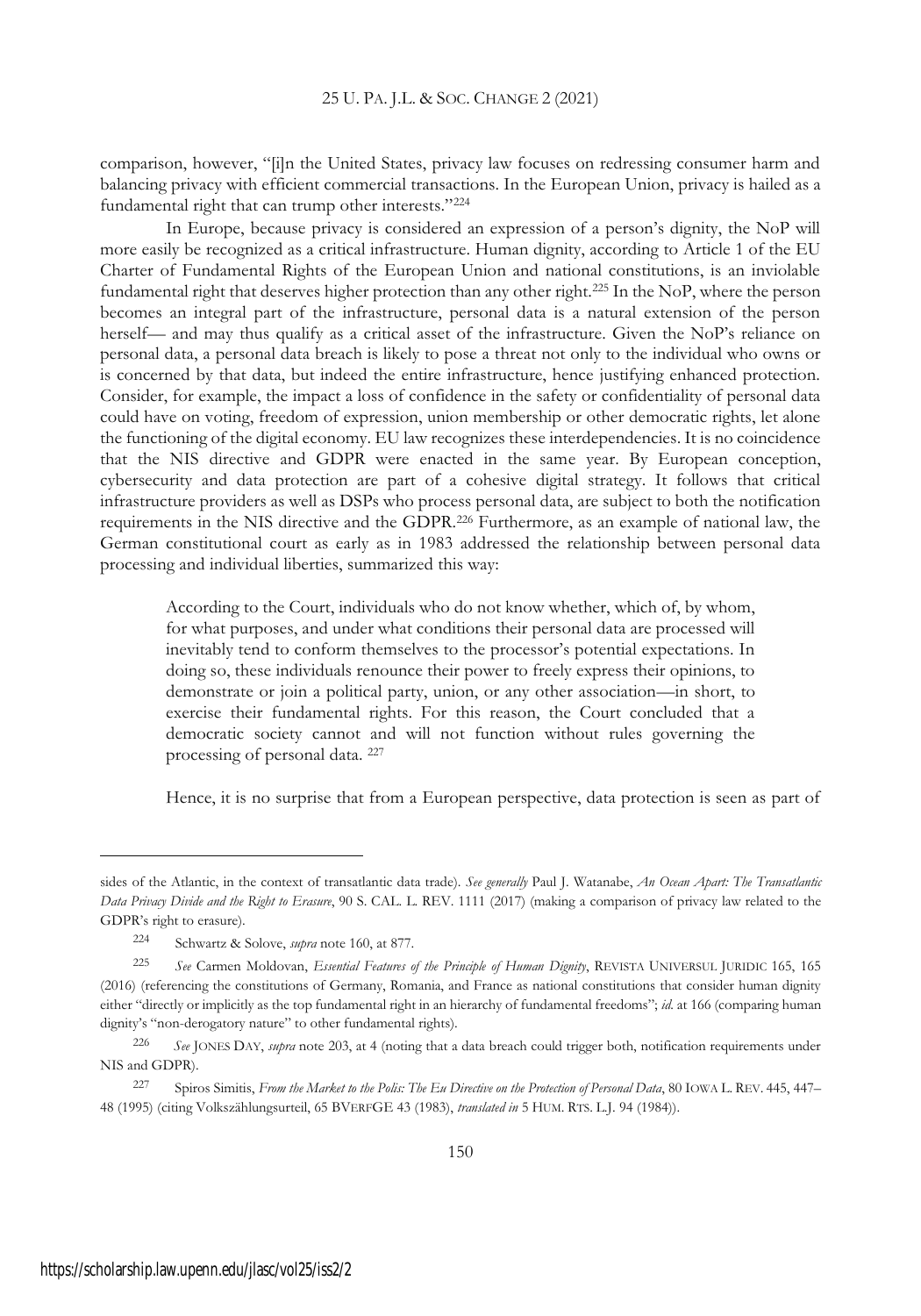comparison, however, "[i]n the United States, privacy law focuses on redressing consumer harm and balancing privacy with efficient commercial transactions. In the European Union, privacy is hailed as a fundamental right that can trump other interests."[224]

In Europe, because privacy is considered an expression of a person's dignity, the NoP will more easily be recognized as a critical infrastructure. Human dignity, according to Article 1 of the EU Charter of Fundamental Rights of the European Union and national constitutions, is an inviolable fundamental right that deserves higher protection than any other right.[225] In the NoP, where the person becomes an integral part of the infrastructure, personal data is a natural extension of the person herself— and may thus qualify as a critical asset of the infrastructure. Given the NoP's reliance on personal data, a personal data breach is likely to pose a threat not only to the individual who owns or is concerned by that data, but indeed the entire infrastructure, hence justifying enhanced protection. Consider, for example, the impact a loss of confidence in the safety or confidentiality of personal data could have on voting, freedom of expression, union membership or other democratic rights, let alone the functioning of the digital economy. EU law recognizes these interdependencies. It is no coincidence that the NIS directive and GDPR were enacted in the same year. By European conception, cybersecurity and data protection are part of a cohesive digital strategy. It follows that critical infrastructure providers as well as DSPs who process personal data, are subject to both the notification requirements in the NIS directive and the GDPR.[226] Furthermore, as an example of national law, the German constitutional court as early as in 1983 addressed the relationship between personal data processing and individual liberties, summarized this way:

> According to the Court, individuals who do not know whether, which of, by whom, for what purposes, and under what conditions their personal data are processed will inevitably tend to conform themselves to the processor's potential expectations. In doing so, these individuals renounce their power to freely express their opinions, to demonstrate or join a political party, union, or any other association—in short, to exercise their fundamental rights. For this reason, the Court concluded that a democratic society cannot and will not function without rules governing the processing of personal data. [227]

Hence, it is no surprise that from a European perspective, data protection is seen as part of

---

sides of the Atlantic, in the context of transatlantic data trade). *See generally* Paul J. Watanabe, *An Ocean Apart: The Transatlantic Data Privacy Divide and the Right to Erasure*, 90 S. CAL. L. REV. 1111 (2017) (making a comparison of privacy law related to the GDPR's right to erasure).

[224] Schwartz & Solove, *supra* note 160, at 877.

[225] *See* Carmen Moldovan, *Essential Features of the Principle of Human Dignity*, REVISTA UNIVERSUL JURIDIC 165, 165 (2016) (referencing the constitutions of Germany, Romania, and France as national constitutions that consider human dignity either "directly or implicitly as the top fundamental right in an hierarchy of fundamental freedoms"; *id.* at 166 (comparing human dignity's "non-derogatory nature" to other fundamental rights).

[226] *See* JONES DAY, *supra* note 203, at 4 (noting that a data breach could trigger both, notification requirements under NIS and GDPR).

[227] Spiros Simitis, *From the Market to the Polis: The Eu Directive on the Protection of Personal Data*, 80 IOWA L. REV. 445, 447–48 (1995) (citing Volkszählungsurteil, 65 BVERFGE 43 (1983), *translated in* 5 HUM. RTS. L.J. 94 (1984)).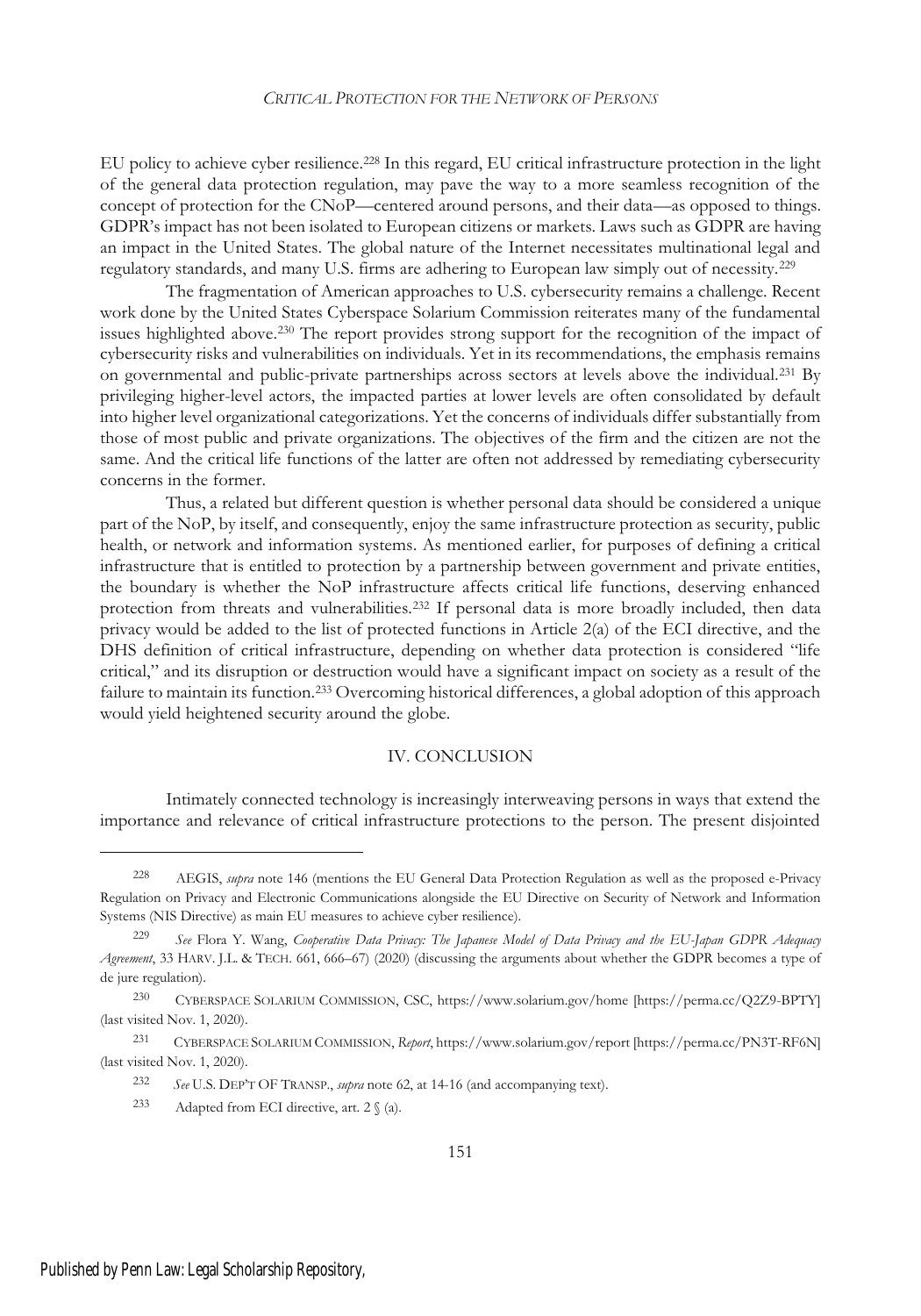EU policy to achieve cyber resilience.[228] In this regard, EU critical infrastructure protection in the light of the general data protection regulation, may pave the way to a more seamless recognition of the concept of protection for the CNoP—centered around persons, and their data—as opposed to things. GDPR's impact has not been isolated to European citizens or markets. Laws such as GDPR are having an impact in the United States. The global nature of the Internet necessitates multinational legal and regulatory standards, and many U.S. firms are adhering to European law simply out of necessity.[229]

The fragmentation of American approaches to U.S. cybersecurity remains a challenge. Recent work done by the United States Cyberspace Solarium Commission reiterates many of the fundamental issues highlighted above.[230] The report provides strong support for the recognition of the impact of cybersecurity risks and vulnerabilities on individuals. Yet in its recommendations, the emphasis remains on governmental and public-private partnerships across sectors at levels above the individual.[231] By privileging higher-level actors, the impacted parties at lower levels are often consolidated by default into higher level organizational categorizations. Yet the concerns of individuals differ substantially from those of most public and private organizations. The objectives of the firm and the citizen are not the same. And the critical life functions of the latter are often not addressed by remediating cybersecurity concerns in the former.

Thus, a related but different question is whether personal data should be considered a unique part of the NoP, by itself, and consequently, enjoy the same infrastructure protection as security, public health, or network and information systems. As mentioned earlier, for purposes of defining a critical infrastructure that is entitled to protection by a partnership between government and private entities, the boundary is whether the NoP infrastructure affects critical life functions, deserving enhanced protection from threats and vulnerabilities.[232] If personal data is more broadly included, then data privacy would be added to the list of protected functions in Article 2(a) of the ECI directive, and the DHS definition of critical infrastructure, depending on whether data protection is considered "life critical," and its disruption or destruction would have a significant impact on society as a result of the failure to maintain its function.[233] Overcoming historical differences, a global adoption of this approach would yield heightened security around the globe.

## IV. CONCLUSION

Intimately connected technology is increasingly interweaving persons in ways that extend the importance and relevance of critical infrastructure protections to the person. The present disjointed

---

[228] AEGIS, *supra* note 146 (mentions the EU General Data Protection Regulation as well as the proposed e-Privacy Regulation on Privacy and Electronic Communications alongside the EU Directive on Security of Network and Information Systems (NIS Directive) as main EU measures to achieve cyber resilience).

[229] *See* Flora Y. Wang, *Cooperative Data Privacy: The Japanese Model of Data Privacy and the EU-Japan GDPR Adequacy Agreement*, 33 HARV. J.L. & TECH. 661, 666–67) (2020) (discussing the arguments about whether the GDPR becomes a type of de jure regulation).

[230] CYBERSPACE SOLARIUM COMMISSION, CSC, https://www.solarium.gov/home [https://perma.cc/Q2Z9-BPTY] (last visited Nov. 1, 2020).

[231] CYBERSPACE SOLARIUM COMMISSION, *Report*, https://www.solarium.gov/report [https://perma.cc/PN3T-RF6N] (last visited Nov. 1, 2020).

[232] *See* U.S. DEP'T OF TRANSP., *supra* note 62, at 14-16 (and accompanying text).

[233] Adapted from ECI directive, art. 2 § (a).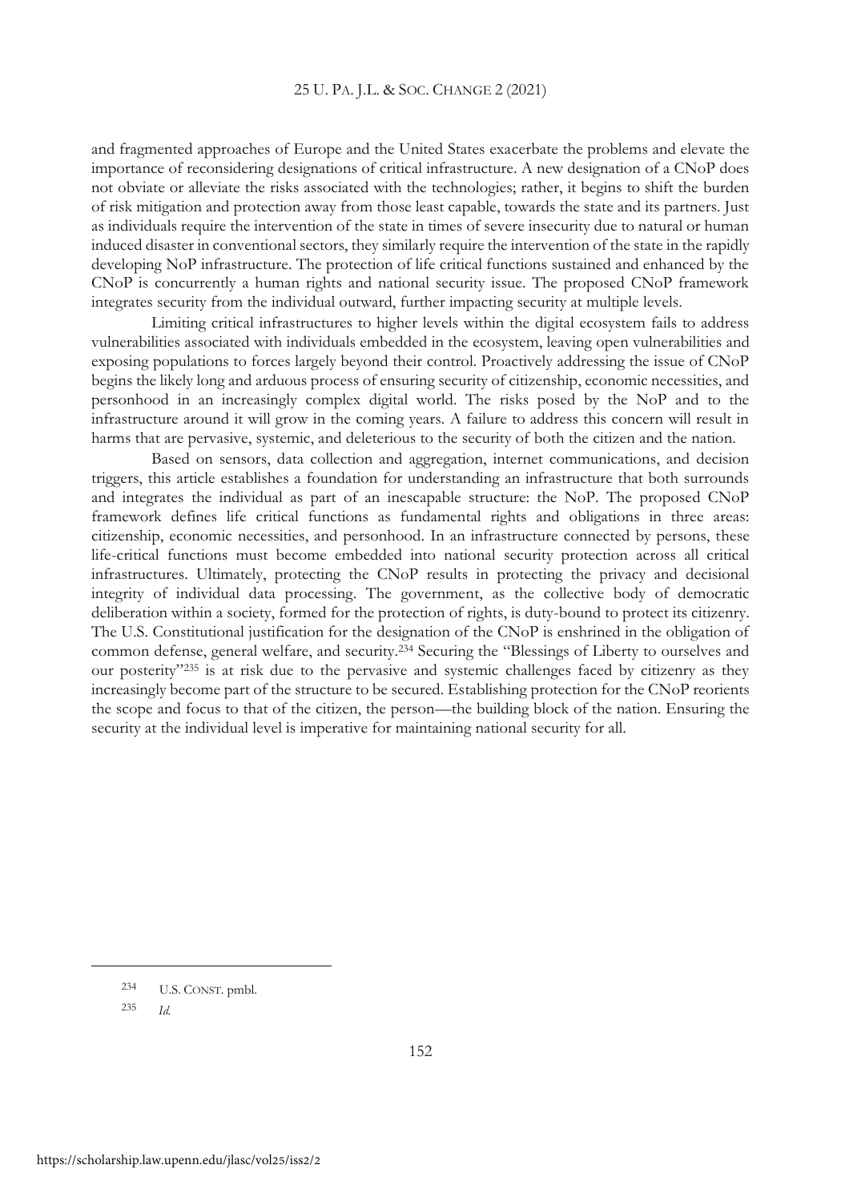and fragmented approaches of Europe and the United States exacerbate the problems and elevate the importance of reconsidering designations of critical infrastructure. A new designation of a CNoP does not obviate or alleviate the risks associated with the technologies; rather, it begins to shift the burden of risk mitigation and protection away from those least capable, towards the state and its partners. Just as individuals require the intervention of the state in times of severe insecurity due to natural or human induced disaster in conventional sectors, they similarly require the intervention of the state in the rapidly developing NoP infrastructure. The protection of life critical functions sustained and enhanced by the CNoP is concurrently a human rights and national security issue. The proposed CNoP framework integrates security from the individual outward, further impacting security at multiple levels.

Limiting critical infrastructures to higher levels within the digital ecosystem fails to address vulnerabilities associated with individuals embedded in the ecosystem, leaving open vulnerabilities and exposing populations to forces largely beyond their control. Proactively addressing the issue of CNoP begins the likely long and arduous process of ensuring security of citizenship, economic necessities, and personhood in an increasingly complex digital world. The risks posed by the NoP and to the infrastructure around it will grow in the coming years. A failure to address this concern will result in harms that are pervasive, systemic, and deleterious to the security of both the citizen and the nation.

Based on sensors, data collection and aggregation, internet communications, and decision triggers, this article establishes a foundation for understanding an infrastructure that both surrounds and integrates the individual as part of an inescapable structure: the NoP. The proposed CNoP framework defines life critical functions as fundamental rights and obligations in three areas: citizenship, economic necessities, and personhood. In an infrastructure connected by persons, these life-critical functions must become embedded into national security protection across all critical infrastructures. Ultimately, protecting the CNoP results in protecting the privacy and decisional integrity of individual data processing. The government, as the collective body of democratic deliberation within a society, formed for the protection of rights, is duty-bound to protect its citizenry. The U.S. Constitutional justification for the designation of the CNoP is enshrined in the obligation of common defense, general welfare, and security.[234] Securing the "Blessings of Liberty to ourselves and our posterity"[235] is at risk due to the pervasive and systemic challenges faced by citizenry as they increasingly become part of the structure to be secured. Establishing protection for the CNoP reorients the scope and focus to that of the citizen, the person—the building block of the nation. Ensuring the security at the individual level is imperative for maintaining national security for all.

---

[234] U.S. CONST. pmbl.

[235] *Id.*